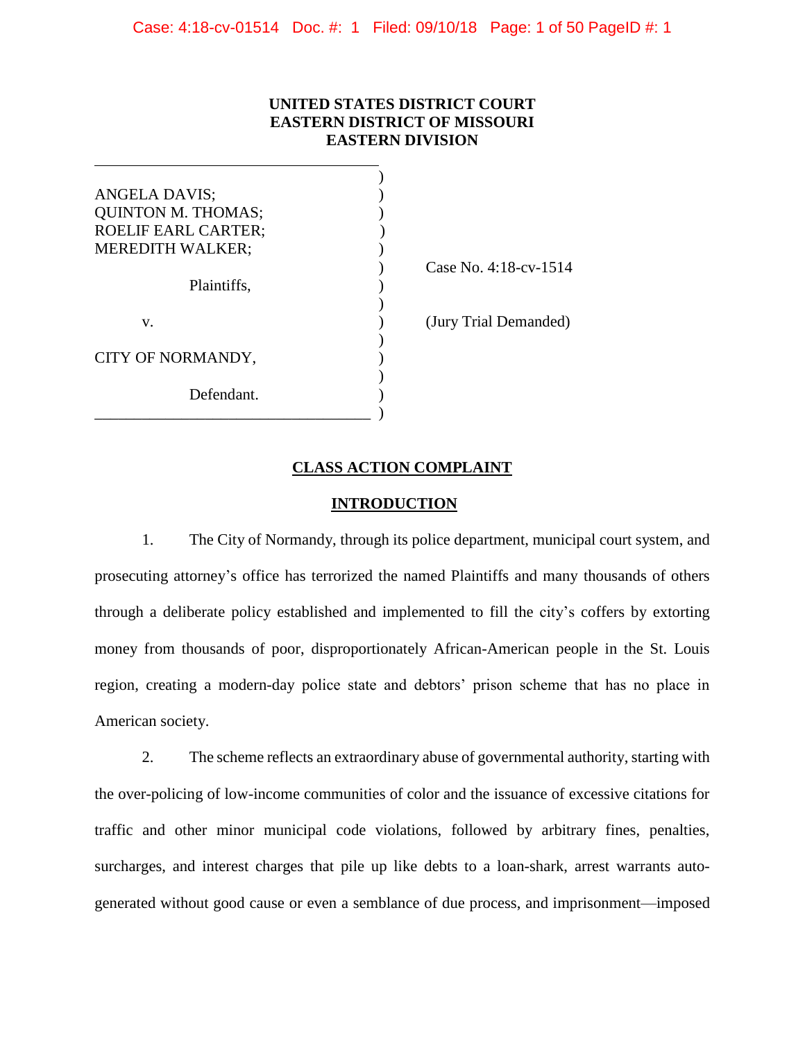**UNITED STATES DISTRICT COURT**
**EASTERN DISTRICT OF MISSOURI**
**EASTERN DIVISION**

ANGELA DAVIS;
QUINTON M. THOMAS;
ROELIF EARL CARTER;
MEREDITH WALKER;

Plaintiffs,

v.

CITY OF NORMANDY,

Defendant.

Case No. 4:18-cv-1514

(Jury Trial Demanded)

## CLASS ACTION COMPLAINT

## INTRODUCTION

1. The City of Normandy, through its police department, municipal court system, and prosecuting attorney's office has terrorized the named Plaintiffs and many thousands of others through a deliberate policy established and implemented to fill the city's coffers by extorting money from thousands of poor, disproportionately African-American people in the St. Louis region, creating a modern-day police state and debtors' prison scheme that has no place in American society.

2. The scheme reflects an extraordinary abuse of governmental authority, starting with the over-policing of low-income communities of color and the issuance of excessive citations for traffic and other minor municipal code violations, followed by arbitrary fines, penalties, surcharges, and interest charges that pile up like debts to a loan-shark, arrest warrants auto-generated without good cause or even a semblance of due process, and imprisonment—imposed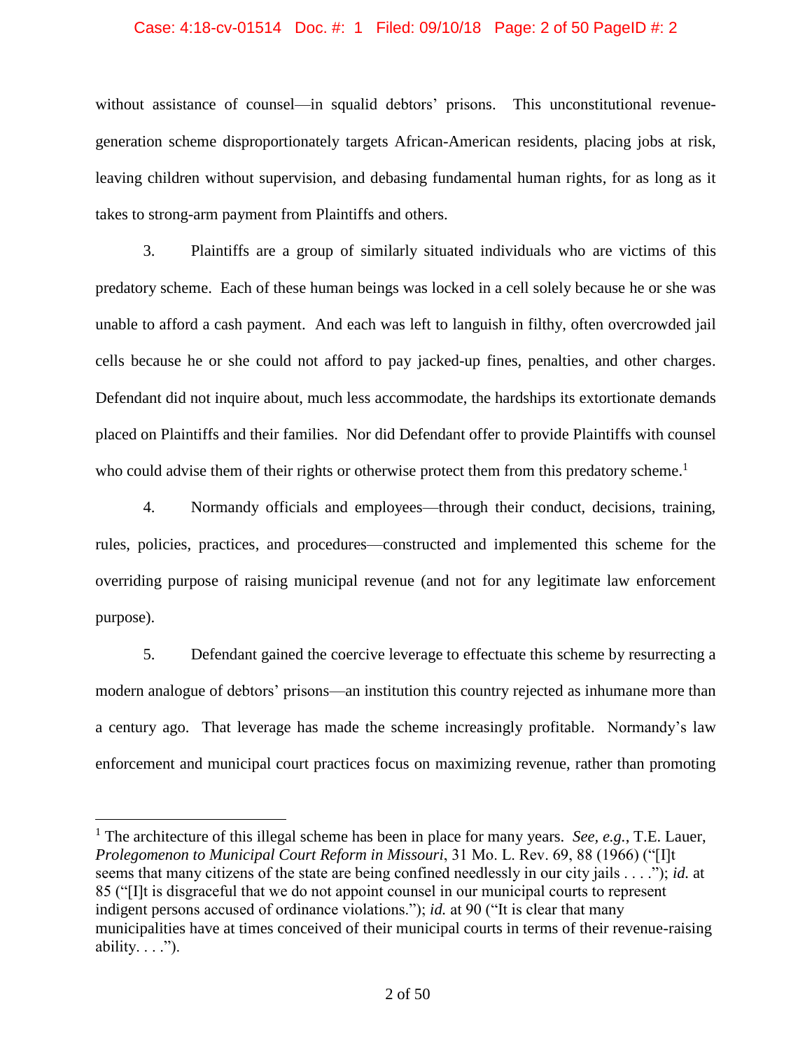without assistance of counsel—in squalid debtors' prisons. This unconstitutional revenue-generation scheme disproportionately targets African-American residents, placing jobs at risk, leaving children without supervision, and debasing fundamental human rights, for as long as it takes to strong-arm payment from Plaintiffs and others.

3. Plaintiffs are a group of similarly situated individuals who are victims of this predatory scheme. Each of these human beings was locked in a cell solely because he or she was unable to afford a cash payment. And each was left to languish in filthy, often overcrowded jail cells because he or she could not afford to pay jacked-up fines, penalties, and other charges. Defendant did not inquire about, much less accommodate, the hardships its extortionate demands placed on Plaintiffs and their families. Nor did Defendant offer to provide Plaintiffs with counsel who could advise them of their rights or otherwise protect them from this predatory scheme.[1]

4. Normandy officials and employees—through their conduct, decisions, training, rules, policies, practices, and procedures—constructed and implemented this scheme for the overriding purpose of raising municipal revenue (and not for any legitimate law enforcement purpose).

5. Defendant gained the coercive leverage to effectuate this scheme by resurrecting a modern analogue of debtors' prisons—an institution this country rejected as inhumane more than a century ago. That leverage has made the scheme increasingly profitable. Normandy's law enforcement and municipal court practices focus on maximizing revenue, rather than promoting

[1] The architecture of this illegal scheme has been in place for many years. *See, e.g.*, T.E. Lauer, *Prolegomenon to Municipal Court Reform in Missouri*, 31 Mo. L. Rev. 69, 88 (1966) ("[I]t seems that many citizens of the state are being confined needlessly in our city jails . . . ."); *id.* at 85 ("[I]t is disgraceful that we do not appoint counsel in our municipal courts to represent indigent persons accused of ordinance violations."); *id.* at 90 ("It is clear that many municipalities have at times conceived of their municipal courts in terms of their revenue-raising ability. . . .").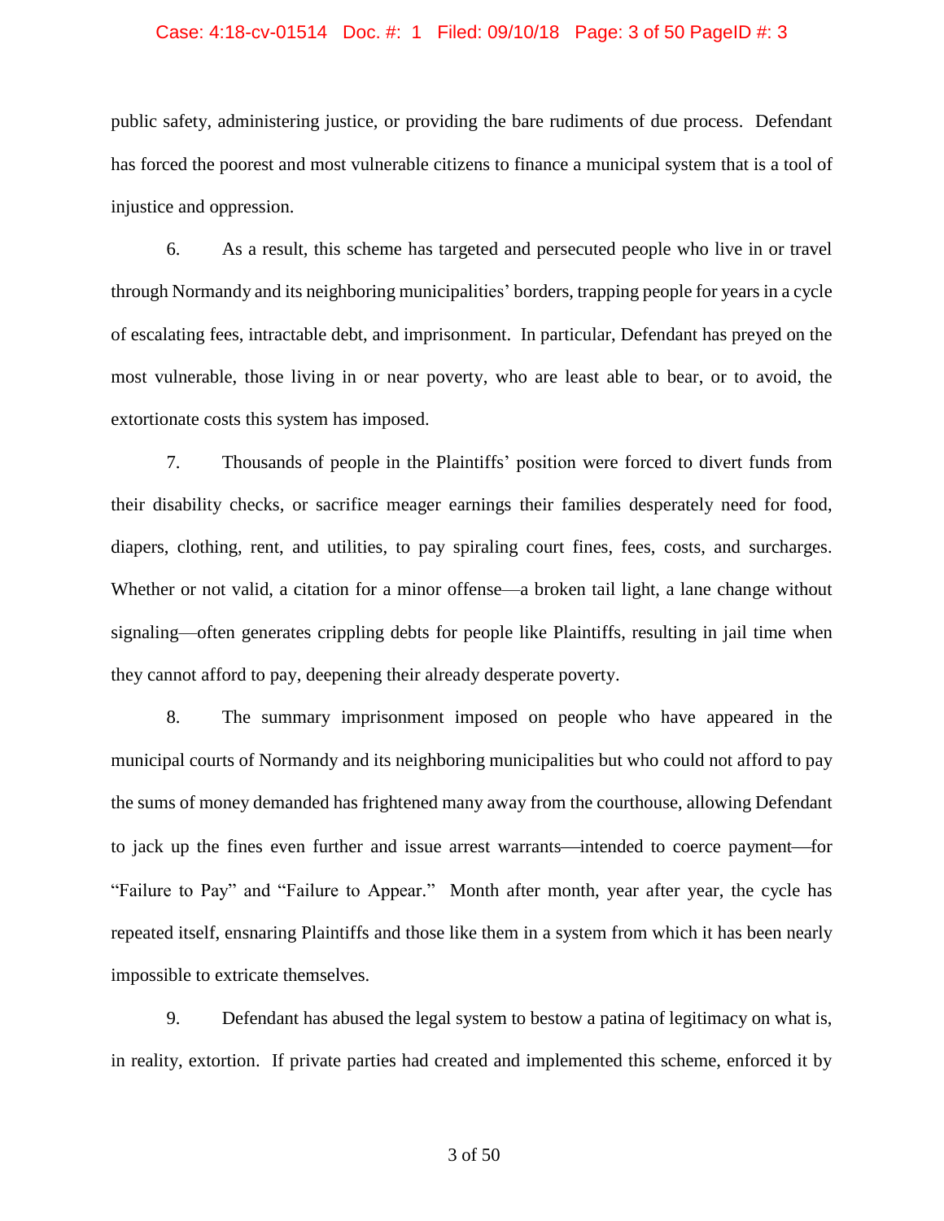public safety, administering justice, or providing the bare rudiments of due process. Defendant has forced the poorest and most vulnerable citizens to finance a municipal system that is a tool of injustice and oppression.

6. As a result, this scheme has targeted and persecuted people who live in or travel through Normandy and its neighboring municipalities' borders, trapping people for years in a cycle of escalating fees, intractable debt, and imprisonment. In particular, Defendant has preyed on the most vulnerable, those living in or near poverty, who are least able to bear, or to avoid, the extortionate costs this system has imposed.

7. Thousands of people in the Plaintiffs' position were forced to divert funds from their disability checks, or sacrifice meager earnings their families desperately need for food, diapers, clothing, rent, and utilities, to pay spiraling court fines, fees, costs, and surcharges. Whether or not valid, a citation for a minor offense—a broken tail light, a lane change without signaling—often generates crippling debts for people like Plaintiffs, resulting in jail time when they cannot afford to pay, deepening their already desperate poverty.

8. The summary imprisonment imposed on people who have appeared in the municipal courts of Normandy and its neighboring municipalities but who could not afford to pay the sums of money demanded has frightened many away from the courthouse, allowing Defendant to jack up the fines even further and issue arrest warrants—intended to coerce payment—for "Failure to Pay" and "Failure to Appear." Month after month, year after year, the cycle has repeated itself, ensnaring Plaintiffs and those like them in a system from which it has been nearly impossible to extricate themselves.

9. Defendant has abused the legal system to bestow a patina of legitimacy on what is, in reality, extortion. If private parties had created and implemented this scheme, enforced it by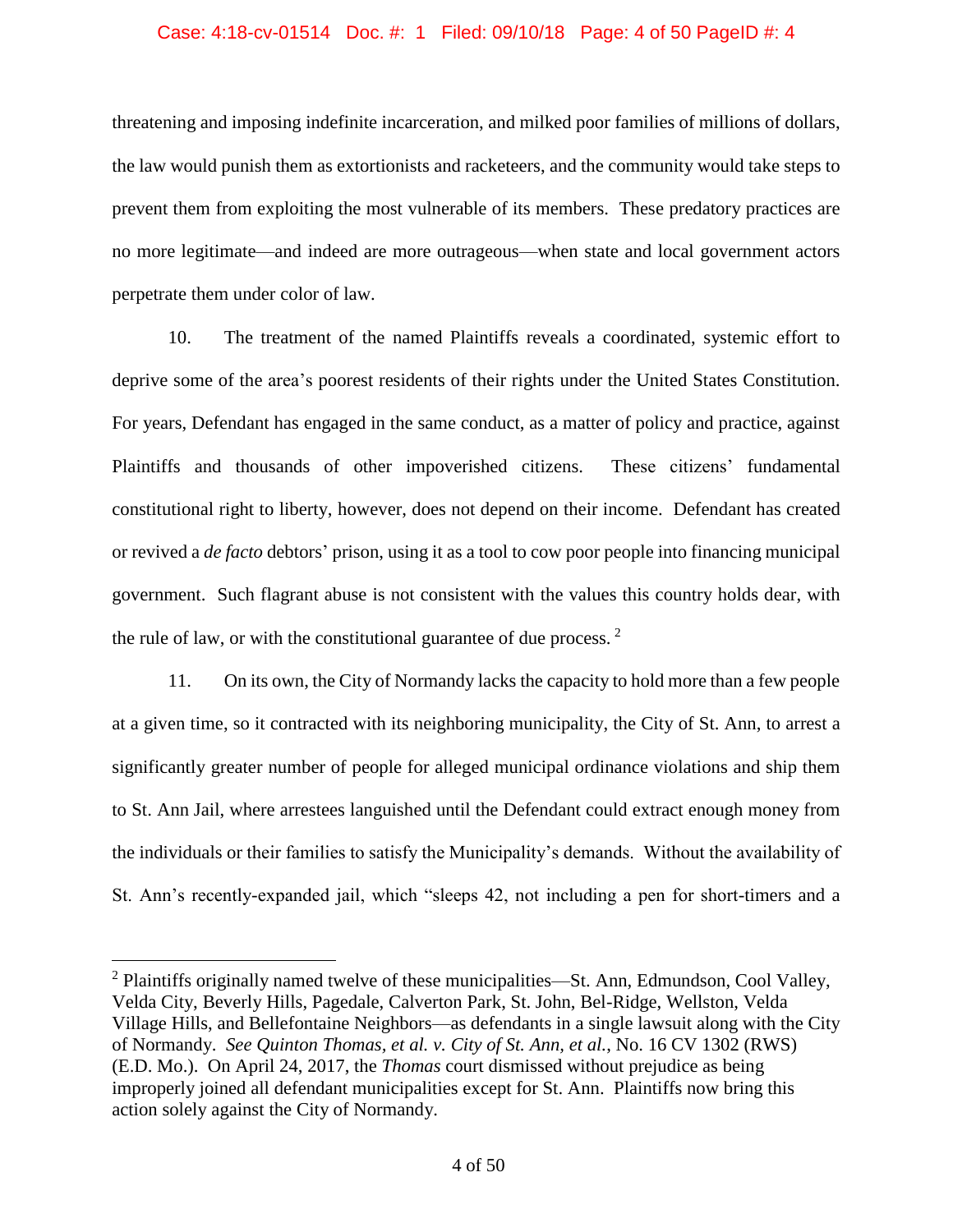threatening and imposing indefinite incarceration, and milked poor families of millions of dollars, the law would punish them as extortionists and racketeers, and the community would take steps to prevent them from exploiting the most vulnerable of its members. These predatory practices are no more legitimate—and indeed are more outrageous—when state and local government actors perpetrate them under color of law.

10. The treatment of the named Plaintiffs reveals a coordinated, systemic effort to deprive some of the area's poorest residents of their rights under the United States Constitution. For years, Defendant has engaged in the same conduct, as a matter of policy and practice, against Plaintiffs and thousands of other impoverished citizens. These citizens' fundamental constitutional right to liberty, however, does not depend on their income. Defendant has created or revived a *de facto* debtors' prison, using it as a tool to cow poor people into financing municipal government. Such flagrant abuse is not consistent with the values this country holds dear, with the rule of law, or with the constitutional guarantee of due process. [2]

11. On its own, the City of Normandy lacks the capacity to hold more than a few people at a given time, so it contracted with its neighboring municipality, the City of St. Ann, to arrest a significantly greater number of people for alleged municipal ordinance violations and ship them to St. Ann Jail, where arrestees languished until the Defendant could extract enough money from the individuals or their families to satisfy the Municipality's demands. Without the availability of St. Ann's recently-expanded jail, which "sleeps 42, not including a pen for short-timers and a

---

[2] Plaintiffs originally named twelve of these municipalities—St. Ann, Edmundson, Cool Valley, Velda City, Beverly Hills, Pagedale, Calverton Park, St. John, Bel-Ridge, Wellston, Velda Village Hills, and Bellefontaine Neighbors—as defendants in a single lawsuit along with the City of Normandy. *See Quinton Thomas, et al. v. City of St. Ann, et al.*, No. 16 CV 1302 (RWS) (E.D. Mo.). On April 24, 2017, the *Thomas* court dismissed without prejudice as being improperly joined all defendant municipalities except for St. Ann. Plaintiffs now bring this action solely against the City of Normandy.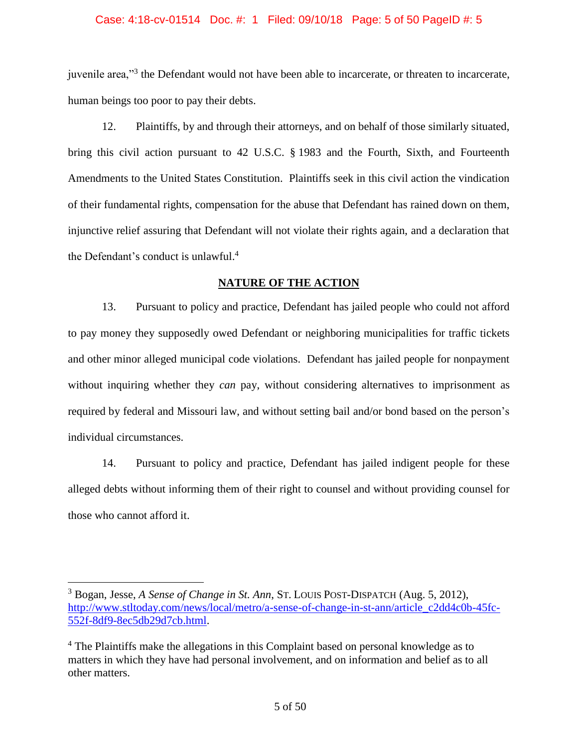juvenile area,"[3] the Defendant would not have been able to incarcerate, or threaten to incarcerate, human beings too poor to pay their debts.

12. Plaintiffs, by and through their attorneys, and on behalf of those similarly situated, bring this civil action pursuant to 42 U.S.C. § 1983 and the Fourth, Sixth, and Fourteenth Amendments to the United States Constitution. Plaintiffs seek in this civil action the vindication of their fundamental rights, compensation for the abuse that Defendant has rained down on them, injunctive relief assuring that Defendant will not violate their rights again, and a declaration that the Defendant's conduct is unlawful.[4]

## NATURE OF THE ACTION

13. Pursuant to policy and practice, Defendant has jailed people who could not afford to pay money they supposedly owed Defendant or neighboring municipalities for traffic tickets and other minor alleged municipal code violations. Defendant has jailed people for nonpayment without inquiring whether they *can* pay, without considering alternatives to imprisonment as required by federal and Missouri law, and without setting bail and/or bond based on the person's individual circumstances.

14. Pursuant to policy and practice, Defendant has jailed indigent people for these alleged debts without informing them of their right to counsel and without providing counsel for those who cannot afford it.

---

[3] Bogan, Jesse, *A Sense of Change in St. Ann*, ST. LOUIS POST-DISPATCH (Aug. 5, 2012), http://www.stltoday.com/news/local/metro/a-sense-of-change-in-st-ann/article_c2dd4c0b-45fc-552f-8df9-8ec5db29d7cb.html.

[4] The Plaintiffs make the allegations in this Complaint based on personal knowledge as to matters in which they have had personal involvement, and on information and belief as to all other matters.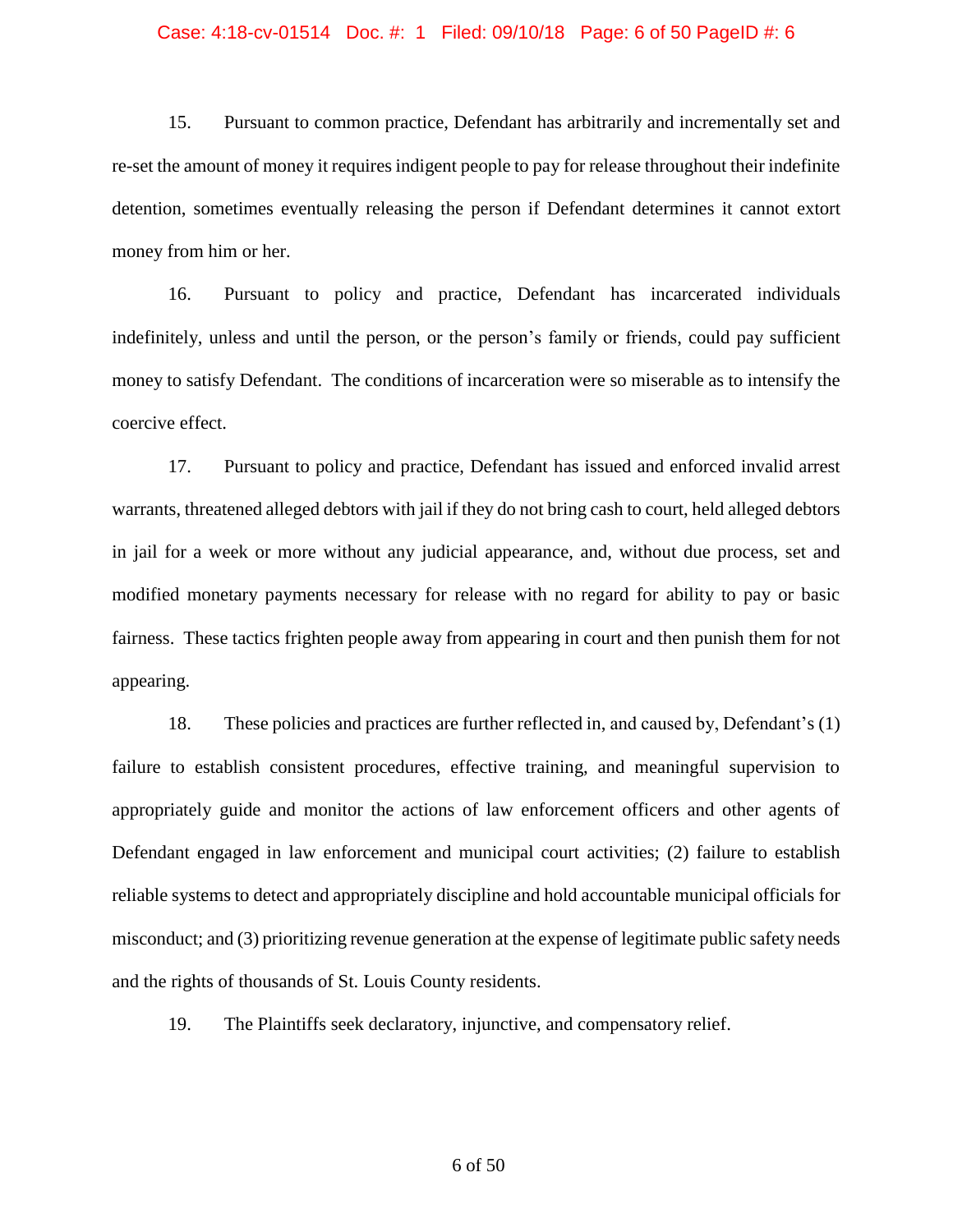15. Pursuant to common practice, Defendant has arbitrarily and incrementally set and re-set the amount of money it requires indigent people to pay for release throughout their indefinite detention, sometimes eventually releasing the person if Defendant determines it cannot extort money from him or her.

16. Pursuant to policy and practice, Defendant has incarcerated individuals indefinitely, unless and until the person, or the person's family or friends, could pay sufficient money to satisfy Defendant. The conditions of incarceration were so miserable as to intensify the coercive effect.

17. Pursuant to policy and practice, Defendant has issued and enforced invalid arrest warrants, threatened alleged debtors with jail if they do not bring cash to court, held alleged debtors in jail for a week or more without any judicial appearance, and, without due process, set and modified monetary payments necessary for release with no regard for ability to pay or basic fairness. These tactics frighten people away from appearing in court and then punish them for not appearing.

18. These policies and practices are further reflected in, and caused by, Defendant's (1) failure to establish consistent procedures, effective training, and meaningful supervision to appropriately guide and monitor the actions of law enforcement officers and other agents of Defendant engaged in law enforcement and municipal court activities; (2) failure to establish reliable systems to detect and appropriately discipline and hold accountable municipal officials for misconduct; and (3) prioritizing revenue generation at the expense of legitimate public safety needs and the rights of thousands of St. Louis County residents.

19. The Plaintiffs seek declaratory, injunctive, and compensatory relief.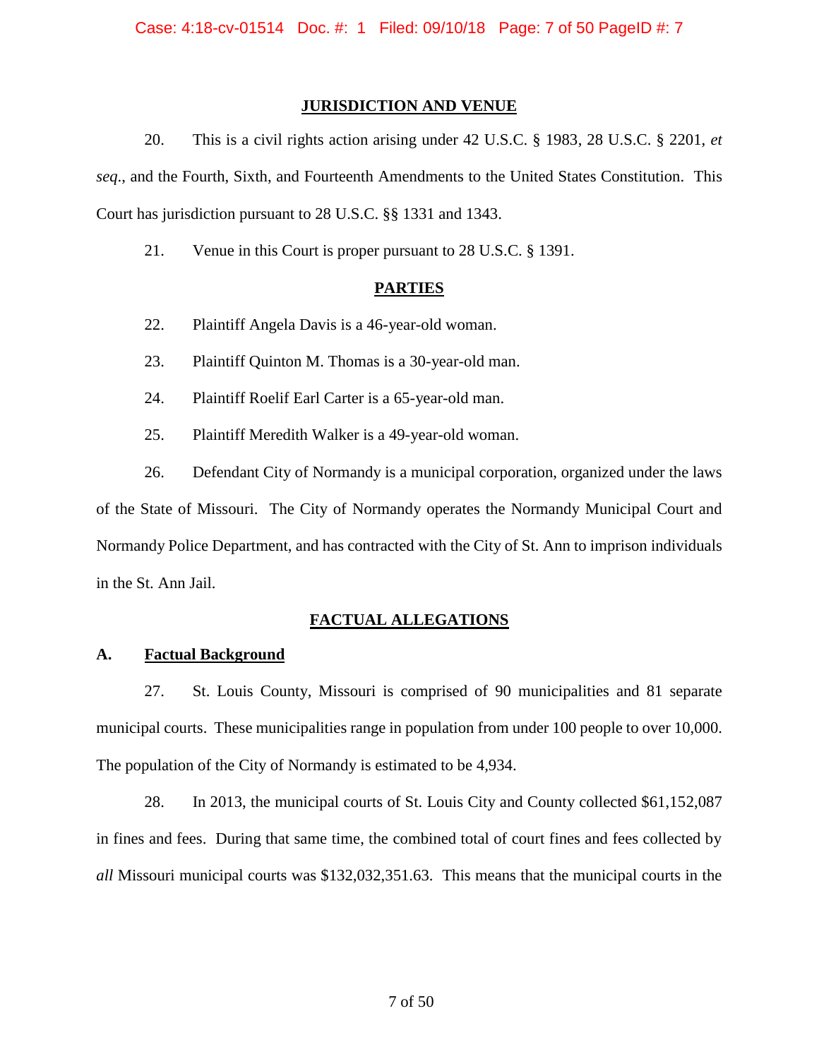## JURISDICTION AND VENUE

20. This is a civil rights action arising under 42 U.S.C. § 1983, 28 U.S.C. § 2201, *et seq*., and the Fourth, Sixth, and Fourteenth Amendments to the United States Constitution. This Court has jurisdiction pursuant to 28 U.S.C. §§ 1331 and 1343.

21. Venue in this Court is proper pursuant to 28 U.S.C. § 1391.

## PARTIES

22. Plaintiff Angela Davis is a 46-year-old woman.

23. Plaintiff Quinton M. Thomas is a 30-year-old man.

24. Plaintiff Roelif Earl Carter is a 65-year-old man.

25. Plaintiff Meredith Walker is a 49-year-old woman.

26. Defendant City of Normandy is a municipal corporation, organized under the laws of the State of Missouri. The City of Normandy operates the Normandy Municipal Court and Normandy Police Department, and has contracted with the City of St. Ann to imprison individuals in the St. Ann Jail.

## FACTUAL ALLEGATIONS

### A. Factual Background

27. St. Louis County, Missouri is comprised of 90 municipalities and 81 separate municipal courts. These municipalities range in population from under 100 people to over 10,000. The population of the City of Normandy is estimated to be 4,934.

28. In 2013, the municipal courts of St. Louis City and County collected $61,152,087 in fines and fees. During that same time, the combined total of court fines and fees collected by *all* Missouri municipal courts was $132,032,351.63. This means that the municipal courts in the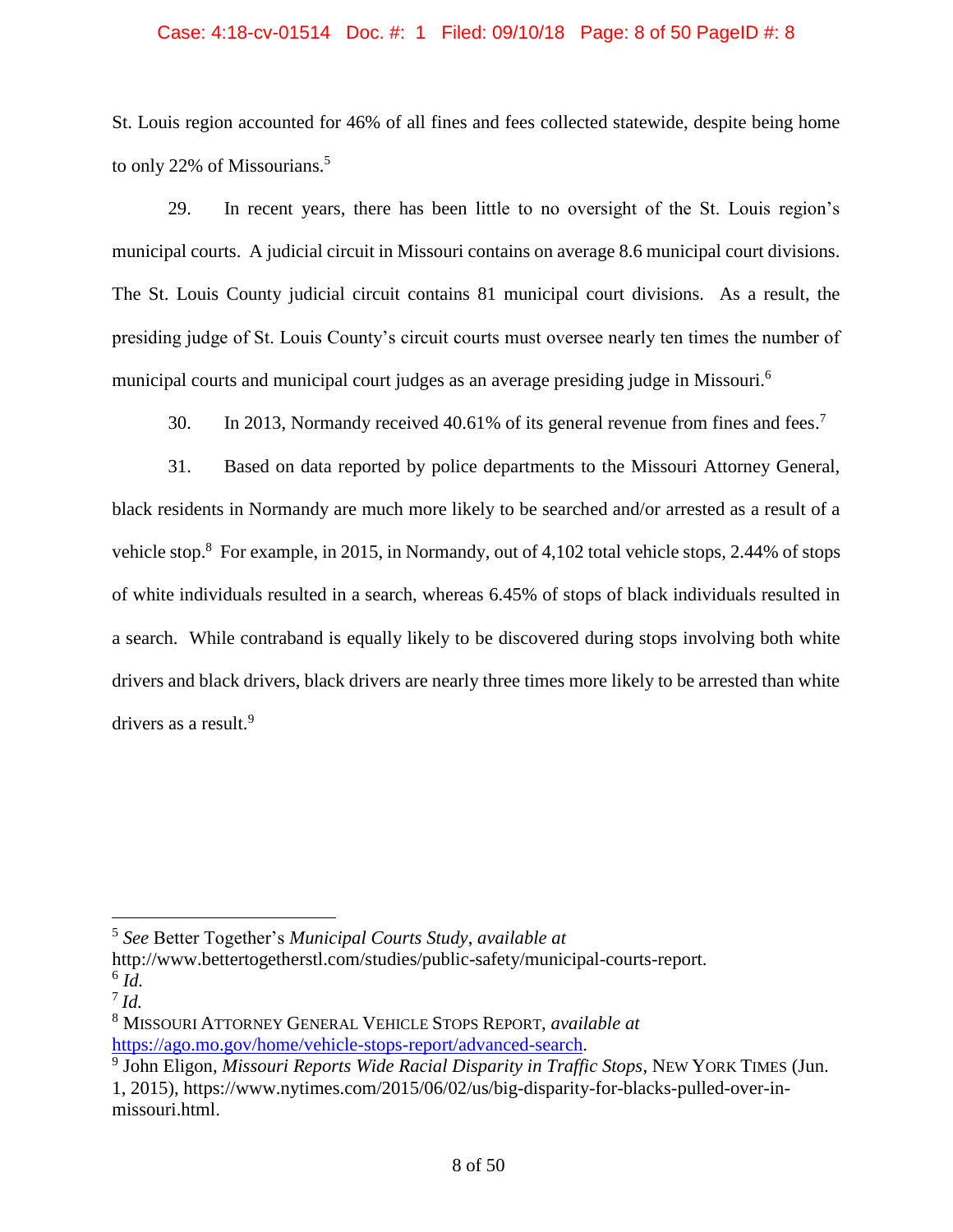St. Louis region accounted for 46% of all fines and fees collected statewide, despite being home to only 22% of Missourians.[5]

29. In recent years, there has been little to no oversight of the St. Louis region's municipal courts. A judicial circuit in Missouri contains on average 8.6 municipal court divisions. The St. Louis County judicial circuit contains 81 municipal court divisions. As a result, the presiding judge of St. Louis County's circuit courts must oversee nearly ten times the number of municipal courts and municipal court judges as an average presiding judge in Missouri.[6]

30. In 2013, Normandy received 40.61% of its general revenue from fines and fees.[7]

31. Based on data reported by police departments to the Missouri Attorney General, black residents in Normandy are much more likely to be searched and/or arrested as a result of a vehicle stop.[8] For example, in 2015, in Normandy, out of 4,102 total vehicle stops, 2.44% of stops of white individuals resulted in a search, whereas 6.45% of stops of black individuals resulted in a search. While contraband is equally likely to be discovered during stops involving both white drivers and black drivers, black drivers are nearly three times more likely to be arrested than white drivers as a result.[9]

---

[5] *See* Better Together's *Municipal Courts Study*, *available at* http://www.bettertogetherstl.com/studies/public-safety/municipal-courts-report.

[6] *Id.*

[7] *Id.*

[8] MISSOURI ATTORNEY GENERAL VEHICLE STOPS REPORT, *available at* https://ago.mo.gov/home/vehicle-stops-report/advanced-search.

[9] John Eligon, *Missouri Reports Wide Racial Disparity in Traffic Stops*, NEW YORK TIMES (Jun. 1, 2015), https://www.nytimes.com/2015/06/02/us/big-disparity-for-blacks-pulled-over-in-missouri.html.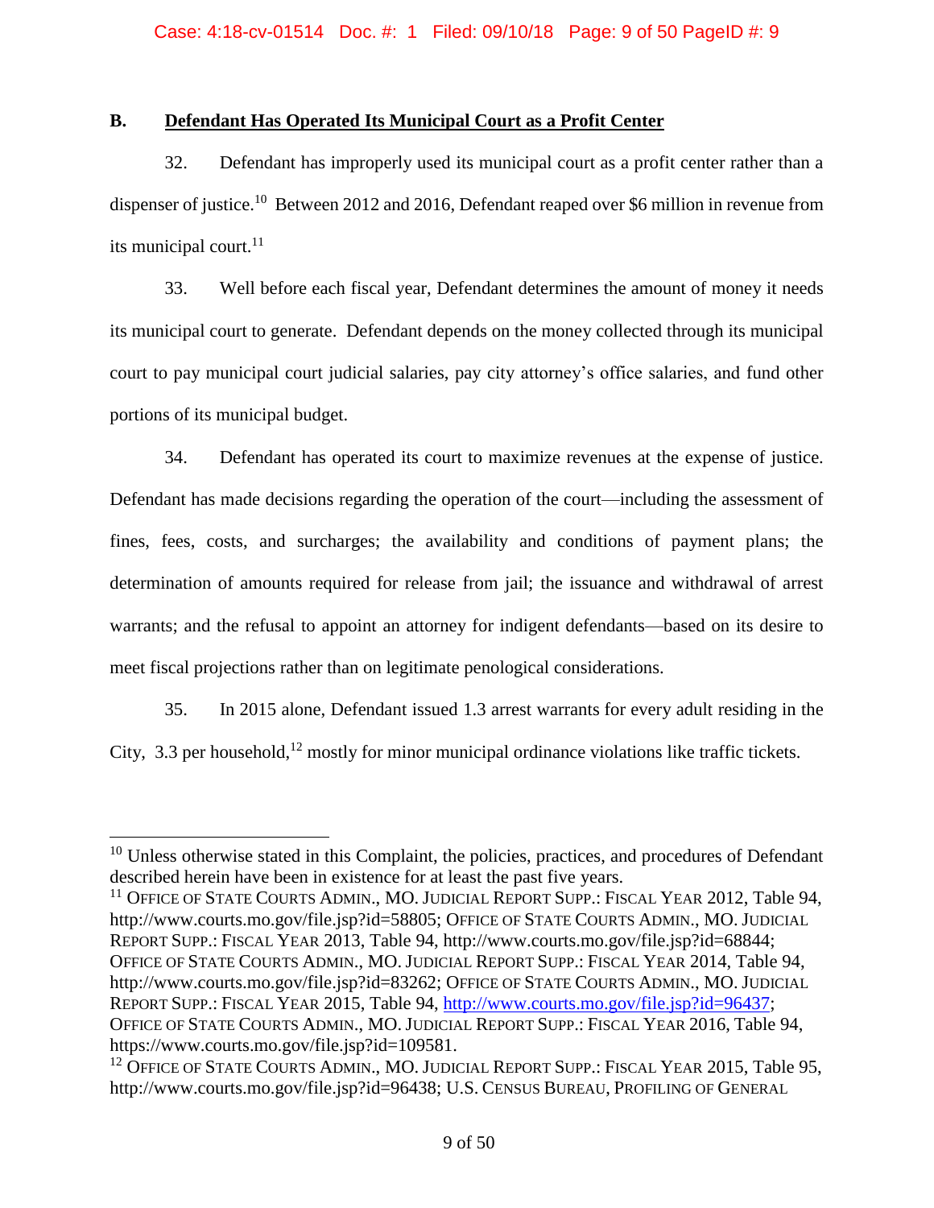## B. Defendant Has Operated Its Municipal Court as a Profit Center

32. Defendant has improperly used its municipal court as a profit center rather than a dispenser of justice.[10] Between 2012 and 2016, Defendant reaped over $6 million in revenue from its municipal court.[11]

33. Well before each fiscal year, Defendant determines the amount of money it needs its municipal court to generate. Defendant depends on the money collected through its municipal court to pay municipal court judicial salaries, pay city attorney's office salaries, and fund other portions of its municipal budget.

34. Defendant has operated its court to maximize revenues at the expense of justice. Defendant has made decisions regarding the operation of the court—including the assessment of fines, fees, costs, and surcharges; the availability and conditions of payment plans; the determination of amounts required for release from jail; the issuance and withdrawal of arrest warrants; and the refusal to appoint an attorney for indigent defendants—based on its desire to meet fiscal projections rather than on legitimate penological considerations.

35. In 2015 alone, Defendant issued 1.3 arrest warrants for every adult residing in the City, 3.3 per household,[12] mostly for minor municipal ordinance violations like traffic tickets.

---

[10] Unless otherwise stated in this Complaint, the policies, practices, and procedures of Defendant described herein have been in existence for at least the past five years.

[11] OFFICE OF STATE COURTS ADMIN., MO. JUDICIAL REPORT SUPP.: FISCAL YEAR 2012, Table 94, http://www.courts.mo.gov/file.jsp?id=58805; OFFICE OF STATE COURTS ADMIN., MO. JUDICIAL REPORT SUPP.: FISCAL YEAR 2013, Table 94, http://www.courts.mo.gov/file.jsp?id=68844; OFFICE OF STATE COURTS ADMIN., MO. JUDICIAL REPORT SUPP.: FISCAL YEAR 2014, Table 94, http://www.courts.mo.gov/file.jsp?id=83262; OFFICE OF STATE COURTS ADMIN., MO. JUDICIAL REPORT SUPP.: FISCAL YEAR 2015, Table 94, http://www.courts.mo.gov/file.jsp?id=96437; OFFICE OF STATE COURTS ADMIN., MO. JUDICIAL REPORT SUPP.: FISCAL YEAR 2016, Table 94, https://www.courts.mo.gov/file.jsp?id=109581.

[12] OFFICE OF STATE COURTS ADMIN., MO. JUDICIAL REPORT SUPP.: FISCAL YEAR 2015, Table 95, http://www.courts.mo.gov/file.jsp?id=96438; U.S. CENSUS BUREAU, PROFILING OF GENERAL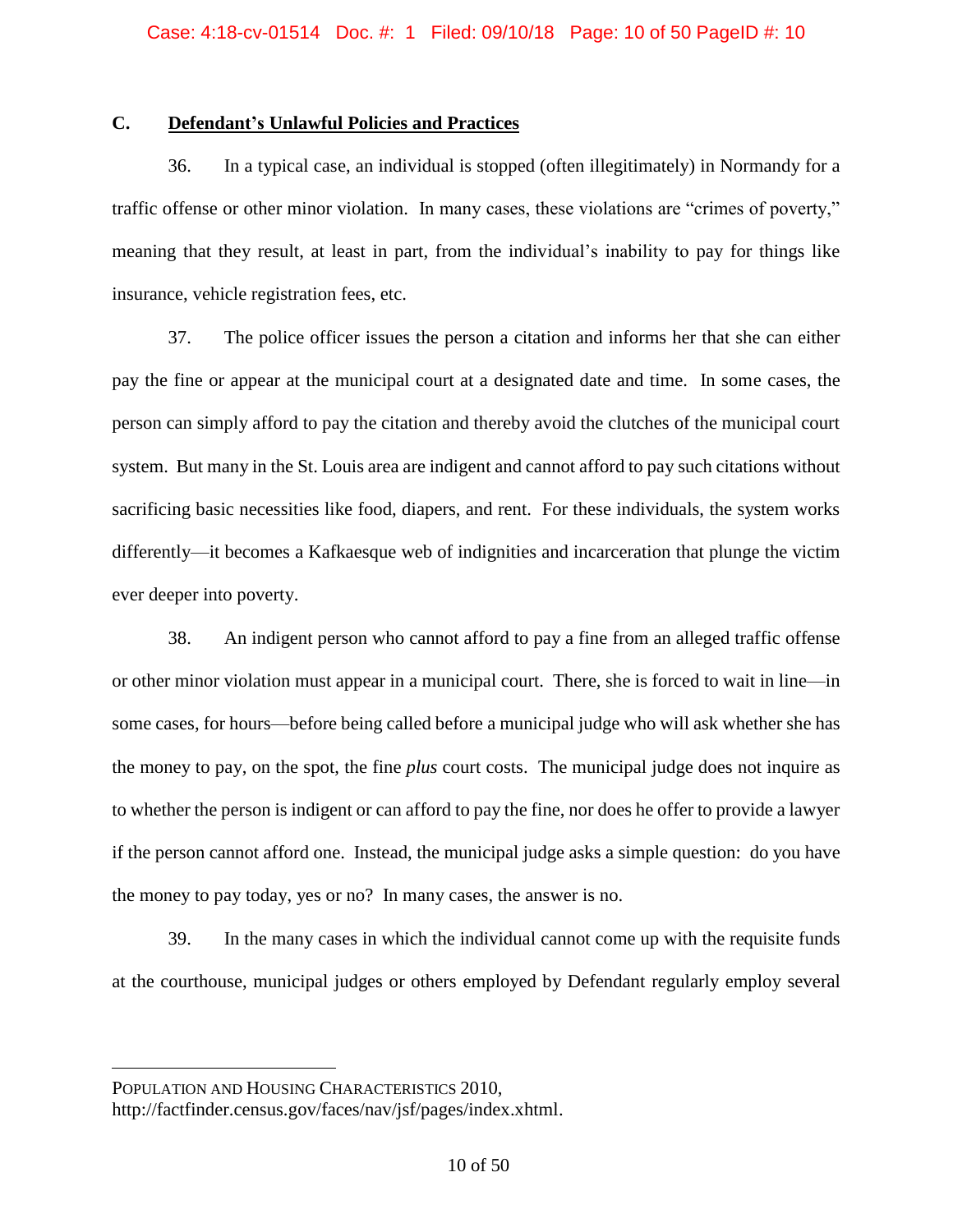### C. <u>Defendant's Unlawful Policies and Practices</u>

36. In a typical case, an individual is stopped (often illegitimately) in Normandy for a traffic offense or other minor violation. In many cases, these violations are "crimes of poverty," meaning that they result, at least in part, from the individual's inability to pay for things like insurance, vehicle registration fees, etc.

37. The police officer issues the person a citation and informs her that she can either pay the fine or appear at the municipal court at a designated date and time. In some cases, the person can simply afford to pay the citation and thereby avoid the clutches of the municipal court system. But many in the St. Louis area are indigent and cannot afford to pay such citations without sacrificing basic necessities like food, diapers, and rent. For these individuals, the system works differently—it becomes a Kafkaesque web of indignities and incarceration that plunge the victim ever deeper into poverty.

38. An indigent person who cannot afford to pay a fine from an alleged traffic offense or other minor violation must appear in a municipal court. There, she is forced to wait in line—in some cases, for hours—before being called before a municipal judge who will ask whether she has the money to pay, on the spot, the fine *plus* court costs. The municipal judge does not inquire as to whether the person is indigent or can afford to pay the fine, nor does he offer to provide a lawyer if the person cannot afford one. Instead, the municipal judge asks a simple question: do you have the money to pay today, yes or no? In many cases, the answer is no.

39. In the many cases in which the individual cannot come up with the requisite funds at the courthouse, municipal judges or others employed by Defendant regularly employ several

---

POPULATION AND HOUSING CHARACTERISTICS 2010, http://factfinder.census.gov/faces/nav/jsf/pages/index.xhtml.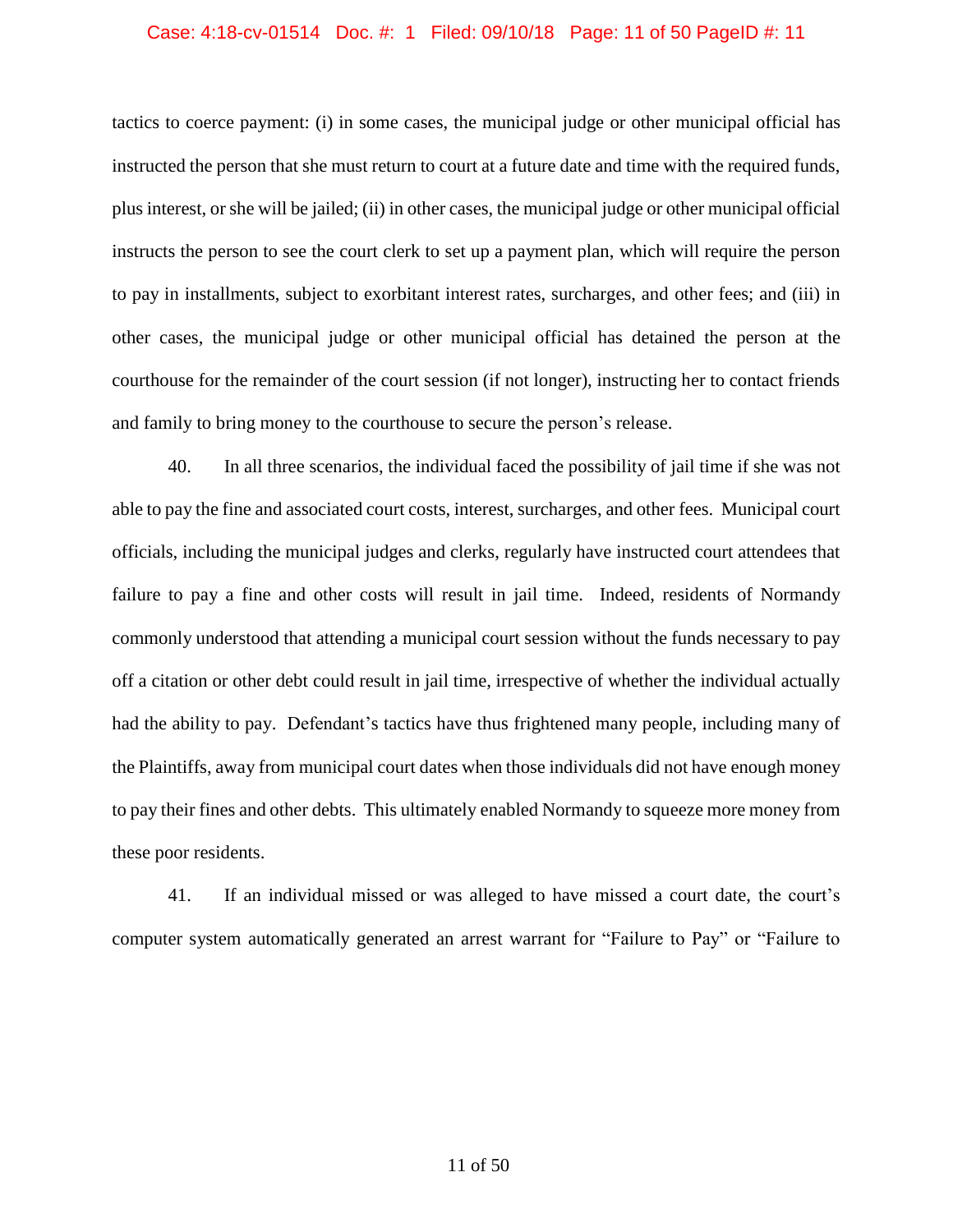tactics to coerce payment: (i) in some cases, the municipal judge or other municipal official has instructed the person that she must return to court at a future date and time with the required funds, plus interest, or she will be jailed; (ii) in other cases, the municipal judge or other municipal official instructs the person to see the court clerk to set up a payment plan, which will require the person to pay in installments, subject to exorbitant interest rates, surcharges, and other fees; and (iii) in other cases, the municipal judge or other municipal official has detained the person at the courthouse for the remainder of the court session (if not longer), instructing her to contact friends and family to bring money to the courthouse to secure the person's release.

40. In all three scenarios, the individual faced the possibility of jail time if she was not able to pay the fine and associated court costs, interest, surcharges, and other fees. Municipal court officials, including the municipal judges and clerks, regularly have instructed court attendees that failure to pay a fine and other costs will result in jail time. Indeed, residents of Normandy commonly understood that attending a municipal court session without the funds necessary to pay off a citation or other debt could result in jail time, irrespective of whether the individual actually had the ability to pay. Defendant's tactics have thus frightened many people, including many of the Plaintiffs, away from municipal court dates when those individuals did not have enough money to pay their fines and other debts. This ultimately enabled Normandy to squeeze more money from these poor residents.

41. If an individual missed or was alleged to have missed a court date, the court's computer system automatically generated an arrest warrant for "Failure to Pay" or "Failure to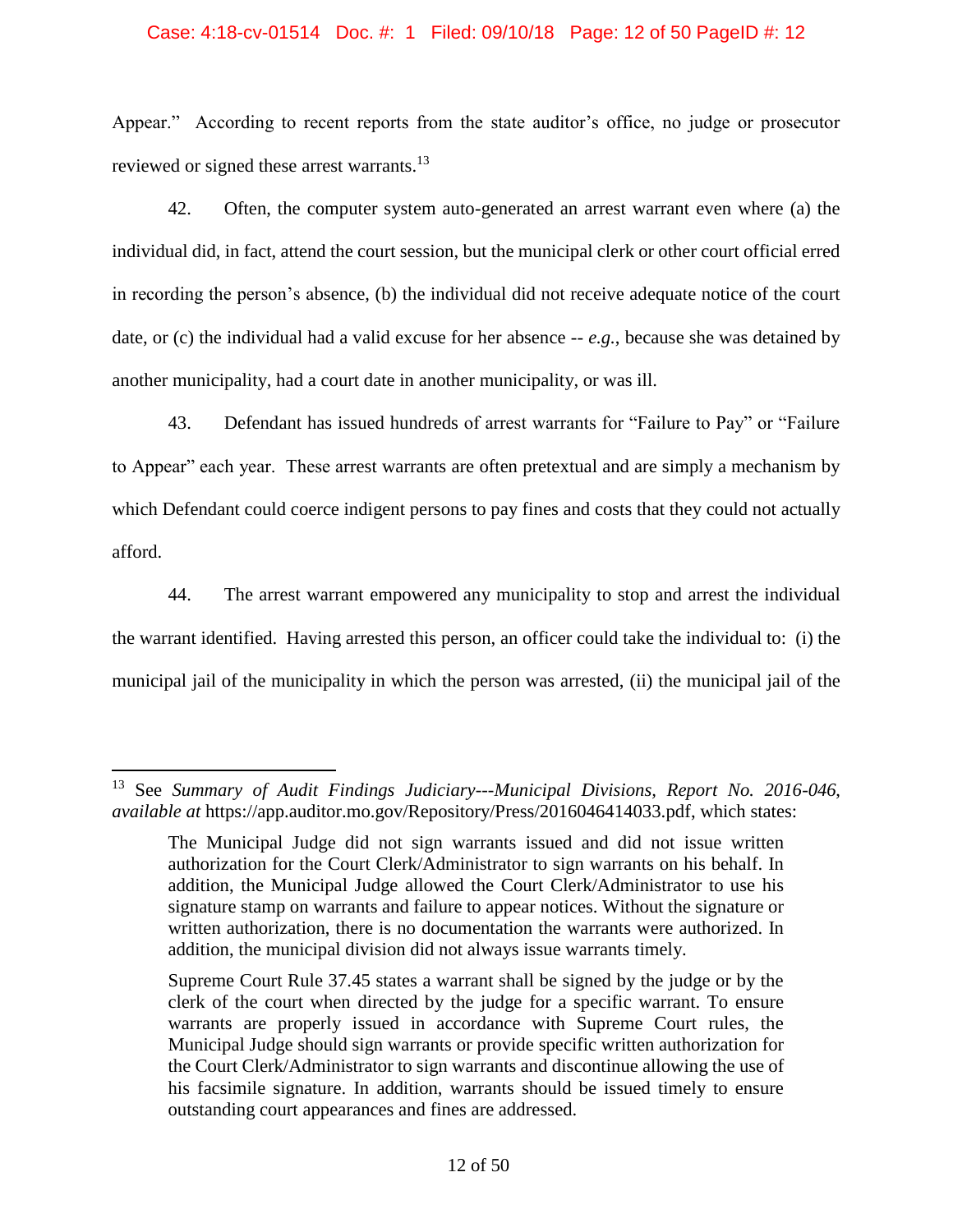Appear." According to recent reports from the state auditor's office, no judge or prosecutor reviewed or signed these arrest warrants.[13]

42. Often, the computer system auto-generated an arrest warrant even where (a) the individual did, in fact, attend the court session, but the municipal clerk or other court official erred in recording the person's absence, (b) the individual did not receive adequate notice of the court date, or (c) the individual had a valid excuse for her absence -- *e.g.*, because she was detained by another municipality, had a court date in another municipality, or was ill.

43. Defendant has issued hundreds of arrest warrants for "Failure to Pay" or "Failure to Appear" each year. These arrest warrants are often pretextual and are simply a mechanism by which Defendant could coerce indigent persons to pay fines and costs that they could not actually afford.

44. The arrest warrant empowered any municipality to stop and arrest the individual the warrant identified. Having arrested this person, an officer could take the individual to: (i) the municipal jail of the municipality in which the person was arrested, (ii) the municipal jail of the

---

[13] See *Summary of Audit Findings Judiciary---Municipal Divisions*, *Report No. 2016-046*, *available at* https://app.auditor.mo.gov/Repository/Press/2016046414033.pdf, which states:

> The Municipal Judge did not sign warrants issued and did not issue written authorization for the Court Clerk/Administrator to sign warrants on his behalf. In addition, the Municipal Judge allowed the Court Clerk/Administrator to use his signature stamp on warrants and failure to appear notices. Without the signature or written authorization, there is no documentation the warrants were authorized. In addition, the municipal division did not always issue warrants timely.
>
> Supreme Court Rule 37.45 states a warrant shall be signed by the judge or by the clerk of the court when directed by the judge for a specific warrant. To ensure warrants are properly issued in accordance with Supreme Court rules, the Municipal Judge should sign warrants or provide specific written authorization for the Court Clerk/Administrator to sign warrants and discontinue allowing the use of his facsimile signature. In addition, warrants should be issued timely to ensure outstanding court appearances and fines are addressed.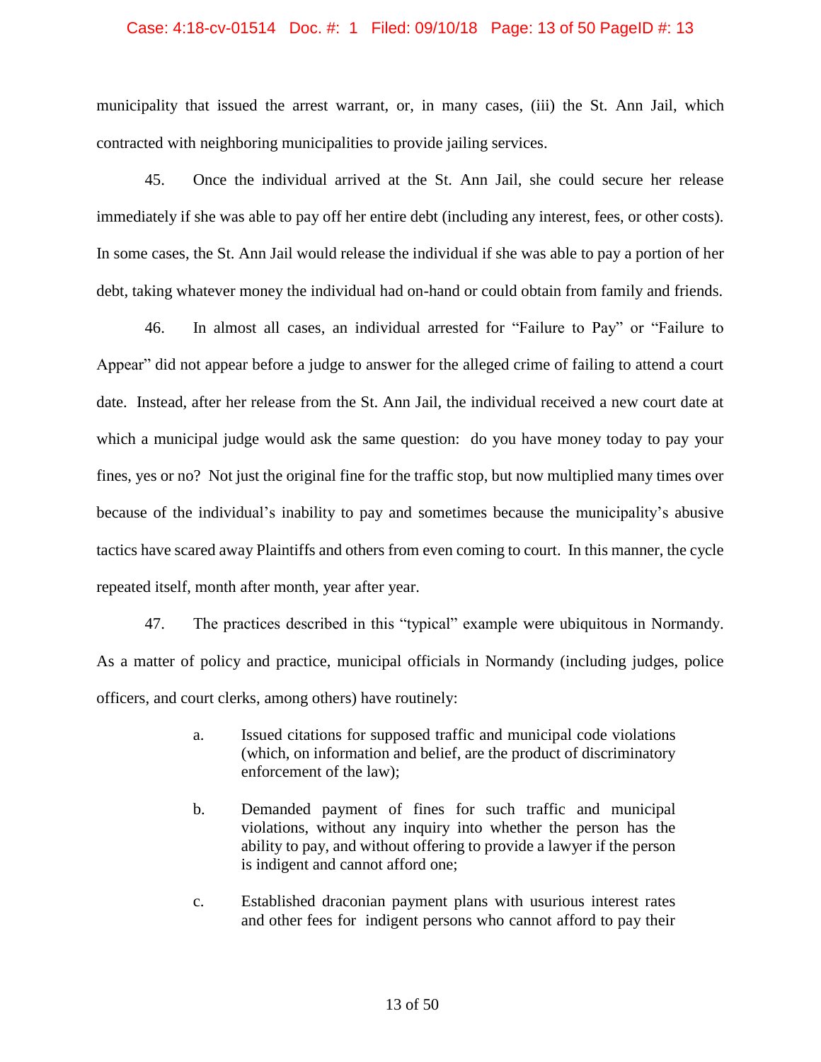municipality that issued the arrest warrant, or, in many cases, (iii) the St. Ann Jail, which contracted with neighboring municipalities to provide jailing services.

45. Once the individual arrived at the St. Ann Jail, she could secure her release immediately if she was able to pay off her entire debt (including any interest, fees, or other costs). In some cases, the St. Ann Jail would release the individual if she was able to pay a portion of her debt, taking whatever money the individual had on-hand or could obtain from family and friends.

46. In almost all cases, an individual arrested for "Failure to Pay" or "Failure to Appear" did not appear before a judge to answer for the alleged crime of failing to attend a court date. Instead, after her release from the St. Ann Jail, the individual received a new court date at which a municipal judge would ask the same question: do you have money today to pay your fines, yes or no? Not just the original fine for the traffic stop, but now multiplied many times over because of the individual's inability to pay and sometimes because the municipality's abusive tactics have scared away Plaintiffs and others from even coming to court. In this manner, the cycle repeated itself, month after month, year after year.

47. The practices described in this "typical" example were ubiquitous in Normandy. As a matter of policy and practice, municipal officials in Normandy (including judges, police officers, and court clerks, among others) have routinely:

> a. Issued citations for supposed traffic and municipal code violations (which, on information and belief, are the product of discriminatory enforcement of the law);
>
> b. Demanded payment of fines for such traffic and municipal violations, without any inquiry into whether the person has the ability to pay, and without offering to provide a lawyer if the person is indigent and cannot afford one;
>
> c. Established draconian payment plans with usurious interest rates and other fees for indigent persons who cannot afford to pay their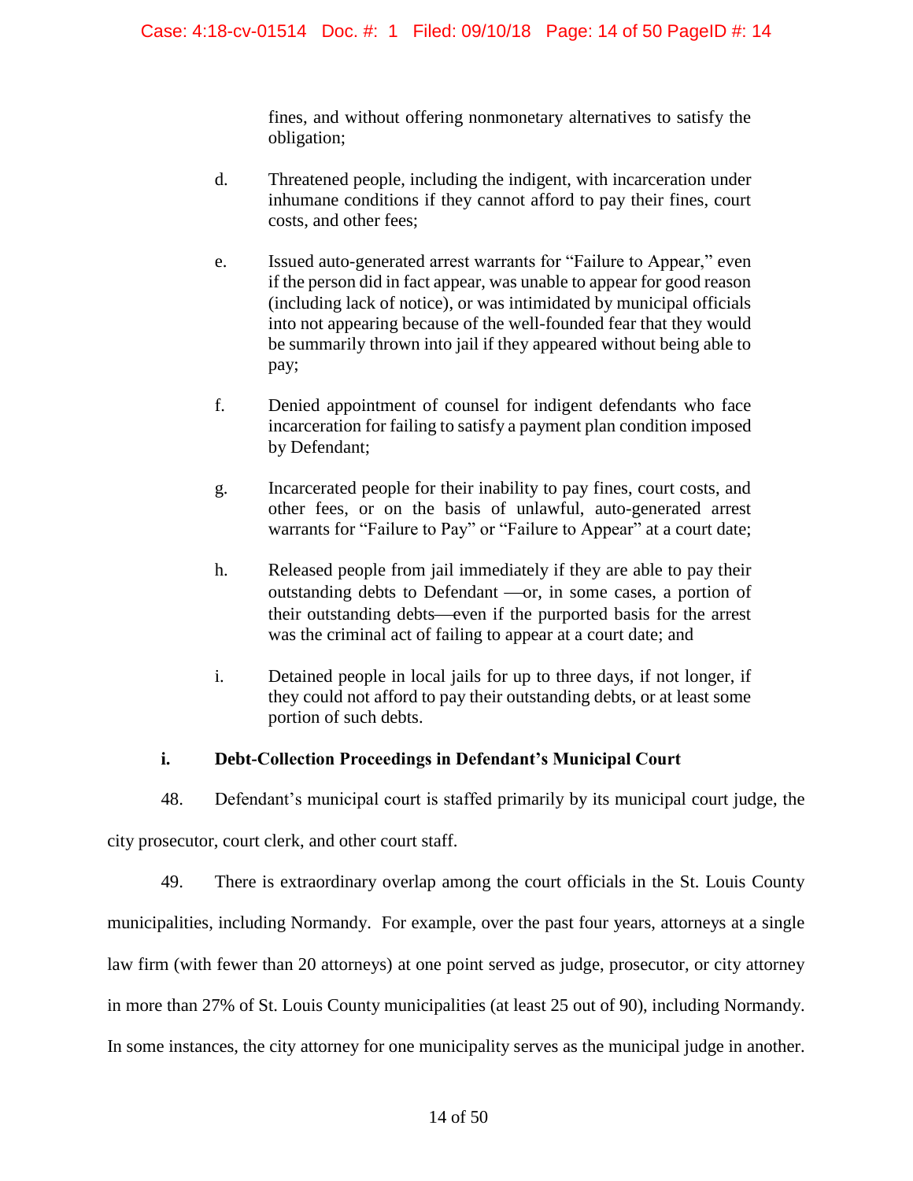fines, and without offering nonmonetary alternatives to satisfy the obligation;

d. Threatened people, including the indigent, with incarceration under inhumane conditions if they cannot afford to pay their fines, court costs, and other fees;

e. Issued auto-generated arrest warrants for "Failure to Appear," even if the person did in fact appear, was unable to appear for good reason (including lack of notice), or was intimidated by municipal officials into not appearing because of the well-founded fear that they would be summarily thrown into jail if they appeared without being able to pay;

f. Denied appointment of counsel for indigent defendants who face incarceration for failing to satisfy a payment plan condition imposed by Defendant;

g. Incarcerated people for their inability to pay fines, court costs, and other fees, or on the basis of unlawful, auto-generated arrest warrants for "Failure to Pay" or "Failure to Appear" at a court date;

h. Released people from jail immediately if they are able to pay their outstanding debts to Defendant —or, in some cases, a portion of their outstanding debts—even if the purported basis for the arrest was the criminal act of failing to appear at a court date; and

i. Detained people in local jails for up to three days, if not longer, if they could not afford to pay their outstanding debts, or at least some portion of such debts.

### i. Debt-Collection Proceedings in Defendant's Municipal Court

48. Defendant's municipal court is staffed primarily by its municipal court judge, the city prosecutor, court clerk, and other court staff.

49. There is extraordinary overlap among the court officials in the St. Louis County municipalities, including Normandy. For example, over the past four years, attorneys at a single law firm (with fewer than 20 attorneys) at one point served as judge, prosecutor, or city attorney in more than 27% of St. Louis County municipalities (at least 25 out of 90), including Normandy. In some instances, the city attorney for one municipality serves as the municipal judge in another.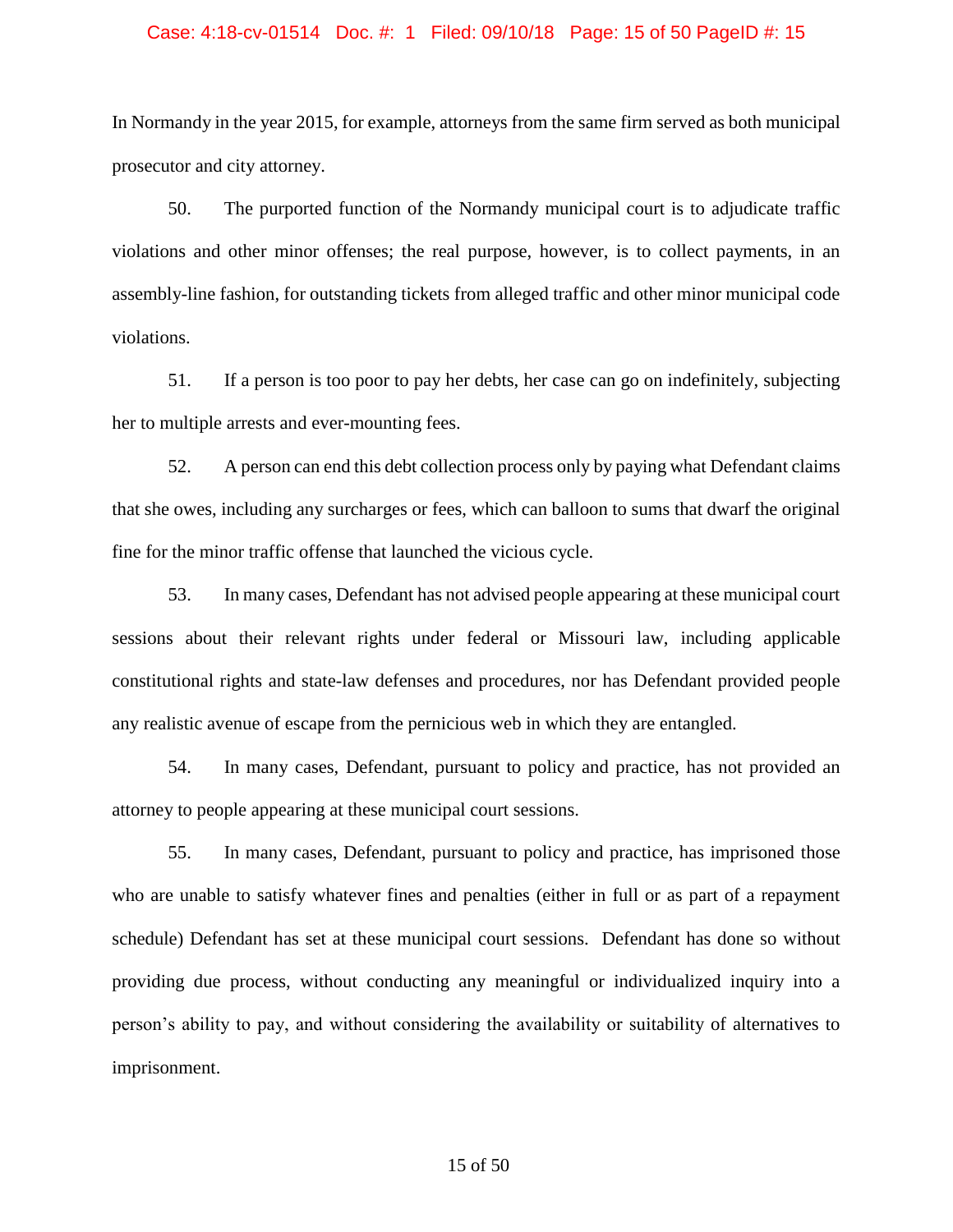In Normandy in the year 2015, for example, attorneys from the same firm served as both municipal prosecutor and city attorney.

50. The purported function of the Normandy municipal court is to adjudicate traffic violations and other minor offenses; the real purpose, however, is to collect payments, in an assembly-line fashion, for outstanding tickets from alleged traffic and other minor municipal code violations.

51. If a person is too poor to pay her debts, her case can go on indefinitely, subjecting her to multiple arrests and ever-mounting fees.

52. A person can end this debt collection process only by paying what Defendant claims that she owes, including any surcharges or fees, which can balloon to sums that dwarf the original fine for the minor traffic offense that launched the vicious cycle.

53. In many cases, Defendant has not advised people appearing at these municipal court sessions about their relevant rights under federal or Missouri law, including applicable constitutional rights and state-law defenses and procedures, nor has Defendant provided people any realistic avenue of escape from the pernicious web in which they are entangled.

54. In many cases, Defendant, pursuant to policy and practice, has not provided an attorney to people appearing at these municipal court sessions.

55. In many cases, Defendant, pursuant to policy and practice, has imprisoned those who are unable to satisfy whatever fines and penalties (either in full or as part of a repayment schedule) Defendant has set at these municipal court sessions. Defendant has done so without providing due process, without conducting any meaningful or individualized inquiry into a person's ability to pay, and without considering the availability or suitability of alternatives to imprisonment.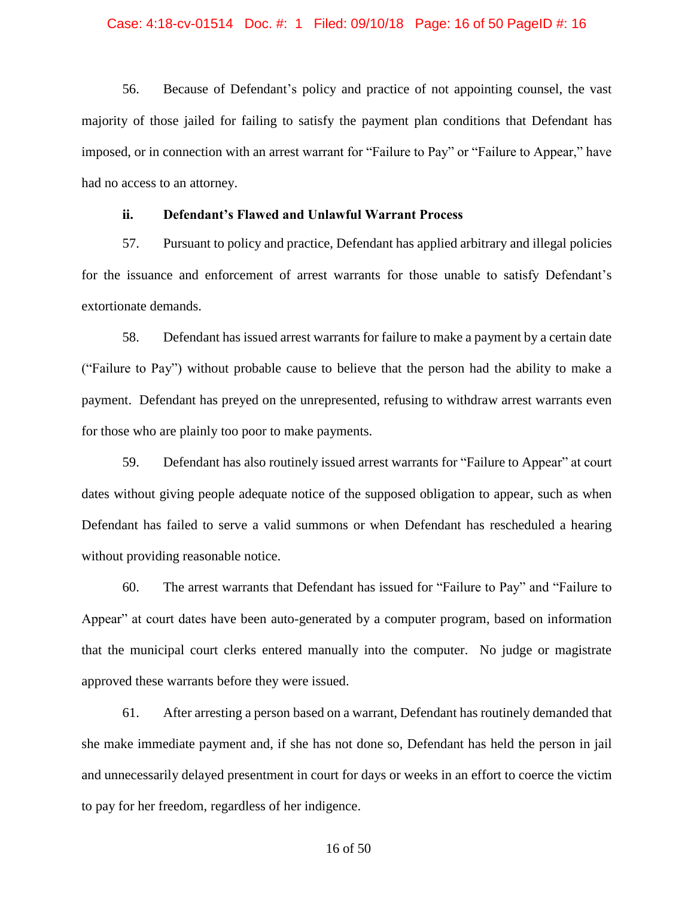56. Because of Defendant's policy and practice of not appointing counsel, the vast majority of those jailed for failing to satisfy the payment plan conditions that Defendant has imposed, or in connection with an arrest warrant for "Failure to Pay" or "Failure to Appear," have had no access to an attorney.

**ii. Defendant's Flawed and Unlawful Warrant Process**

57. Pursuant to policy and practice, Defendant has applied arbitrary and illegal policies for the issuance and enforcement of arrest warrants for those unable to satisfy Defendant's extortionate demands.

58. Defendant has issued arrest warrants for failure to make a payment by a certain date ("Failure to Pay") without probable cause to believe that the person had the ability to make a payment. Defendant has preyed on the unrepresented, refusing to withdraw arrest warrants even for those who are plainly too poor to make payments.

59. Defendant has also routinely issued arrest warrants for "Failure to Appear" at court dates without giving people adequate notice of the supposed obligation to appear, such as when Defendant has failed to serve a valid summons or when Defendant has rescheduled a hearing without providing reasonable notice.

60. The arrest warrants that Defendant has issued for "Failure to Pay" and "Failure to Appear" at court dates have been auto-generated by a computer program, based on information that the municipal court clerks entered manually into the computer. No judge or magistrate approved these warrants before they were issued.

61. After arresting a person based on a warrant, Defendant has routinely demanded that she make immediate payment and, if she has not done so, Defendant has held the person in jail and unnecessarily delayed presentment in court for days or weeks in an effort to coerce the victim to pay for her freedom, regardless of her indigence.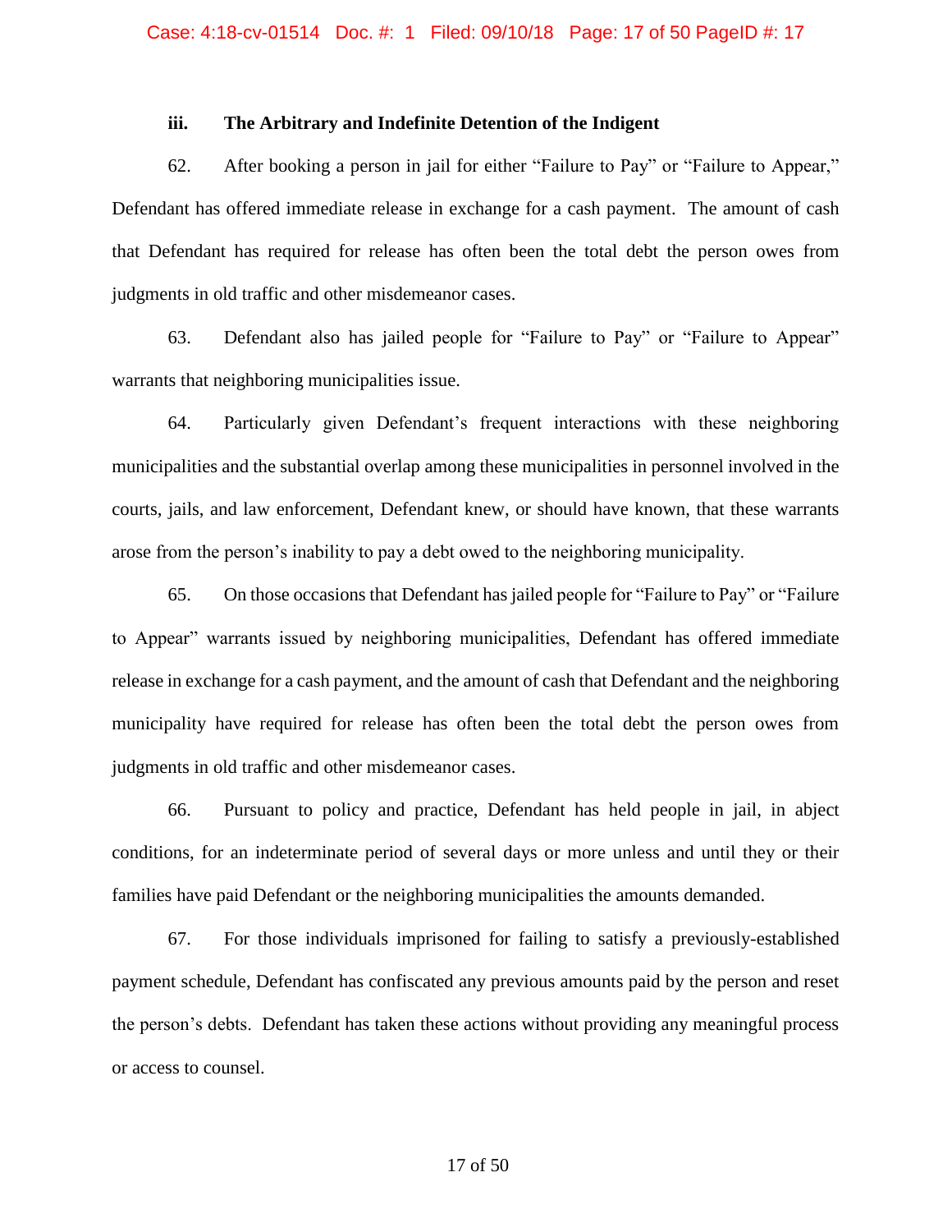### iii. The Arbitrary and Indefinite Detention of the Indigent

62. After booking a person in jail for either "Failure to Pay" or "Failure to Appear," Defendant has offered immediate release in exchange for a cash payment. The amount of cash that Defendant has required for release has often been the total debt the person owes from judgments in old traffic and other misdemeanor cases.

63. Defendant also has jailed people for "Failure to Pay" or "Failure to Appear" warrants that neighboring municipalities issue.

64. Particularly given Defendant's frequent interactions with these neighboring municipalities and the substantial overlap among these municipalities in personnel involved in the courts, jails, and law enforcement, Defendant knew, or should have known, that these warrants arose from the person's inability to pay a debt owed to the neighboring municipality.

65. On those occasions that Defendant has jailed people for "Failure to Pay" or "Failure to Appear" warrants issued by neighboring municipalities, Defendant has offered immediate release in exchange for a cash payment, and the amount of cash that Defendant and the neighboring municipality have required for release has often been the total debt the person owes from judgments in old traffic and other misdemeanor cases.

66. Pursuant to policy and practice, Defendant has held people in jail, in abject conditions, for an indeterminate period of several days or more unless and until they or their families have paid Defendant or the neighboring municipalities the amounts demanded.

67. For those individuals imprisoned for failing to satisfy a previously-established payment schedule, Defendant has confiscated any previous amounts paid by the person and reset the person's debts. Defendant has taken these actions without providing any meaningful process or access to counsel.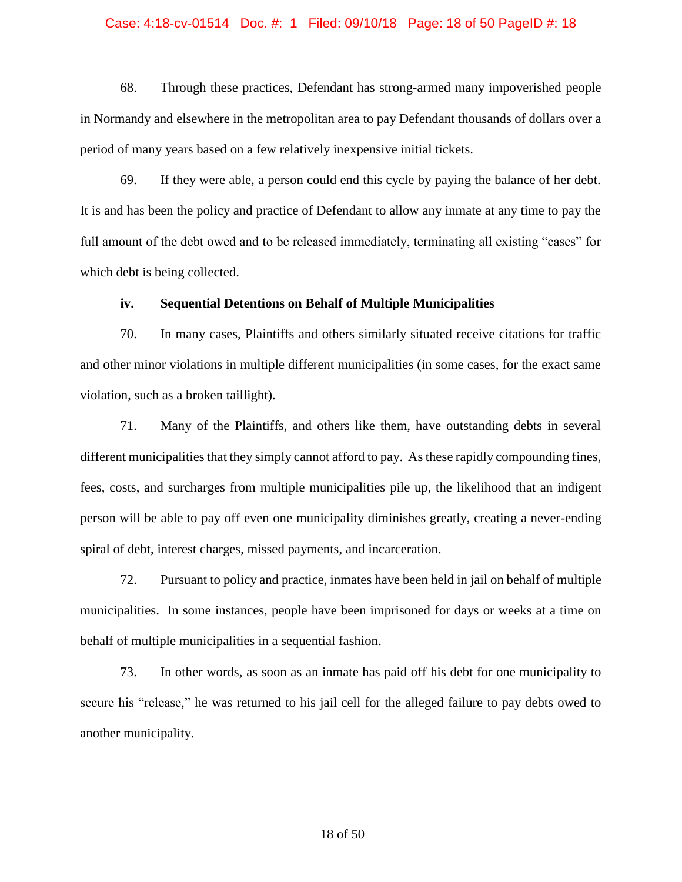68. Through these practices, Defendant has strong-armed many impoverished people in Normandy and elsewhere in the metropolitan area to pay Defendant thousands of dollars over a period of many years based on a few relatively inexpensive initial tickets.

69. If they were able, a person could end this cycle by paying the balance of her debt. It is and has been the policy and practice of Defendant to allow any inmate at any time to pay the full amount of the debt owed and to be released immediately, terminating all existing "cases" for which debt is being collected.

**iv. Sequential Detentions on Behalf of Multiple Municipalities**

70. In many cases, Plaintiffs and others similarly situated receive citations for traffic and other minor violations in multiple different municipalities (in some cases, for the exact same violation, such as a broken taillight).

71. Many of the Plaintiffs, and others like them, have outstanding debts in several different municipalities that they simply cannot afford to pay. As these rapidly compounding fines, fees, costs, and surcharges from multiple municipalities pile up, the likelihood that an indigent person will be able to pay off even one municipality diminishes greatly, creating a never-ending spiral of debt, interest charges, missed payments, and incarceration.

72. Pursuant to policy and practice, inmates have been held in jail on behalf of multiple municipalities. In some instances, people have been imprisoned for days or weeks at a time on behalf of multiple municipalities in a sequential fashion.

73. In other words, as soon as an inmate has paid off his debt for one municipality to secure his "release," he was returned to his jail cell for the alleged failure to pay debts owed to another municipality.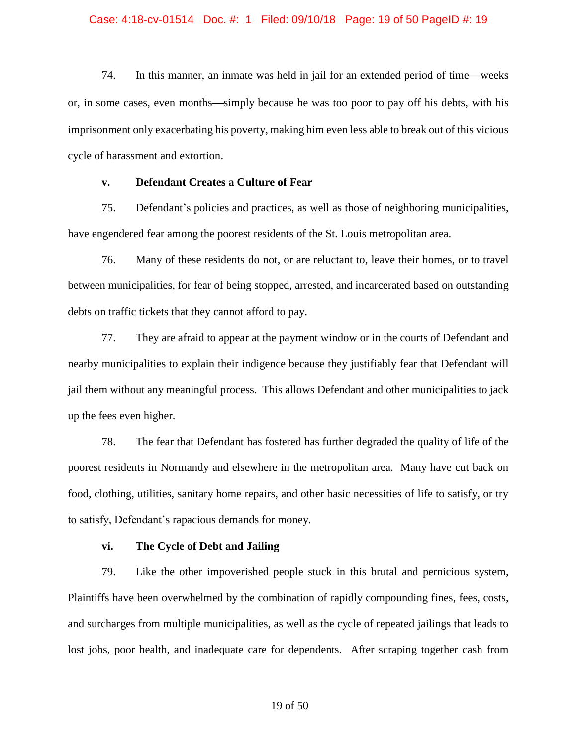74. In this manner, an inmate was held in jail for an extended period of time—weeks or, in some cases, even months—simply because he was too poor to pay off his debts, with his imprisonment only exacerbating his poverty, making him even less able to break out of this vicious cycle of harassment and extortion.

**v. Defendant Creates a Culture of Fear**

75. Defendant's policies and practices, as well as those of neighboring municipalities, have engendered fear among the poorest residents of the St. Louis metropolitan area.

76. Many of these residents do not, or are reluctant to, leave their homes, or to travel between municipalities, for fear of being stopped, arrested, and incarcerated based on outstanding debts on traffic tickets that they cannot afford to pay.

77. They are afraid to appear at the payment window or in the courts of Defendant and nearby municipalities to explain their indigence because they justifiably fear that Defendant will jail them without any meaningful process. This allows Defendant and other municipalities to jack up the fees even higher.

78. The fear that Defendant has fostered has further degraded the quality of life of the poorest residents in Normandy and elsewhere in the metropolitan area. Many have cut back on food, clothing, utilities, sanitary home repairs, and other basic necessities of life to satisfy, or try to satisfy, Defendant's rapacious demands for money.

**vi. The Cycle of Debt and Jailing**

79. Like the other impoverished people stuck in this brutal and pernicious system, Plaintiffs have been overwhelmed by the combination of rapidly compounding fines, fees, costs, and surcharges from multiple municipalities, as well as the cycle of repeated jailings that leads to lost jobs, poor health, and inadequate care for dependents. After scraping together cash from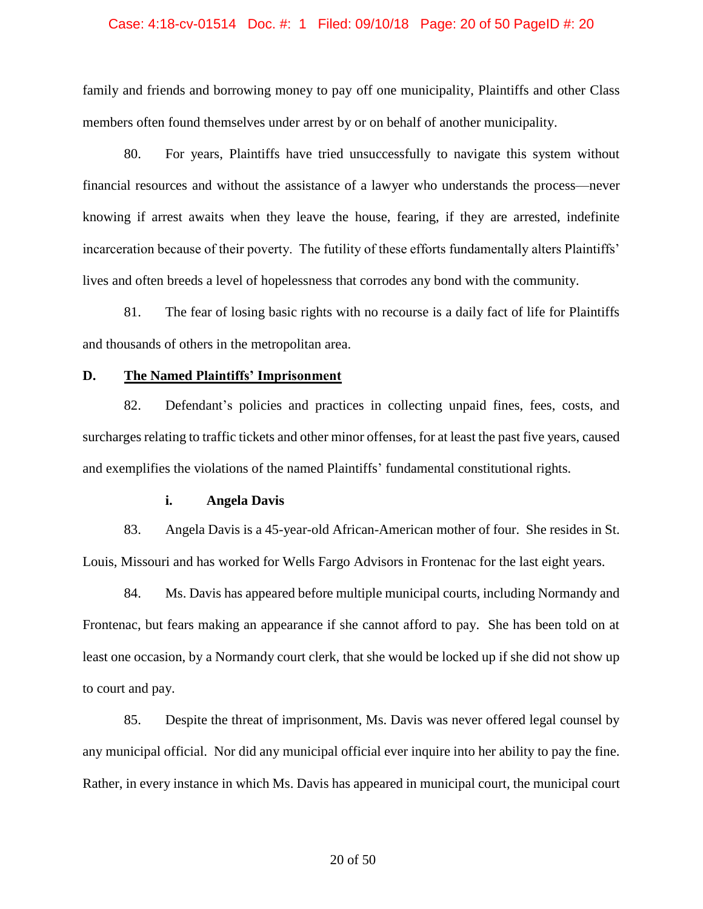family and friends and borrowing money to pay off one municipality, Plaintiffs and other Class members often found themselves under arrest by or on behalf of another municipality.

80. For years, Plaintiffs have tried unsuccessfully to navigate this system without financial resources and without the assistance of a lawyer who understands the process—never knowing if arrest awaits when they leave the house, fearing, if they are arrested, indefinite incarceration because of their poverty. The futility of these efforts fundamentally alters Plaintiffs' lives and often breeds a level of hopelessness that corrodes any bond with the community.

81. The fear of losing basic rights with no recourse is a daily fact of life for Plaintiffs and thousands of others in the metropolitan area.

### D. <u>The Named Plaintiffs' Imprisonment</u>

82. Defendant's policies and practices in collecting unpaid fines, fees, costs, and surcharges relating to traffic tickets and other minor offenses, for at least the past five years, caused and exemplifies the violations of the named Plaintiffs' fundamental constitutional rights.

#### i. Angela Davis

83. Angela Davis is a 45-year-old African-American mother of four. She resides in St. Louis, Missouri and has worked for Wells Fargo Advisors in Frontenac for the last eight years.

84. Ms. Davis has appeared before multiple municipal courts, including Normandy and Frontenac, but fears making an appearance if she cannot afford to pay. She has been told on at least one occasion, by a Normandy court clerk, that she would be locked up if she did not show up to court and pay.

85. Despite the threat of imprisonment, Ms. Davis was never offered legal counsel by any municipal official. Nor did any municipal official ever inquire into her ability to pay the fine. Rather, in every instance in which Ms. Davis has appeared in municipal court, the municipal court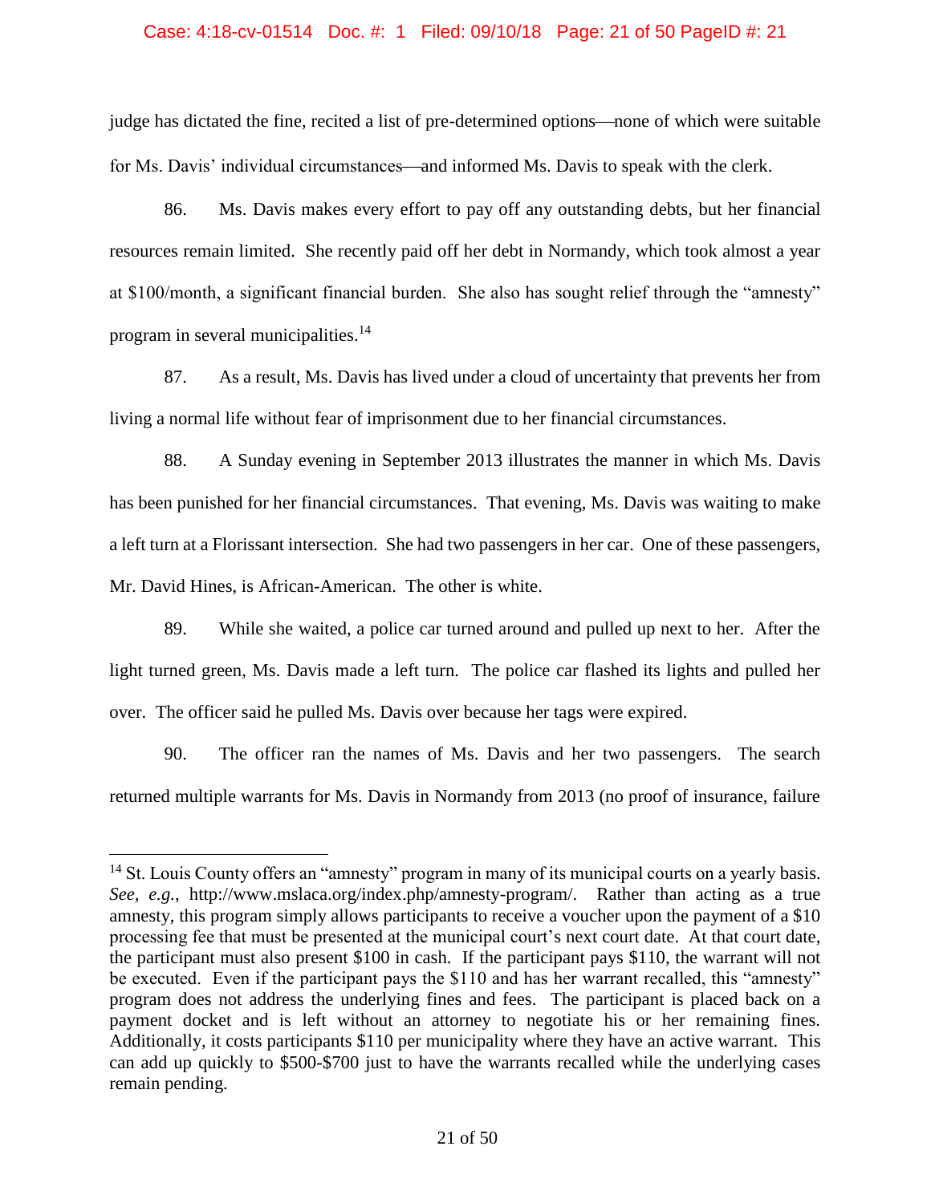judge has dictated the fine, recited a list of pre-determined options—none of which were suitable for Ms. Davis' individual circumstances—and informed Ms. Davis to speak with the clerk.

86. Ms. Davis makes every effort to pay off any outstanding debts, but her financial resources remain limited. She recently paid off her debt in Normandy, which took almost a year at $100/month, a significant financial burden. She also has sought relief through the "amnesty" program in several municipalities.[14]

87. As a result, Ms. Davis has lived under a cloud of uncertainty that prevents her from living a normal life without fear of imprisonment due to her financial circumstances.

88. A Sunday evening in September 2013 illustrates the manner in which Ms. Davis has been punished for her financial circumstances. That evening, Ms. Davis was waiting to make a left turn at a Florissant intersection. She had two passengers in her car. One of these passengers, Mr. David Hines, is African-American. The other is white.

89. While she waited, a police car turned around and pulled up next to her. After the light turned green, Ms. Davis made a left turn. The police car flashed its lights and pulled her over. The officer said he pulled Ms. Davis over because her tags were expired.

90. The officer ran the names of Ms. Davis and her two passengers. The search returned multiple warrants for Ms. Davis in Normandy from 2013 (no proof of insurance, failure

---

[14] St. Louis County offers an "amnesty" program in many of its municipal courts on a yearly basis. *See, e.g.*, http://www.mslaca.org/index.php/amnesty-program/. Rather than acting as a true amnesty, this program simply allows participants to receive a voucher upon the payment of a $10 processing fee that must be presented at the municipal court's next court date. At that court date, the participant must also present $100 in cash. If the participant pays $110, the warrant will not be executed. Even if the participant pays the $110 and has her warrant recalled, this "amnesty" program does not address the underlying fines and fees. The participant is placed back on a payment docket and is left without an attorney to negotiate his or her remaining fines. Additionally, it costs participants $110 per municipality where they have an active warrant. This can add up quickly to $500-$700 just to have the warrants recalled while the underlying cases remain pending.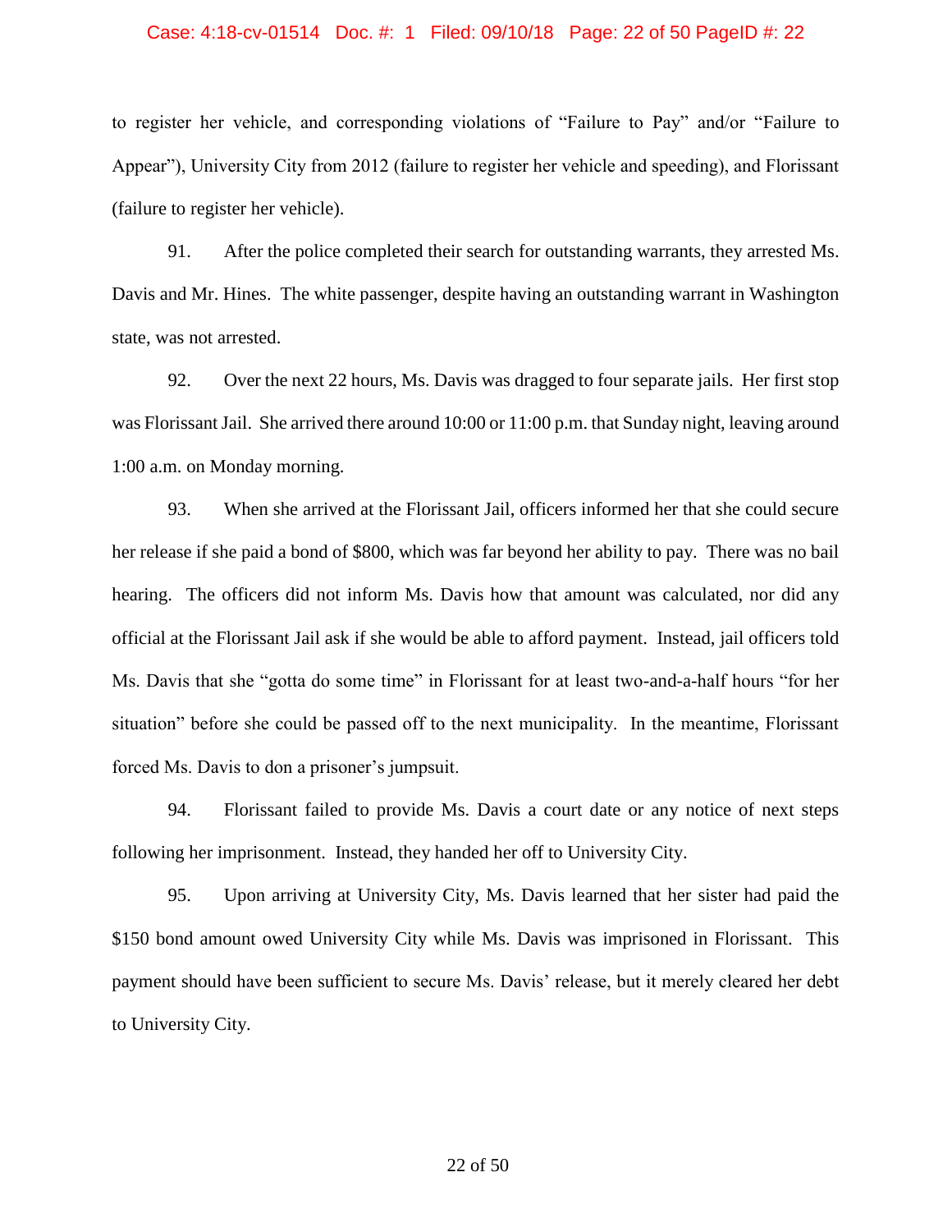to register her vehicle, and corresponding violations of "Failure to Pay" and/or "Failure to Appear"), University City from 2012 (failure to register her vehicle and speeding), and Florissant (failure to register her vehicle).

91. After the police completed their search for outstanding warrants, they arrested Ms. Davis and Mr. Hines. The white passenger, despite having an outstanding warrant in Washington state, was not arrested.

92. Over the next 22 hours, Ms. Davis was dragged to four separate jails. Her first stop was Florissant Jail. She arrived there around 10:00 or 11:00 p.m. that Sunday night, leaving around 1:00 a.m. on Monday morning.

93. When she arrived at the Florissant Jail, officers informed her that she could secure her release if she paid a bond of $800, which was far beyond her ability to pay. There was no bail hearing. The officers did not inform Ms. Davis how that amount was calculated, nor did any official at the Florissant Jail ask if she would be able to afford payment. Instead, jail officers told Ms. Davis that she "gotta do some time" in Florissant for at least two-and-a-half hours "for her situation" before she could be passed off to the next municipality. In the meantime, Florissant forced Ms. Davis to don a prisoner's jumpsuit.

94. Florissant failed to provide Ms. Davis a court date or any notice of next steps following her imprisonment. Instead, they handed her off to University City.

95. Upon arriving at University City, Ms. Davis learned that her sister had paid the $150 bond amount owed University City while Ms. Davis was imprisoned in Florissant. This payment should have been sufficient to secure Ms. Davis' release, but it merely cleared her debt to University City.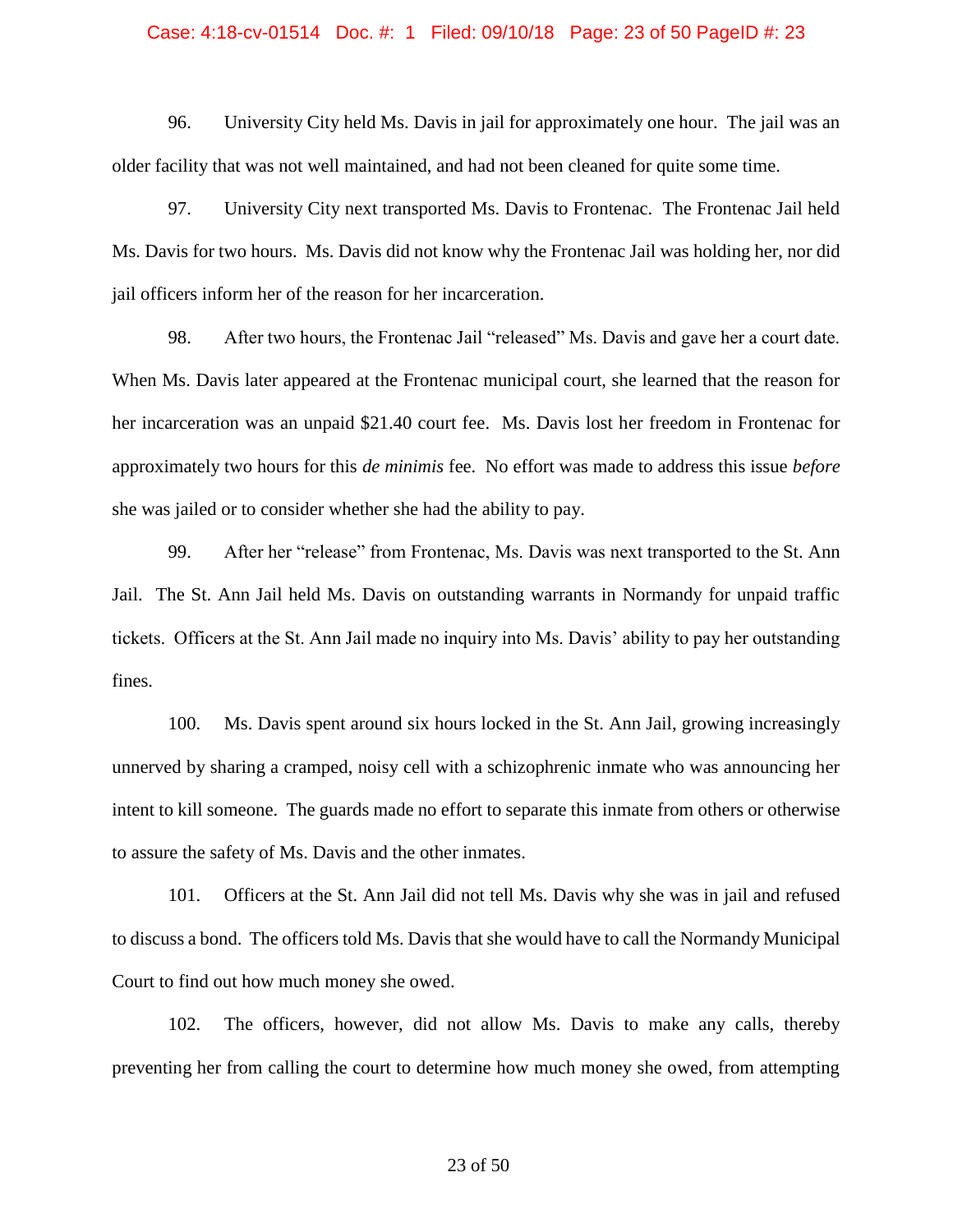96. University City held Ms. Davis in jail for approximately one hour. The jail was an older facility that was not well maintained, and had not been cleaned for quite some time.

97. University City next transported Ms. Davis to Frontenac. The Frontenac Jail held Ms. Davis for two hours. Ms. Davis did not know why the Frontenac Jail was holding her, nor did jail officers inform her of the reason for her incarceration.

98. After two hours, the Frontenac Jail "released" Ms. Davis and gave her a court date. When Ms. Davis later appeared at the Frontenac municipal court, she learned that the reason for her incarceration was an unpaid $21.40 court fee. Ms. Davis lost her freedom in Frontenac for approximately two hours for this *de minimis* fee. No effort was made to address this issue *before* she was jailed or to consider whether she had the ability to pay.

99. After her "release" from Frontenac, Ms. Davis was next transported to the St. Ann Jail. The St. Ann Jail held Ms. Davis on outstanding warrants in Normandy for unpaid traffic tickets. Officers at the St. Ann Jail made no inquiry into Ms. Davis' ability to pay her outstanding fines.

100. Ms. Davis spent around six hours locked in the St. Ann Jail, growing increasingly unnerved by sharing a cramped, noisy cell with a schizophrenic inmate who was announcing her intent to kill someone. The guards made no effort to separate this inmate from others or otherwise to assure the safety of Ms. Davis and the other inmates.

101. Officers at the St. Ann Jail did not tell Ms. Davis why she was in jail and refused to discuss a bond. The officers told Ms. Davis that she would have to call the Normandy Municipal Court to find out how much money she owed.

102. The officers, however, did not allow Ms. Davis to make any calls, thereby preventing her from calling the court to determine how much money she owed, from attempting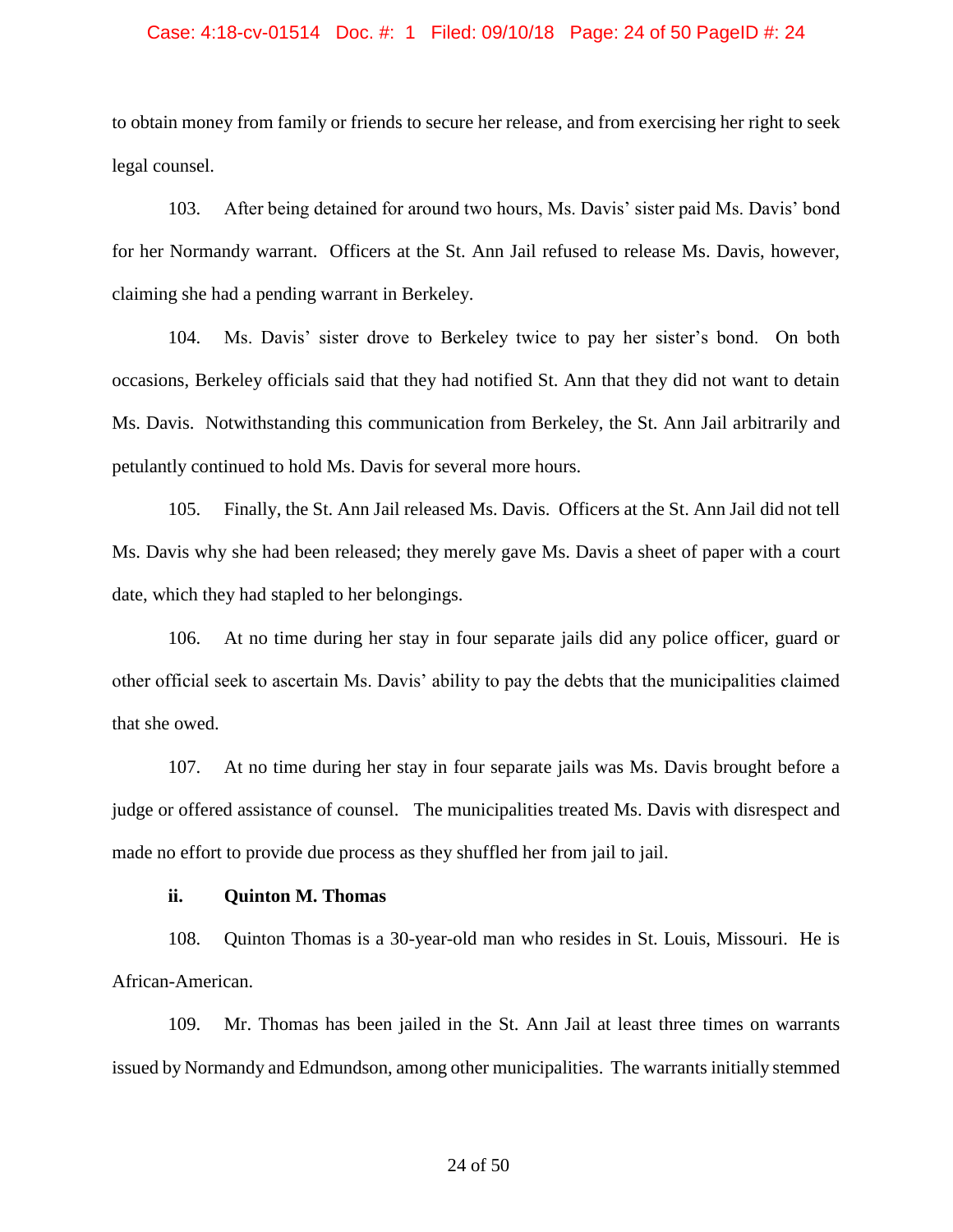to obtain money from family or friends to secure her release, and from exercising her right to seek legal counsel.

103. After being detained for around two hours, Ms. Davis' sister paid Ms. Davis' bond for her Normandy warrant. Officers at the St. Ann Jail refused to release Ms. Davis, however, claiming she had a pending warrant in Berkeley.

104. Ms. Davis' sister drove to Berkeley twice to pay her sister's bond. On both occasions, Berkeley officials said that they had notified St. Ann that they did not want to detain Ms. Davis. Notwithstanding this communication from Berkeley, the St. Ann Jail arbitrarily and petulantly continued to hold Ms. Davis for several more hours.

105. Finally, the St. Ann Jail released Ms. Davis. Officers at the St. Ann Jail did not tell Ms. Davis why she had been released; they merely gave Ms. Davis a sheet of paper with a court date, which they had stapled to her belongings.

106. At no time during her stay in four separate jails did any police officer, guard or other official seek to ascertain Ms. Davis' ability to pay the debts that the municipalities claimed that she owed.

107. At no time during her stay in four separate jails was Ms. Davis brought before a judge or offered assistance of counsel. The municipalities treated Ms. Davis with disrespect and made no effort to provide due process as they shuffled her from jail to jail.

**ii. Quinton M. Thomas**

108. Quinton Thomas is a 30-year-old man who resides in St. Louis, Missouri. He is African-American.

109. Mr. Thomas has been jailed in the St. Ann Jail at least three times on warrants issued by Normandy and Edmundson, among other municipalities. The warrants initially stemmed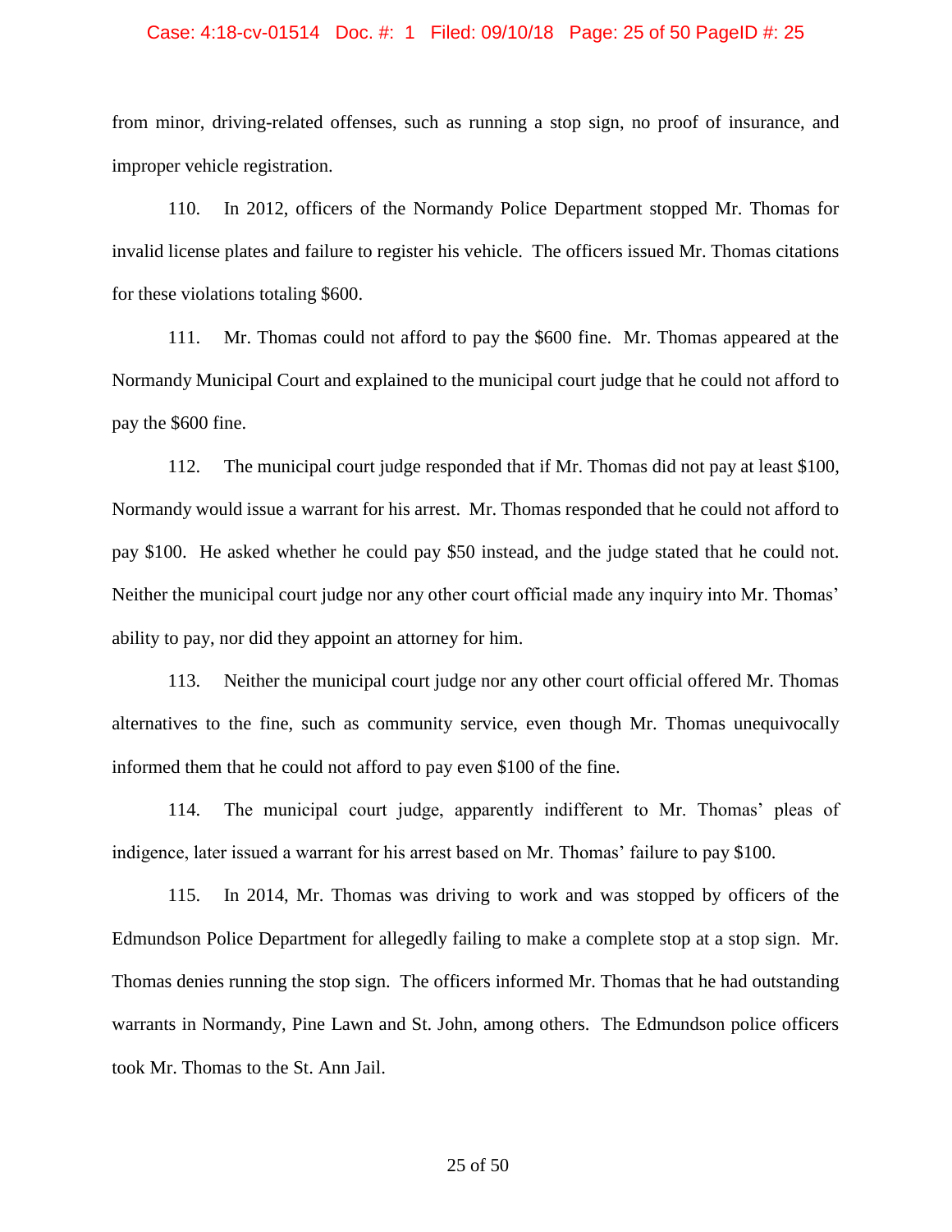from minor, driving-related offenses, such as running a stop sign, no proof of insurance, and improper vehicle registration.

110. In 2012, officers of the Normandy Police Department stopped Mr. Thomas for invalid license plates and failure to register his vehicle. The officers issued Mr. Thomas citations for these violations totaling $600.

111. Mr. Thomas could not afford to pay the $600 fine. Mr. Thomas appeared at the Normandy Municipal Court and explained to the municipal court judge that he could not afford to pay the $600 fine.

112. The municipal court judge responded that if Mr. Thomas did not pay at least $100, Normandy would issue a warrant for his arrest. Mr. Thomas responded that he could not afford to pay $100. He asked whether he could pay $50 instead, and the judge stated that he could not. Neither the municipal court judge nor any other court official made any inquiry into Mr. Thomas' ability to pay, nor did they appoint an attorney for him.

113. Neither the municipal court judge nor any other court official offered Mr. Thomas alternatives to the fine, such as community service, even though Mr. Thomas unequivocally informed them that he could not afford to pay even $100 of the fine.

114. The municipal court judge, apparently indifferent to Mr. Thomas' pleas of indigence, later issued a warrant for his arrest based on Mr. Thomas' failure to pay $100.

115. In 2014, Mr. Thomas was driving to work and was stopped by officers of the Edmundson Police Department for allegedly failing to make a complete stop at a stop sign. Mr. Thomas denies running the stop sign. The officers informed Mr. Thomas that he had outstanding warrants in Normandy, Pine Lawn and St. John, among others. The Edmundson police officers took Mr. Thomas to the St. Ann Jail.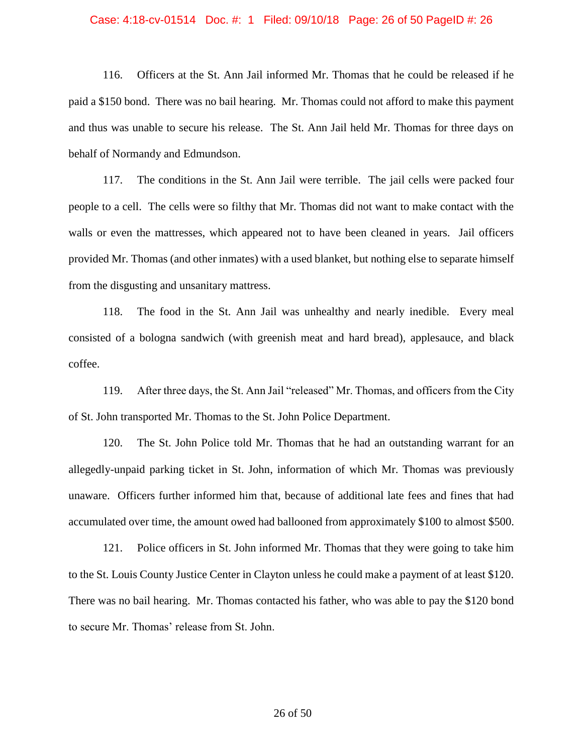116. Officers at the St. Ann Jail informed Mr. Thomas that he could be released if he paid a $150 bond. There was no bail hearing. Mr. Thomas could not afford to make this payment and thus was unable to secure his release. The St. Ann Jail held Mr. Thomas for three days on behalf of Normandy and Edmundson.

117. The conditions in the St. Ann Jail were terrible. The jail cells were packed four people to a cell. The cells were so filthy that Mr. Thomas did not want to make contact with the walls or even the mattresses, which appeared not to have been cleaned in years. Jail officers provided Mr. Thomas (and other inmates) with a used blanket, but nothing else to separate himself from the disgusting and unsanitary mattress.

118. The food in the St. Ann Jail was unhealthy and nearly inedible. Every meal consisted of a bologna sandwich (with greenish meat and hard bread), applesauce, and black coffee.

119. After three days, the St. Ann Jail "released" Mr. Thomas, and officers from the City of St. John transported Mr. Thomas to the St. John Police Department.

120. The St. John Police told Mr. Thomas that he had an outstanding warrant for an allegedly-unpaid parking ticket in St. John, information of which Mr. Thomas was previously unaware. Officers further informed him that, because of additional late fees and fines that had accumulated over time, the amount owed had ballooned from approximately $100 to almost $500.

121. Police officers in St. John informed Mr. Thomas that they were going to take him to the St. Louis County Justice Center in Clayton unless he could make a payment of at least $120. There was no bail hearing. Mr. Thomas contacted his father, who was able to pay the $120 bond to secure Mr. Thomas' release from St. John.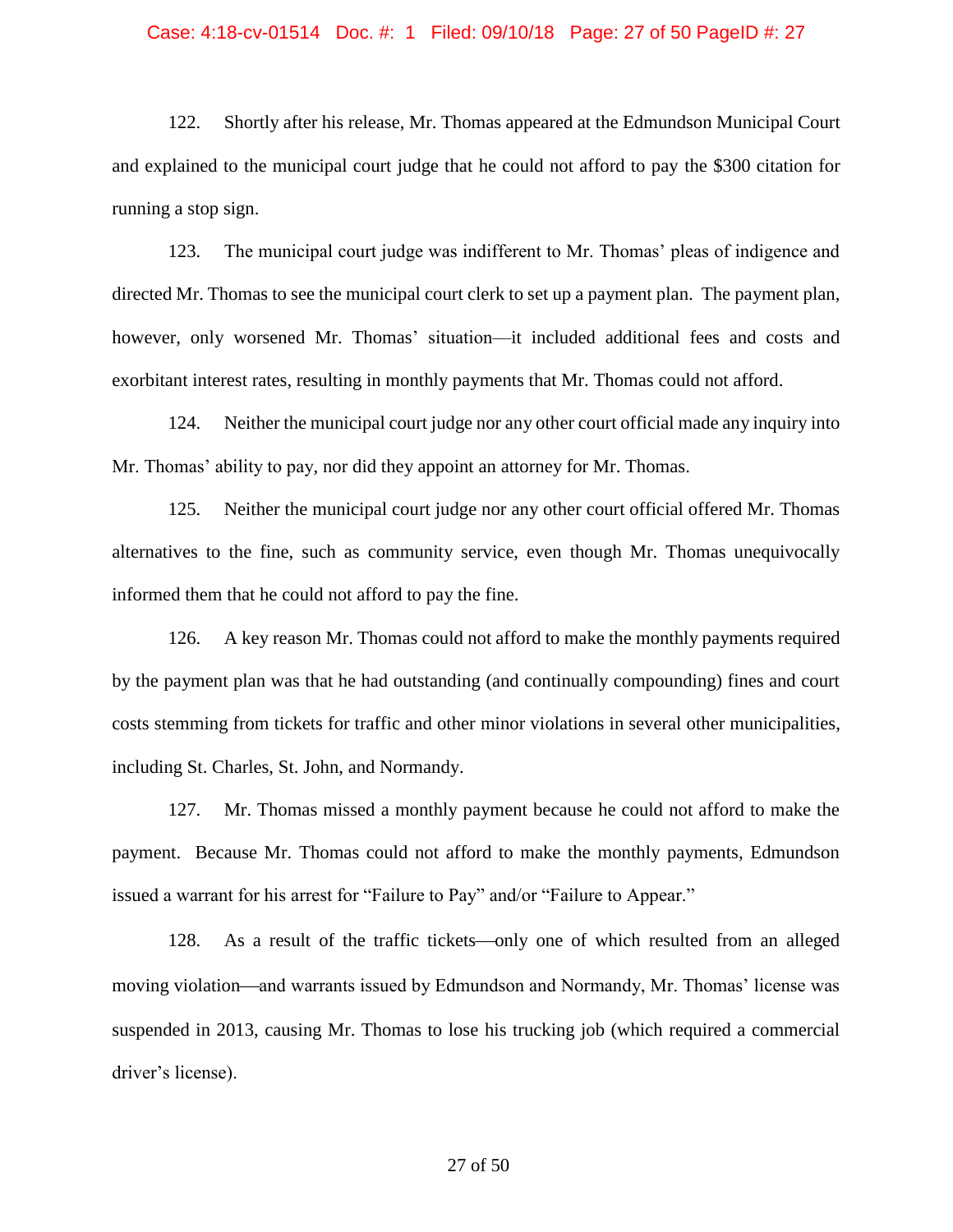122. Shortly after his release, Mr. Thomas appeared at the Edmundson Municipal Court and explained to the municipal court judge that he could not afford to pay the $300 citation for running a stop sign.

123. The municipal court judge was indifferent to Mr. Thomas' pleas of indigence and directed Mr. Thomas to see the municipal court clerk to set up a payment plan. The payment plan, however, only worsened Mr. Thomas' situation—it included additional fees and costs and exorbitant interest rates, resulting in monthly payments that Mr. Thomas could not afford.

124. Neither the municipal court judge nor any other court official made any inquiry into Mr. Thomas' ability to pay, nor did they appoint an attorney for Mr. Thomas.

125. Neither the municipal court judge nor any other court official offered Mr. Thomas alternatives to the fine, such as community service, even though Mr. Thomas unequivocally informed them that he could not afford to pay the fine.

126. A key reason Mr. Thomas could not afford to make the monthly payments required by the payment plan was that he had outstanding (and continually compounding) fines and court costs stemming from tickets for traffic and other minor violations in several other municipalities, including St. Charles, St. John, and Normandy.

127. Mr. Thomas missed a monthly payment because he could not afford to make the payment. Because Mr. Thomas could not afford to make the monthly payments, Edmundson issued a warrant for his arrest for "Failure to Pay" and/or "Failure to Appear."

128. As a result of the traffic tickets—only one of which resulted from an alleged moving violation—and warrants issued by Edmundson and Normandy, Mr. Thomas' license was suspended in 2013, causing Mr. Thomas to lose his trucking job (which required a commercial driver's license).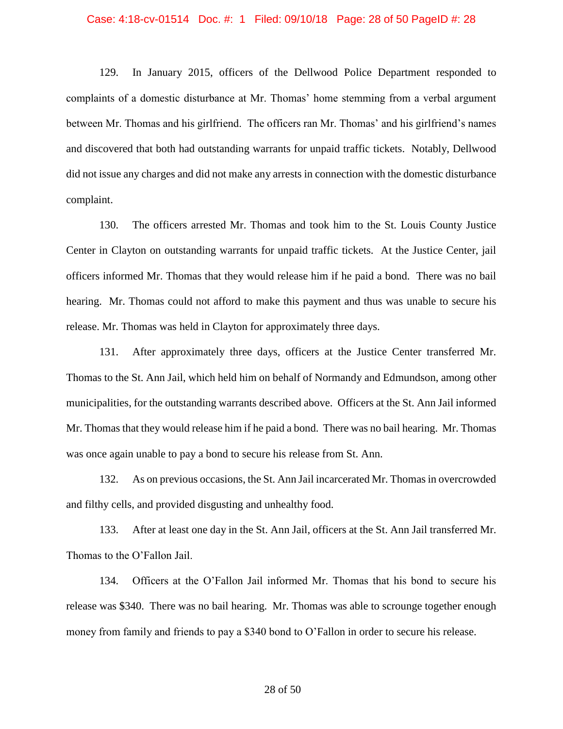129. In January 2015, officers of the Dellwood Police Department responded to complaints of a domestic disturbance at Mr. Thomas' home stemming from a verbal argument between Mr. Thomas and his girlfriend. The officers ran Mr. Thomas' and his girlfriend's names and discovered that both had outstanding warrants for unpaid traffic tickets. Notably, Dellwood did not issue any charges and did not make any arrests in connection with the domestic disturbance complaint.

130. The officers arrested Mr. Thomas and took him to the St. Louis County Justice Center in Clayton on outstanding warrants for unpaid traffic tickets. At the Justice Center, jail officers informed Mr. Thomas that they would release him if he paid a bond. There was no bail hearing. Mr. Thomas could not afford to make this payment and thus was unable to secure his release. Mr. Thomas was held in Clayton for approximately three days.

131. After approximately three days, officers at the Justice Center transferred Mr. Thomas to the St. Ann Jail, which held him on behalf of Normandy and Edmundson, among other municipalities, for the outstanding warrants described above. Officers at the St. Ann Jail informed Mr. Thomas that they would release him if he paid a bond. There was no bail hearing. Mr. Thomas was once again unable to pay a bond to secure his release from St. Ann.

132. As on previous occasions, the St. Ann Jail incarcerated Mr. Thomas in overcrowded and filthy cells, and provided disgusting and unhealthy food.

133. After at least one day in the St. Ann Jail, officers at the St. Ann Jail transferred Mr. Thomas to the O'Fallon Jail.

134. Officers at the O'Fallon Jail informed Mr. Thomas that his bond to secure his release was $340. There was no bail hearing. Mr. Thomas was able to scrounge together enough money from family and friends to pay a $340 bond to O'Fallon in order to secure his release.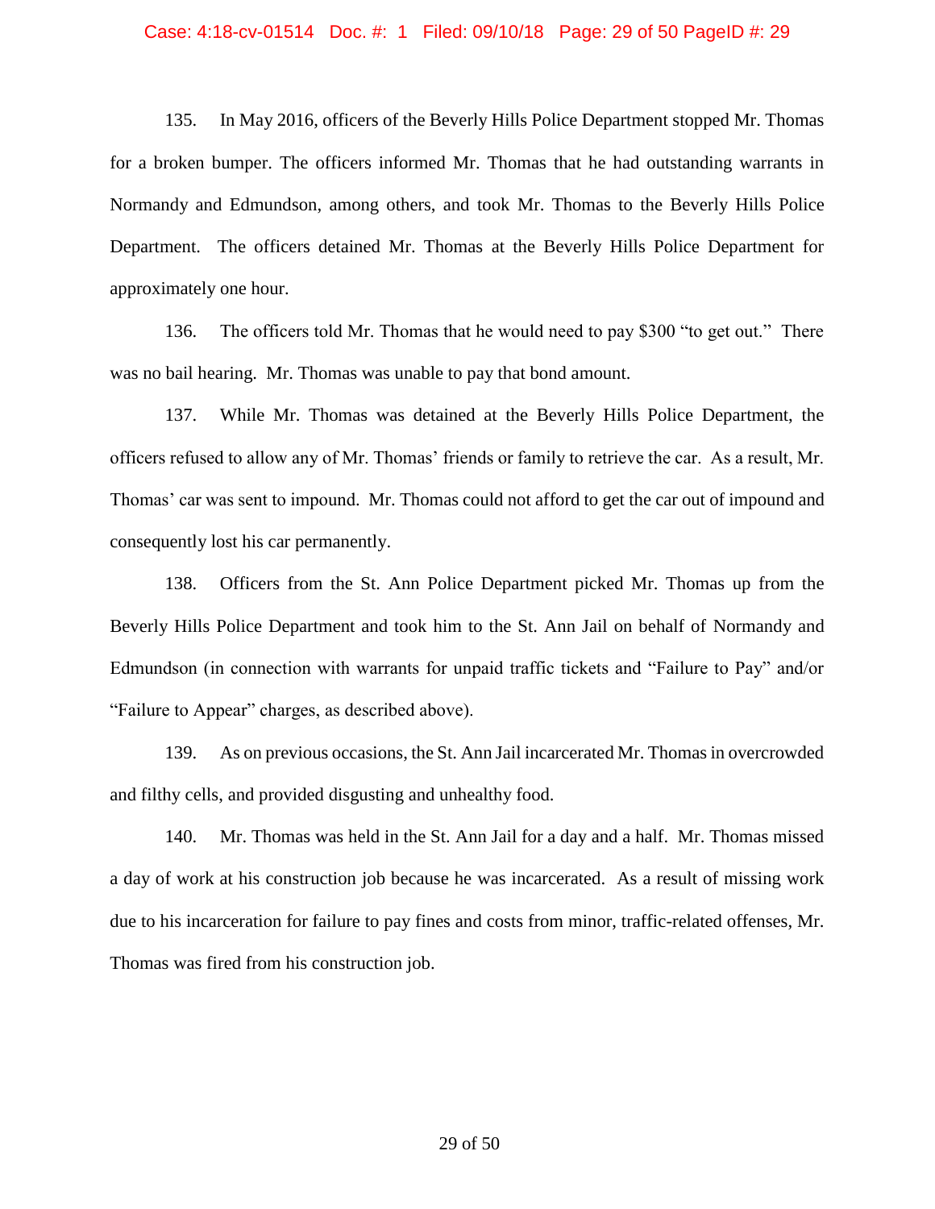135. In May 2016, officers of the Beverly Hills Police Department stopped Mr. Thomas for a broken bumper. The officers informed Mr. Thomas that he had outstanding warrants in Normandy and Edmundson, among others, and took Mr. Thomas to the Beverly Hills Police Department. The officers detained Mr. Thomas at the Beverly Hills Police Department for approximately one hour.

136. The officers told Mr. Thomas that he would need to pay $300 "to get out." There was no bail hearing. Mr. Thomas was unable to pay that bond amount.

137. While Mr. Thomas was detained at the Beverly Hills Police Department, the officers refused to allow any of Mr. Thomas' friends or family to retrieve the car. As a result, Mr. Thomas' car was sent to impound. Mr. Thomas could not afford to get the car out of impound and consequently lost his car permanently.

138. Officers from the St. Ann Police Department picked Mr. Thomas up from the Beverly Hills Police Department and took him to the St. Ann Jail on behalf of Normandy and Edmundson (in connection with warrants for unpaid traffic tickets and "Failure to Pay" and/or "Failure to Appear" charges, as described above).

139. As on previous occasions, the St. Ann Jail incarcerated Mr. Thomas in overcrowded and filthy cells, and provided disgusting and unhealthy food.

140. Mr. Thomas was held in the St. Ann Jail for a day and a half. Mr. Thomas missed a day of work at his construction job because he was incarcerated. As a result of missing work due to his incarceration for failure to pay fines and costs from minor, traffic-related offenses, Mr. Thomas was fired from his construction job.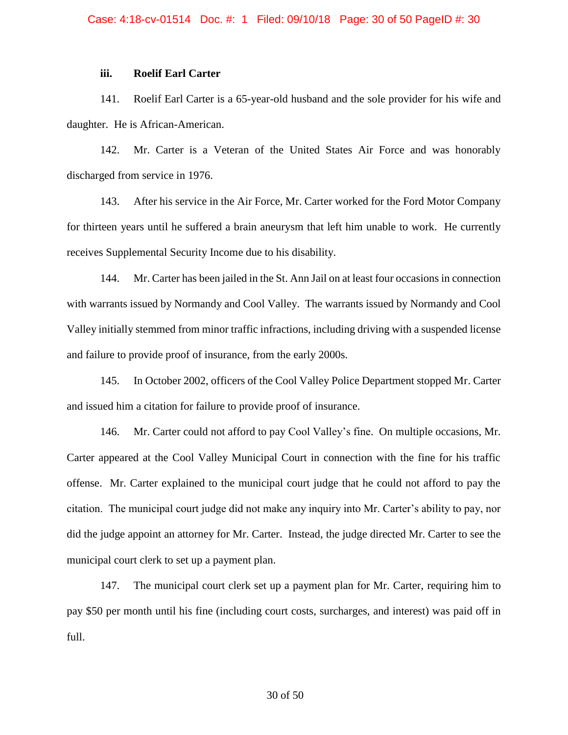### iii. Roelif Earl Carter

141. Roelif Earl Carter is a 65-year-old husband and the sole provider for his wife and daughter. He is African-American.

142. Mr. Carter is a Veteran of the United States Air Force and was honorably discharged from service in 1976.

143. After his service in the Air Force, Mr. Carter worked for the Ford Motor Company for thirteen years until he suffered a brain aneurysm that left him unable to work. He currently receives Supplemental Security Income due to his disability.

144. Mr. Carter has been jailed in the St. Ann Jail on at least four occasions in connection with warrants issued by Normandy and Cool Valley. The warrants issued by Normandy and Cool Valley initially stemmed from minor traffic infractions, including driving with a suspended license and failure to provide proof of insurance, from the early 2000s.

145. In October 2002, officers of the Cool Valley Police Department stopped Mr. Carter and issued him a citation for failure to provide proof of insurance.

146. Mr. Carter could not afford to pay Cool Valley's fine. On multiple occasions, Mr. Carter appeared at the Cool Valley Municipal Court in connection with the fine for his traffic offense. Mr. Carter explained to the municipal court judge that he could not afford to pay the citation. The municipal court judge did not make any inquiry into Mr. Carter's ability to pay, nor did the judge appoint an attorney for Mr. Carter. Instead, the judge directed Mr. Carter to see the municipal court clerk to set up a payment plan.

147. The municipal court clerk set up a payment plan for Mr. Carter, requiring him to pay $50 per month until his fine (including court costs, surcharges, and interest) was paid off in full.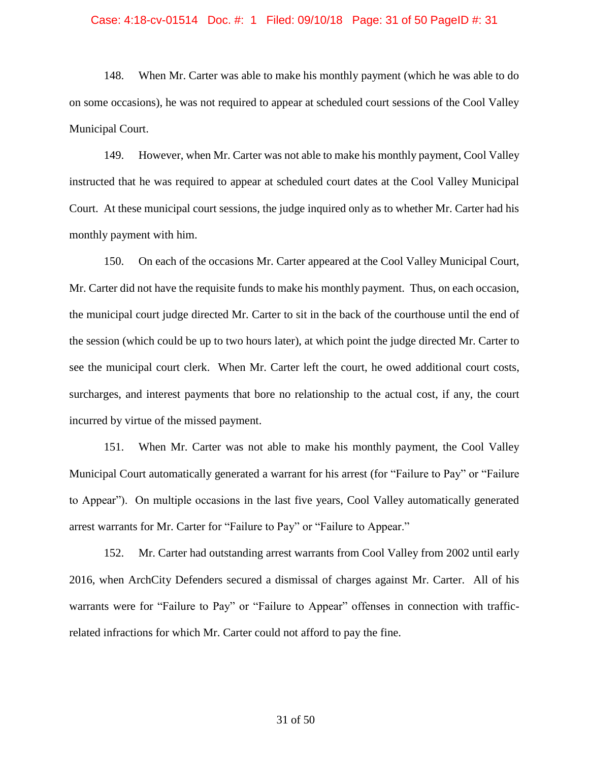148. When Mr. Carter was able to make his monthly payment (which he was able to do on some occasions), he was not required to appear at scheduled court sessions of the Cool Valley Municipal Court.

149. However, when Mr. Carter was not able to make his monthly payment, Cool Valley instructed that he was required to appear at scheduled court dates at the Cool Valley Municipal Court. At these municipal court sessions, the judge inquired only as to whether Mr. Carter had his monthly payment with him.

150. On each of the occasions Mr. Carter appeared at the Cool Valley Municipal Court, Mr. Carter did not have the requisite funds to make his monthly payment. Thus, on each occasion, the municipal court judge directed Mr. Carter to sit in the back of the courthouse until the end of the session (which could be up to two hours later), at which point the judge directed Mr. Carter to see the municipal court clerk. When Mr. Carter left the court, he owed additional court costs, surcharges, and interest payments that bore no relationship to the actual cost, if any, the court incurred by virtue of the missed payment.

151. When Mr. Carter was not able to make his monthly payment, the Cool Valley Municipal Court automatically generated a warrant for his arrest (for "Failure to Pay" or "Failure to Appear"). On multiple occasions in the last five years, Cool Valley automatically generated arrest warrants for Mr. Carter for "Failure to Pay" or "Failure to Appear."

152. Mr. Carter had outstanding arrest warrants from Cool Valley from 2002 until early 2016, when ArchCity Defenders secured a dismissal of charges against Mr. Carter. All of his warrants were for "Failure to Pay" or "Failure to Appear" offenses in connection with traffic-related infractions for which Mr. Carter could not afford to pay the fine.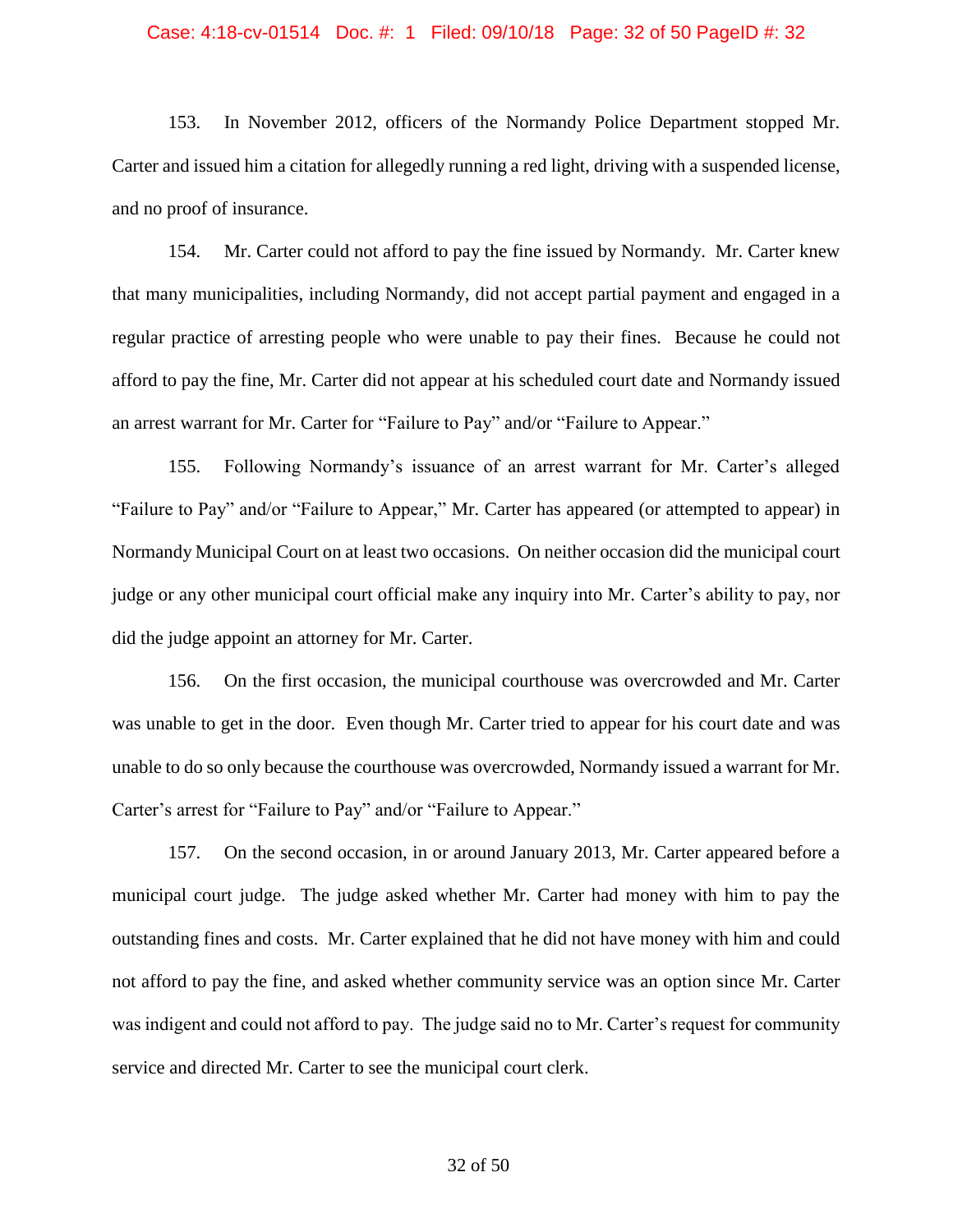153. In November 2012, officers of the Normandy Police Department stopped Mr. Carter and issued him a citation for allegedly running a red light, driving with a suspended license, and no proof of insurance.

154. Mr. Carter could not afford to pay the fine issued by Normandy. Mr. Carter knew that many municipalities, including Normandy, did not accept partial payment and engaged in a regular practice of arresting people who were unable to pay their fines. Because he could not afford to pay the fine, Mr. Carter did not appear at his scheduled court date and Normandy issued an arrest warrant for Mr. Carter for "Failure to Pay" and/or "Failure to Appear."

155. Following Normandy's issuance of an arrest warrant for Mr. Carter's alleged "Failure to Pay" and/or "Failure to Appear," Mr. Carter has appeared (or attempted to appear) in Normandy Municipal Court on at least two occasions. On neither occasion did the municipal court judge or any other municipal court official make any inquiry into Mr. Carter's ability to pay, nor did the judge appoint an attorney for Mr. Carter.

156. On the first occasion, the municipal courthouse was overcrowded and Mr. Carter was unable to get in the door. Even though Mr. Carter tried to appear for his court date and was unable to do so only because the courthouse was overcrowded, Normandy issued a warrant for Mr. Carter's arrest for "Failure to Pay" and/or "Failure to Appear."

157. On the second occasion, in or around January 2013, Mr. Carter appeared before a municipal court judge. The judge asked whether Mr. Carter had money with him to pay the outstanding fines and costs. Mr. Carter explained that he did not have money with him and could not afford to pay the fine, and asked whether community service was an option since Mr. Carter was indigent and could not afford to pay. The judge said no to Mr. Carter's request for community service and directed Mr. Carter to see the municipal court clerk.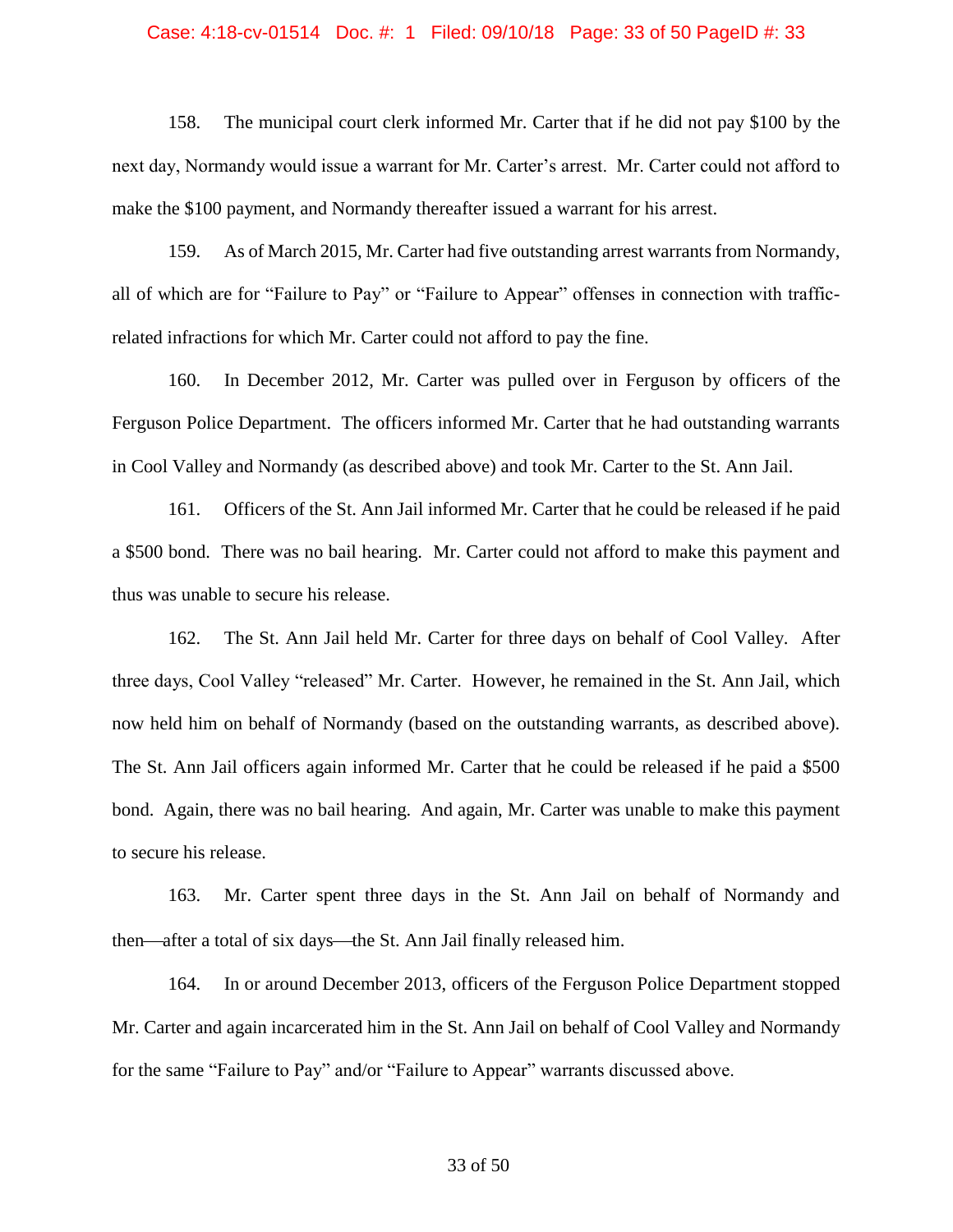158. The municipal court clerk informed Mr. Carter that if he did not pay $100 by the next day, Normandy would issue a warrant for Mr. Carter's arrest. Mr. Carter could not afford to make the $100 payment, and Normandy thereafter issued a warrant for his arrest.

159. As of March 2015, Mr. Carter had five outstanding arrest warrants from Normandy, all of which are for "Failure to Pay" or "Failure to Appear" offenses in connection with traffic-related infractions for which Mr. Carter could not afford to pay the fine.

160. In December 2012, Mr. Carter was pulled over in Ferguson by officers of the Ferguson Police Department. The officers informed Mr. Carter that he had outstanding warrants in Cool Valley and Normandy (as described above) and took Mr. Carter to the St. Ann Jail.

161. Officers of the St. Ann Jail informed Mr. Carter that he could be released if he paid a $500 bond. There was no bail hearing. Mr. Carter could not afford to make this payment and thus was unable to secure his release.

162. The St. Ann Jail held Mr. Carter for three days on behalf of Cool Valley. After three days, Cool Valley "released" Mr. Carter. However, he remained in the St. Ann Jail, which now held him on behalf of Normandy (based on the outstanding warrants, as described above). The St. Ann Jail officers again informed Mr. Carter that he could be released if he paid a $500 bond. Again, there was no bail hearing. And again, Mr. Carter was unable to make this payment to secure his release.

163. Mr. Carter spent three days in the St. Ann Jail on behalf of Normandy and then—after a total of six days—the St. Ann Jail finally released him.

164. In or around December 2013, officers of the Ferguson Police Department stopped Mr. Carter and again incarcerated him in the St. Ann Jail on behalf of Cool Valley and Normandy for the same "Failure to Pay" and/or "Failure to Appear" warrants discussed above.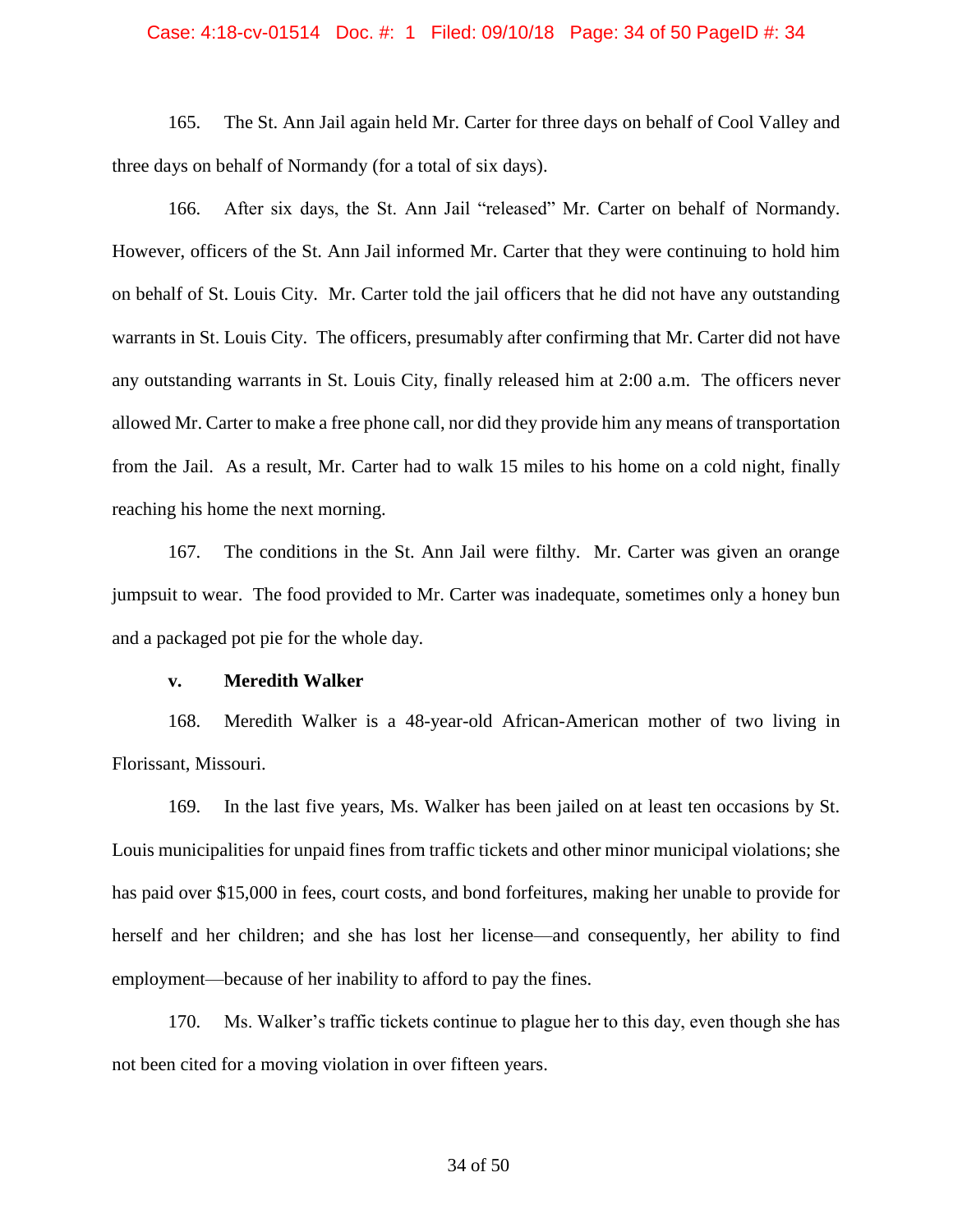165. The St. Ann Jail again held Mr. Carter for three days on behalf of Cool Valley and three days on behalf of Normandy (for a total of six days).

166. After six days, the St. Ann Jail "released" Mr. Carter on behalf of Normandy. However, officers of the St. Ann Jail informed Mr. Carter that they were continuing to hold him on behalf of St. Louis City. Mr. Carter told the jail officers that he did not have any outstanding warrants in St. Louis City. The officers, presumably after confirming that Mr. Carter did not have any outstanding warrants in St. Louis City, finally released him at 2:00 a.m. The officers never allowed Mr. Carter to make a free phone call, nor did they provide him any means of transportation from the Jail. As a result, Mr. Carter had to walk 15 miles to his home on a cold night, finally reaching his home the next morning.

167. The conditions in the St. Ann Jail were filthy. Mr. Carter was given an orange jumpsuit to wear. The food provided to Mr. Carter was inadequate, sometimes only a honey bun and a packaged pot pie for the whole day.

**v. Meredith Walker**

168. Meredith Walker is a 48-year-old African-American mother of two living in Florissant, Missouri.

169. In the last five years, Ms. Walker has been jailed on at least ten occasions by St. Louis municipalities for unpaid fines from traffic tickets and other minor municipal violations; she has paid over $15,000 in fees, court costs, and bond forfeitures, making her unable to provide for herself and her children; and she has lost her license—and consequently, her ability to find employment—because of her inability to afford to pay the fines.

170. Ms. Walker's traffic tickets continue to plague her to this day, even though she has not been cited for a moving violation in over fifteen years.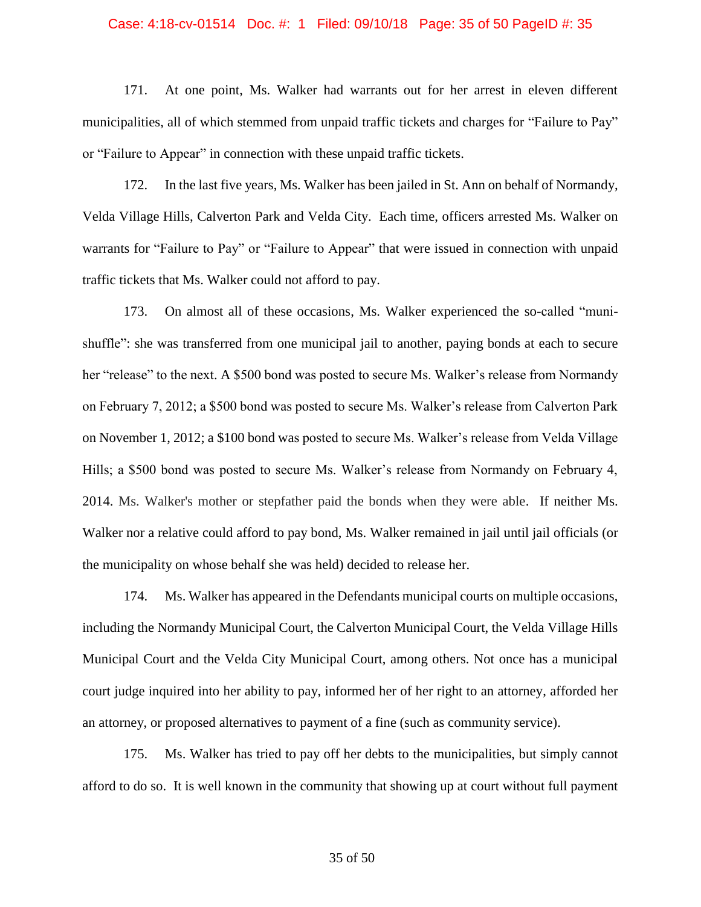171. At one point, Ms. Walker had warrants out for her arrest in eleven different municipalities, all of which stemmed from unpaid traffic tickets and charges for "Failure to Pay" or "Failure to Appear" in connection with these unpaid traffic tickets.

172. In the last five years, Ms. Walker has been jailed in St. Ann on behalf of Normandy, Velda Village Hills, Calverton Park and Velda City. Each time, officers arrested Ms. Walker on warrants for "Failure to Pay" or "Failure to Appear" that were issued in connection with unpaid traffic tickets that Ms. Walker could not afford to pay.

173. On almost all of these occasions, Ms. Walker experienced the so-called "muni-shuffle": she was transferred from one municipal jail to another, paying bonds at each to secure her "release" to the next. A $500 bond was posted to secure Ms. Walker's release from Normandy on February 7, 2012; a $500 bond was posted to secure Ms. Walker's release from Calverton Park on November 1, 2012; a $100 bond was posted to secure Ms. Walker's release from Velda Village Hills; a $500 bond was posted to secure Ms. Walker's release from Normandy on February 4, 2014. Ms. Walker's mother or stepfather paid the bonds when they were able. If neither Ms. Walker nor a relative could afford to pay bond, Ms. Walker remained in jail until jail officials (or the municipality on whose behalf she was held) decided to release her.

174. Ms. Walker has appeared in the Defendants municipal courts on multiple occasions, including the Normandy Municipal Court, the Calverton Municipal Court, the Velda Village Hills Municipal Court and the Velda City Municipal Court, among others. Not once has a municipal court judge inquired into her ability to pay, informed her of her right to an attorney, afforded her an attorney, or proposed alternatives to payment of a fine (such as community service).

175. Ms. Walker has tried to pay off her debts to the municipalities, but simply cannot afford to do so. It is well known in the community that showing up at court without full payment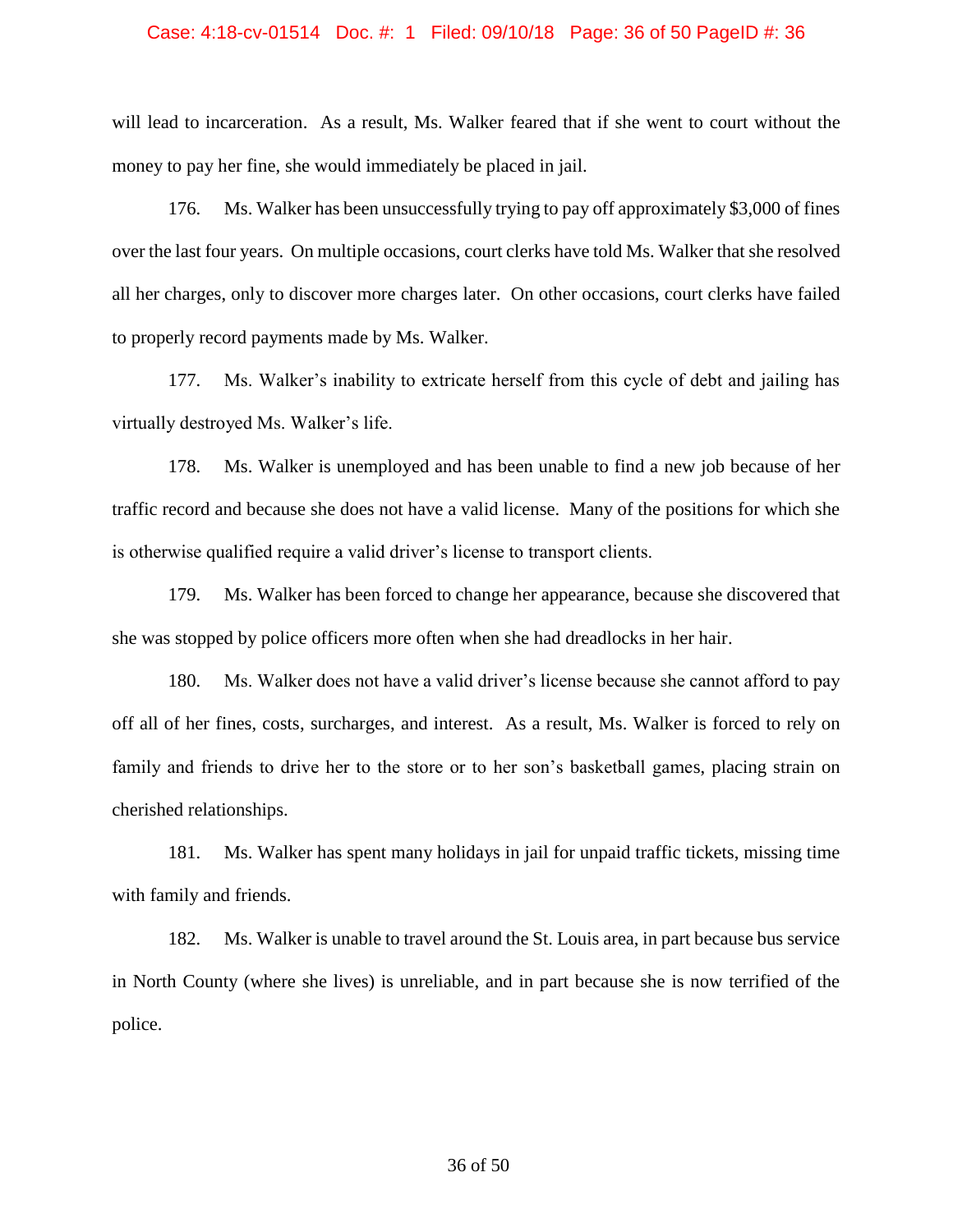will lead to incarceration. As a result, Ms. Walker feared that if she went to court without the money to pay her fine, she would immediately be placed in jail.

176. Ms. Walker has been unsuccessfully trying to pay off approximately $3,000 of fines over the last four years. On multiple occasions, court clerks have told Ms. Walker that she resolved all her charges, only to discover more charges later. On other occasions, court clerks have failed to properly record payments made by Ms. Walker.

177. Ms. Walker's inability to extricate herself from this cycle of debt and jailing has virtually destroyed Ms. Walker's life.

178. Ms. Walker is unemployed and has been unable to find a new job because of her traffic record and because she does not have a valid license. Many of the positions for which she is otherwise qualified require a valid driver's license to transport clients.

179. Ms. Walker has been forced to change her appearance, because she discovered that she was stopped by police officers more often when she had dreadlocks in her hair.

180. Ms. Walker does not have a valid driver's license because she cannot afford to pay off all of her fines, costs, surcharges, and interest. As a result, Ms. Walker is forced to rely on family and friends to drive her to the store or to her son's basketball games, placing strain on cherished relationships.

181. Ms. Walker has spent many holidays in jail for unpaid traffic tickets, missing time with family and friends.

182. Ms. Walker is unable to travel around the St. Louis area, in part because bus service in North County (where she lives) is unreliable, and in part because she is now terrified of the police.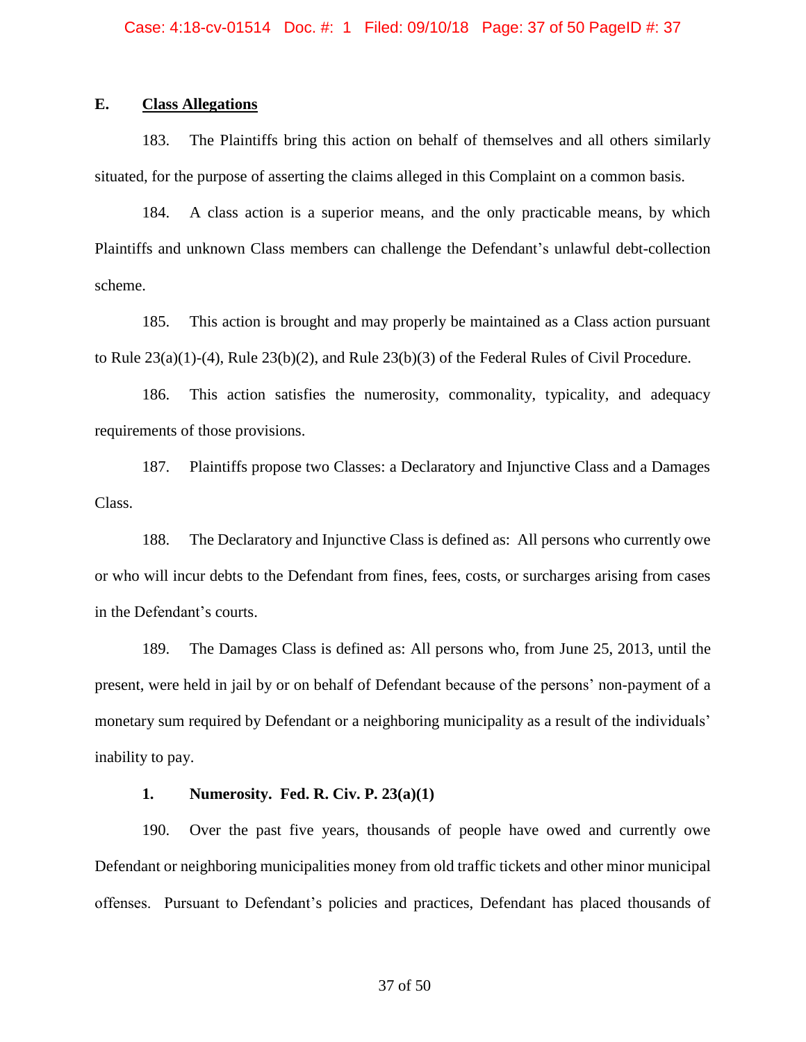### E. Class Allegations

183. The Plaintiffs bring this action on behalf of themselves and all others similarly situated, for the purpose of asserting the claims alleged in this Complaint on a common basis.

184. A class action is a superior means, and the only practicable means, by which Plaintiffs and unknown Class members can challenge the Defendant's unlawful debt-collection scheme.

185. This action is brought and may properly be maintained as a Class action pursuant to Rule 23(a)(1)-(4), Rule 23(b)(2), and Rule 23(b)(3) of the Federal Rules of Civil Procedure.

186. This action satisfies the numerosity, commonality, typicality, and adequacy requirements of those provisions.

187. Plaintiffs propose two Classes: a Declaratory and Injunctive Class and a Damages Class.

188. The Declaratory and Injunctive Class is defined as: All persons who currently owe or who will incur debts to the Defendant from fines, fees, costs, or surcharges arising from cases in the Defendant's courts.

189. The Damages Class is defined as: All persons who, from June 25, 2013, until the present, were held in jail by or on behalf of Defendant because of the persons' non-payment of a monetary sum required by Defendant or a neighboring municipality as a result of the individuals' inability to pay.

#### 1. Numerosity. Fed. R. Civ. P. 23(a)(1)

190. Over the past five years, thousands of people have owed and currently owe Defendant or neighboring municipalities money from old traffic tickets and other minor municipal offenses. Pursuant to Defendant's policies and practices, Defendant has placed thousands of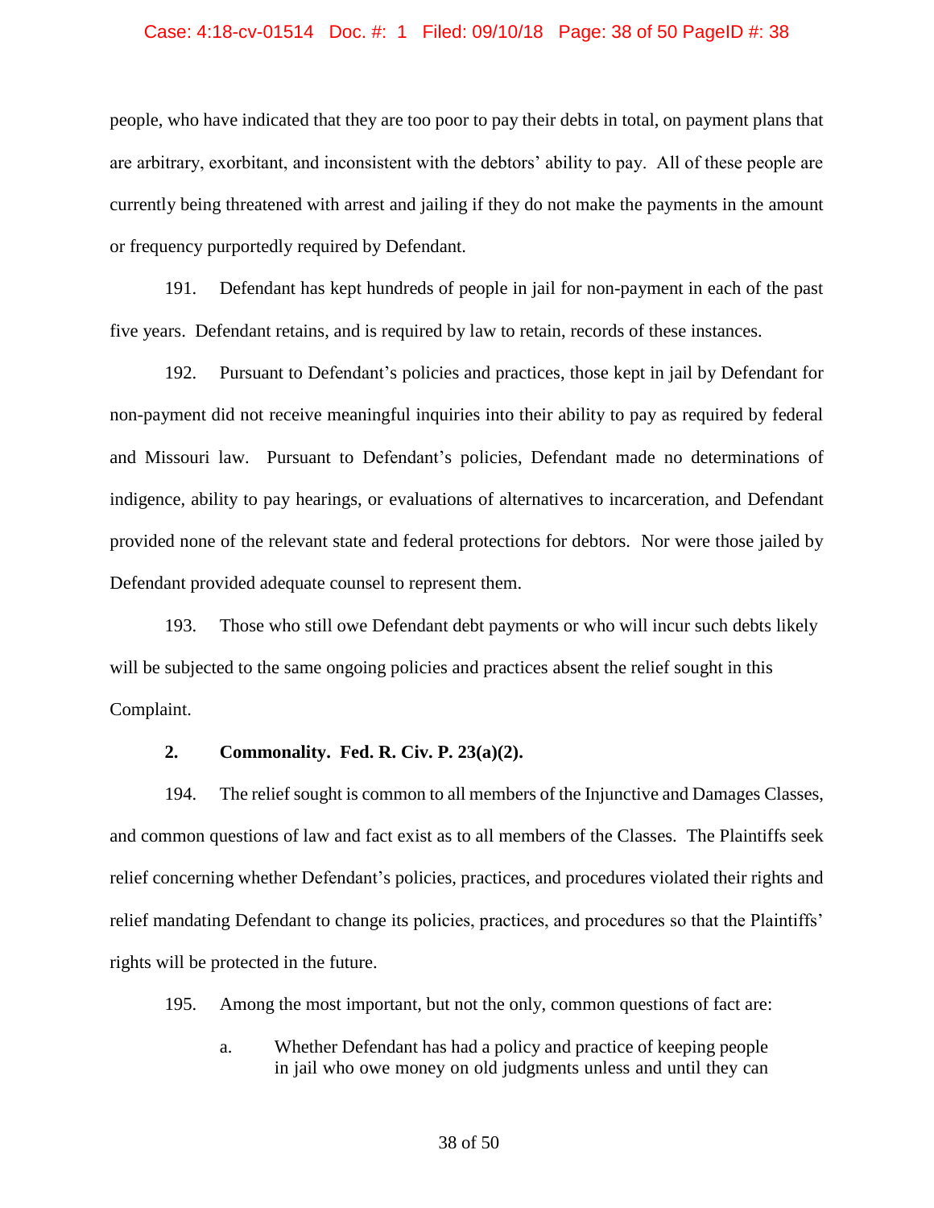people, who have indicated that they are too poor to pay their debts in total, on payment plans that are arbitrary, exorbitant, and inconsistent with the debtors' ability to pay. All of these people are currently being threatened with arrest and jailing if they do not make the payments in the amount or frequency purportedly required by Defendant.

191. Defendant has kept hundreds of people in jail for non-payment in each of the past five years. Defendant retains, and is required by law to retain, records of these instances.

192. Pursuant to Defendant's policies and practices, those kept in jail by Defendant for non-payment did not receive meaningful inquiries into their ability to pay as required by federal and Missouri law. Pursuant to Defendant's policies, Defendant made no determinations of indigence, ability to pay hearings, or evaluations of alternatives to incarceration, and Defendant provided none of the relevant state and federal protections for debtors. Nor were those jailed by Defendant provided adequate counsel to represent them.

193. Those who still owe Defendant debt payments or who will incur such debts likely will be subjected to the same ongoing policies and practices absent the relief sought in this Complaint.

**2. Commonality. Fed. R. Civ. P. 23(a)(2).**

194. The relief sought is common to all members of the Injunctive and Damages Classes, and common questions of law and fact exist as to all members of the Classes. The Plaintiffs seek relief concerning whether Defendant's policies, practices, and procedures violated their rights and relief mandating Defendant to change its policies, practices, and procedures so that the Plaintiffs' rights will be protected in the future.

195. Among the most important, but not the only, common questions of fact are:

a. Whether Defendant has had a policy and practice of keeping people in jail who owe money on old judgments unless and until they can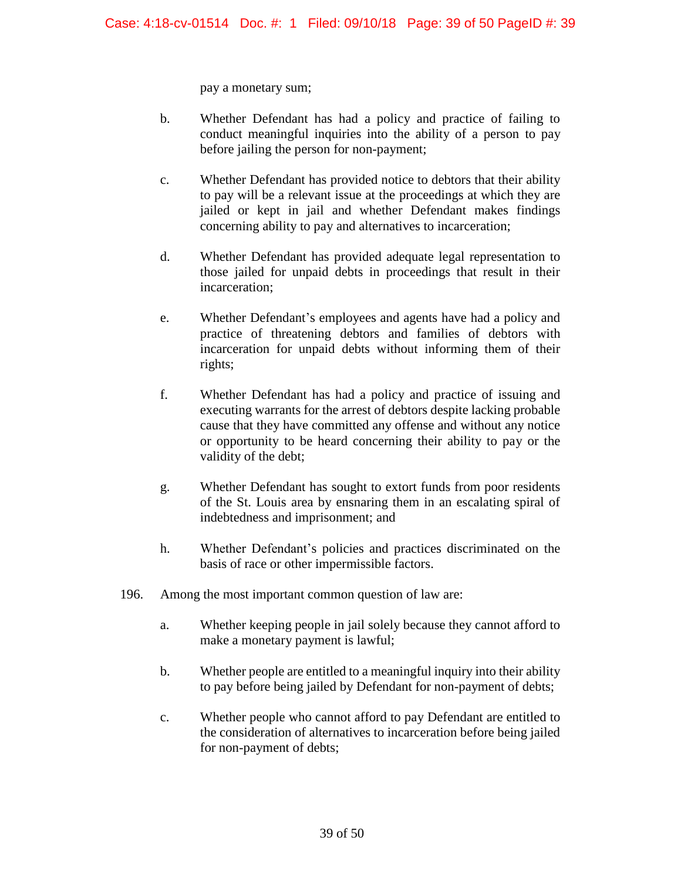pay a monetary sum;

b. Whether Defendant has had a policy and practice of failing to conduct meaningful inquiries into the ability of a person to pay before jailing the person for non-payment;

c. Whether Defendant has provided notice to debtors that their ability to pay will be a relevant issue at the proceedings at which they are jailed or kept in jail and whether Defendant makes findings concerning ability to pay and alternatives to incarceration;

d. Whether Defendant has provided adequate legal representation to those jailed for unpaid debts in proceedings that result in their incarceration;

e. Whether Defendant's employees and agents have had a policy and practice of threatening debtors and families of debtors with incarceration for unpaid debts without informing them of their rights;

f. Whether Defendant has had a policy and practice of issuing and executing warrants for the arrest of debtors despite lacking probable cause that they have committed any offense and without any notice or opportunity to be heard concerning their ability to pay or the validity of the debt;

g. Whether Defendant has sought to extort funds from poor residents of the St. Louis area by ensnaring them in an escalating spiral of indebtedness and imprisonment; and

h. Whether Defendant's policies and practices discriminated on the basis of race or other impermissible factors.

196. Among the most important common question of law are:

a. Whether keeping people in jail solely because they cannot afford to make a monetary payment is lawful;

b. Whether people are entitled to a meaningful inquiry into their ability to pay before being jailed by Defendant for non-payment of debts;

c. Whether people who cannot afford to pay Defendant are entitled to the consideration of alternatives to incarceration before being jailed for non-payment of debts;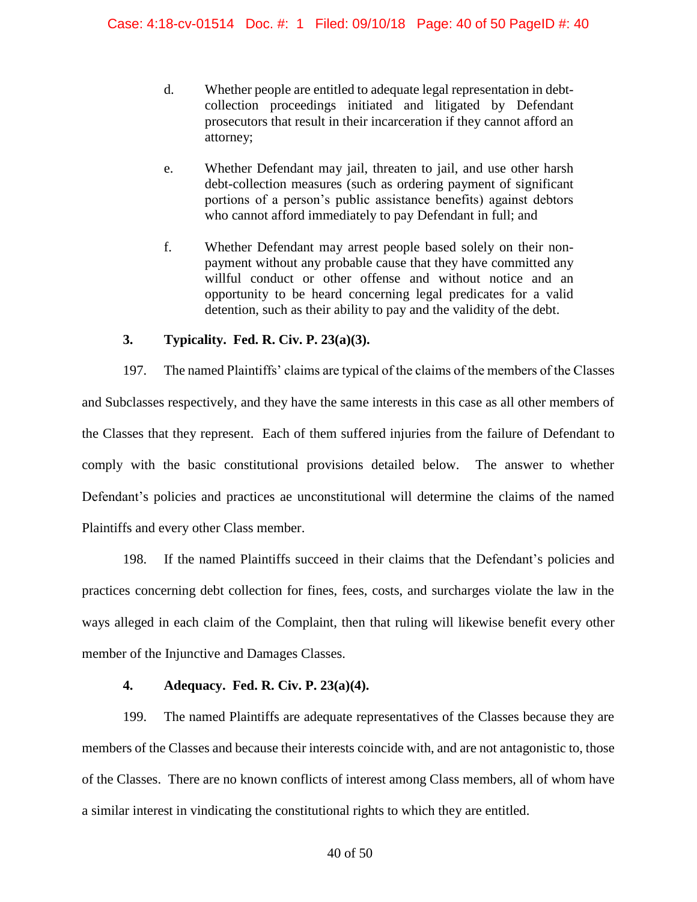d. Whether people are entitled to adequate legal representation in debt-collection proceedings initiated and litigated by Defendant prosecutors that result in their incarceration if they cannot afford an attorney;

e. Whether Defendant may jail, threaten to jail, and use other harsh debt-collection measures (such as ordering payment of significant portions of a person's public assistance benefits) against debtors who cannot afford immediately to pay Defendant in full; and

f. Whether Defendant may arrest people based solely on their non-payment without any probable cause that they have committed any willful conduct or other offense and without notice and an opportunity to be heard concerning legal predicates for a valid detention, such as their ability to pay and the validity of the debt.

**3. Typicality. Fed. R. Civ. P. 23(a)(3).**

197. The named Plaintiffs' claims are typical of the claims of the members of the Classes and Subclasses respectively, and they have the same interests in this case as all other members of the Classes that they represent. Each of them suffered injuries from the failure of Defendant to comply with the basic constitutional provisions detailed below. The answer to whether Defendant's policies and practices ae unconstitutional will determine the claims of the named Plaintiffs and every other Class member.

198. If the named Plaintiffs succeed in their claims that the Defendant's policies and practices concerning debt collection for fines, fees, costs, and surcharges violate the law in the ways alleged in each claim of the Complaint, then that ruling will likewise benefit every other member of the Injunctive and Damages Classes.

**4. Adequacy. Fed. R. Civ. P. 23(a)(4).**

199. The named Plaintiffs are adequate representatives of the Classes because they are members of the Classes and because their interests coincide with, and are not antagonistic to, those of the Classes. There are no known conflicts of interest among Class members, all of whom have a similar interest in vindicating the constitutional rights to which they are entitled.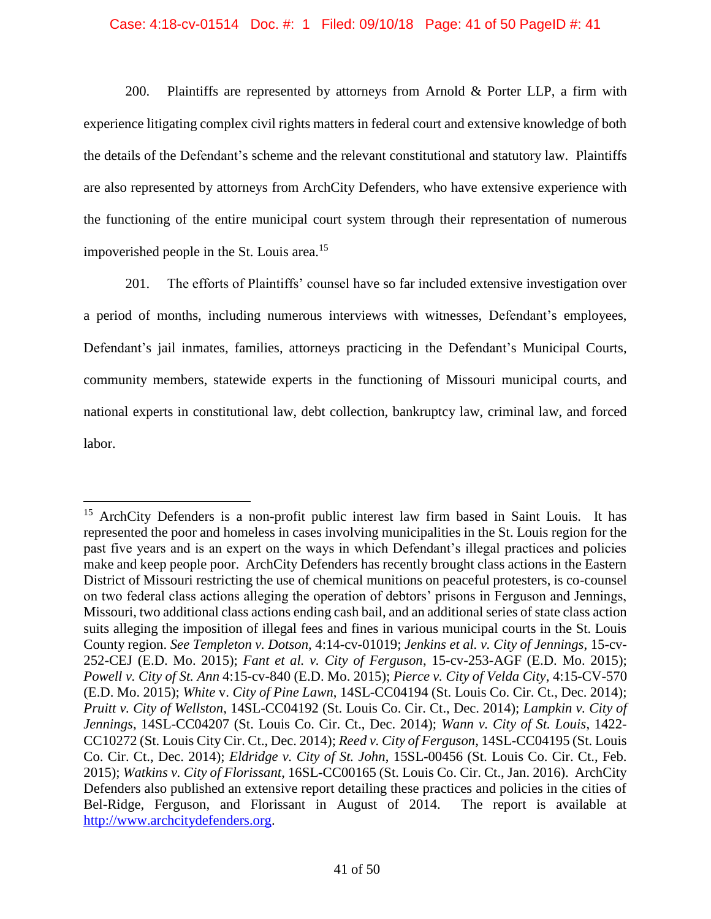200. Plaintiffs are represented by attorneys from Arnold & Porter LLP, a firm with experience litigating complex civil rights matters in federal court and extensive knowledge of both the details of the Defendant's scheme and the relevant constitutional and statutory law. Plaintiffs are also represented by attorneys from ArchCity Defenders, who have extensive experience with the functioning of the entire municipal court system through their representation of numerous impoverished people in the St. Louis area.[15]

201. The efforts of Plaintiffs' counsel have so far included extensive investigation over a period of months, including numerous interviews with witnesses, Defendant's employees, Defendant's jail inmates, families, attorneys practicing in the Defendant's Municipal Courts, community members, statewide experts in the functioning of Missouri municipal courts, and national experts in constitutional law, debt collection, bankruptcy law, criminal law, and forced labor.

---

[15] ArchCity Defenders is a non-profit public interest law firm based in Saint Louis. It has represented the poor and homeless in cases involving municipalities in the St. Louis region for the past five years and is an expert on the ways in which Defendant's illegal practices and policies make and keep people poor. ArchCity Defenders has recently brought class actions in the Eastern District of Missouri restricting the use of chemical munitions on peaceful protesters, is co-counsel on two federal class actions alleging the operation of debtors' prisons in Ferguson and Jennings, Missouri, two additional class actions ending cash bail, and an additional series of state class action suits alleging the imposition of illegal fees and fines in various municipal courts in the St. Louis County region. *See Templeton v. Dotson*, 4:14-cv-01019; *Jenkins et al. v. City of Jennings*, 15-cv-252-CEJ (E.D. Mo. 2015); *Fant et al. v. City of Ferguson*, 15-cv-253-AGF (E.D. Mo. 2015); *Powell v. City of St. Ann* 4:15-cv-840 (E.D. Mo. 2015); *Pierce v. City of Velda City*, 4:15-CV-570 (E.D. Mo. 2015); *White* v. *City of Pine Lawn*, 14SL-CC04194 (St. Louis Co. Cir. Ct., Dec. 2014); *Pruitt v. City of Wellston*, 14SL-CC04192 (St. Louis Co. Cir. Ct., Dec. 2014); *Lampkin v. City of Jennings*, 14SL-CC04207 (St. Louis Co. Cir. Ct., Dec. 2014); *Wann v. City of St. Louis*, 1422-CC10272 (St. Louis City Cir. Ct., Dec. 2014); *Reed v. City of Ferguson*, 14SL-CC04195 (St. Louis Co. Cir. Ct., Dec. 2014); *Eldridge v. City of St. John*, 15SL-00456 (St. Louis Co. Cir. Ct., Feb. 2015); *Watkins v. City of Florissant*, 16SL-CC00165 (St. Louis Co. Cir. Ct., Jan. 2016). ArchCity Defenders also published an extensive report detailing these practices and policies in the cities of Bel-Ridge, Ferguson, and Florissant in August of 2014. The report is available at http://www.archcitydefenders.org.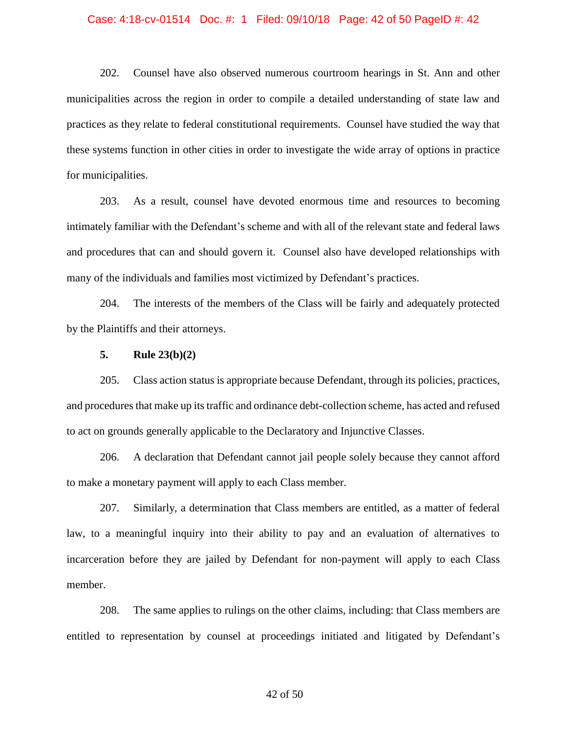202. Counsel have also observed numerous courtroom hearings in St. Ann and other municipalities across the region in order to compile a detailed understanding of state law and practices as they relate to federal constitutional requirements. Counsel have studied the way that these systems function in other cities in order to investigate the wide array of options in practice for municipalities.

203. As a result, counsel have devoted enormous time and resources to becoming intimately familiar with the Defendant's scheme and with all of the relevant state and federal laws and procedures that can and should govern it. Counsel also have developed relationships with many of the individuals and families most victimized by Defendant's practices.

204. The interests of the members of the Class will be fairly and adequately protected by the Plaintiffs and their attorneys.

**5. Rule 23(b)(2)**

205. Class action status is appropriate because Defendant, through its policies, practices, and procedures that make up its traffic and ordinance debt-collection scheme, has acted and refused to act on grounds generally applicable to the Declaratory and Injunctive Classes.

206. A declaration that Defendant cannot jail people solely because they cannot afford to make a monetary payment will apply to each Class member.

207. Similarly, a determination that Class members are entitled, as a matter of federal law, to a meaningful inquiry into their ability to pay and an evaluation of alternatives to incarceration before they are jailed by Defendant for non-payment will apply to each Class member.

208. The same applies to rulings on the other claims, including: that Class members are entitled to representation by counsel at proceedings initiated and litigated by Defendant's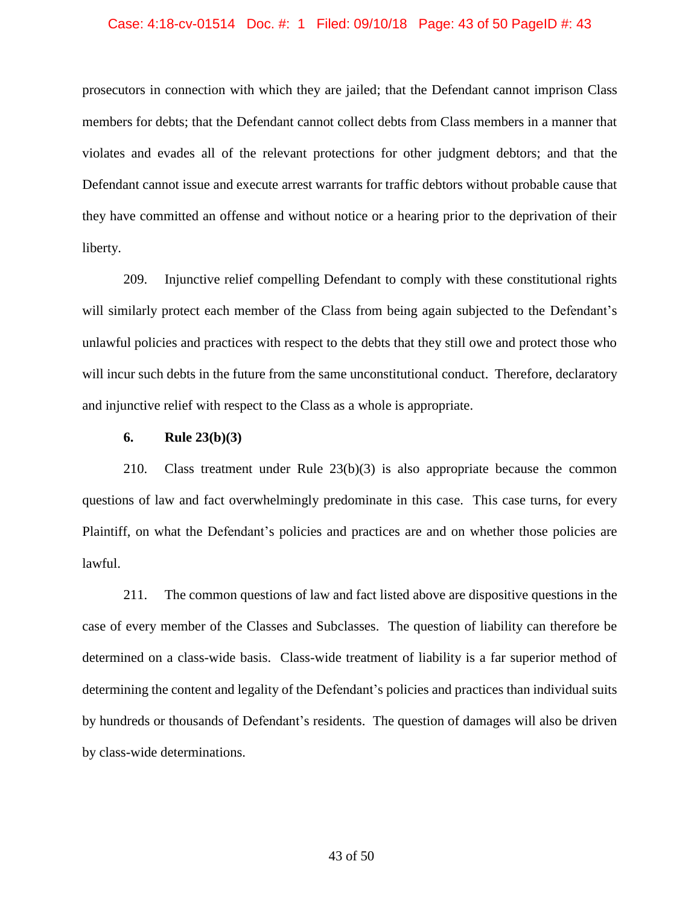prosecutors in connection with which they are jailed; that the Defendant cannot imprison Class members for debts; that the Defendant cannot collect debts from Class members in a manner that violates and evades all of the relevant protections for other judgment debtors; and that the Defendant cannot issue and execute arrest warrants for traffic debtors without probable cause that they have committed an offense and without notice or a hearing prior to the deprivation of their liberty.

209. Injunctive relief compelling Defendant to comply with these constitutional rights will similarly protect each member of the Class from being again subjected to the Defendant's unlawful policies and practices with respect to the debts that they still owe and protect those who will incur such debts in the future from the same unconstitutional conduct. Therefore, declaratory and injunctive relief with respect to the Class as a whole is appropriate.

**6. Rule 23(b)(3)**

210. Class treatment under Rule 23(b)(3) is also appropriate because the common questions of law and fact overwhelmingly predominate in this case. This case turns, for every Plaintiff, on what the Defendant's policies and practices are and on whether those policies are lawful.

211. The common questions of law and fact listed above are dispositive questions in the case of every member of the Classes and Subclasses. The question of liability can therefore be determined on a class-wide basis. Class-wide treatment of liability is a far superior method of determining the content and legality of the Defendant's policies and practices than individual suits by hundreds or thousands of Defendant's residents. The question of damages will also be driven by class-wide determinations.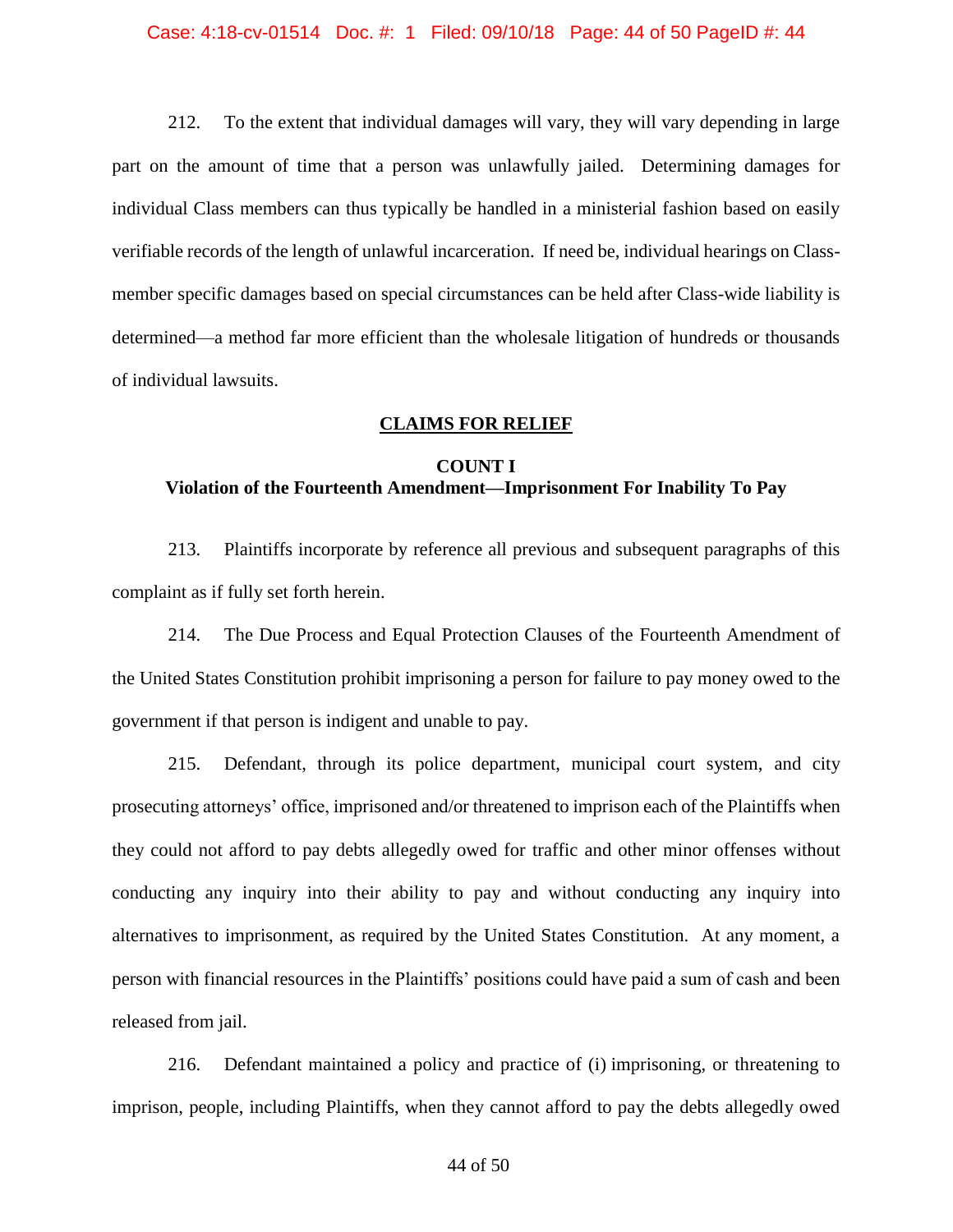212. To the extent that individual damages will vary, they will vary depending in large part on the amount of time that a person was unlawfully jailed. Determining damages for individual Class members can thus typically be handled in a ministerial fashion based on easily verifiable records of the length of unlawful incarceration. If need be, individual hearings on Class-member specific damages based on special circumstances can be held after Class-wide liability is determined—a method far more efficient than the wholesale litigation of hundreds or thousands of individual lawsuits.

## CLAIMS FOR RELIEF

### COUNT I
### Violation of the Fourteenth Amendment—Imprisonment For Inability To Pay

213. Plaintiffs incorporate by reference all previous and subsequent paragraphs of this complaint as if fully set forth herein.

214. The Due Process and Equal Protection Clauses of the Fourteenth Amendment of the United States Constitution prohibit imprisoning a person for failure to pay money owed to the government if that person is indigent and unable to pay.

215. Defendant, through its police department, municipal court system, and city prosecuting attorneys' office, imprisoned and/or threatened to imprison each of the Plaintiffs when they could not afford to pay debts allegedly owed for traffic and other minor offenses without conducting any inquiry into their ability to pay and without conducting any inquiry into alternatives to imprisonment, as required by the United States Constitution. At any moment, a person with financial resources in the Plaintiffs' positions could have paid a sum of cash and been released from jail.

216. Defendant maintained a policy and practice of (i) imprisoning, or threatening to imprison, people, including Plaintiffs, when they cannot afford to pay the debts allegedly owed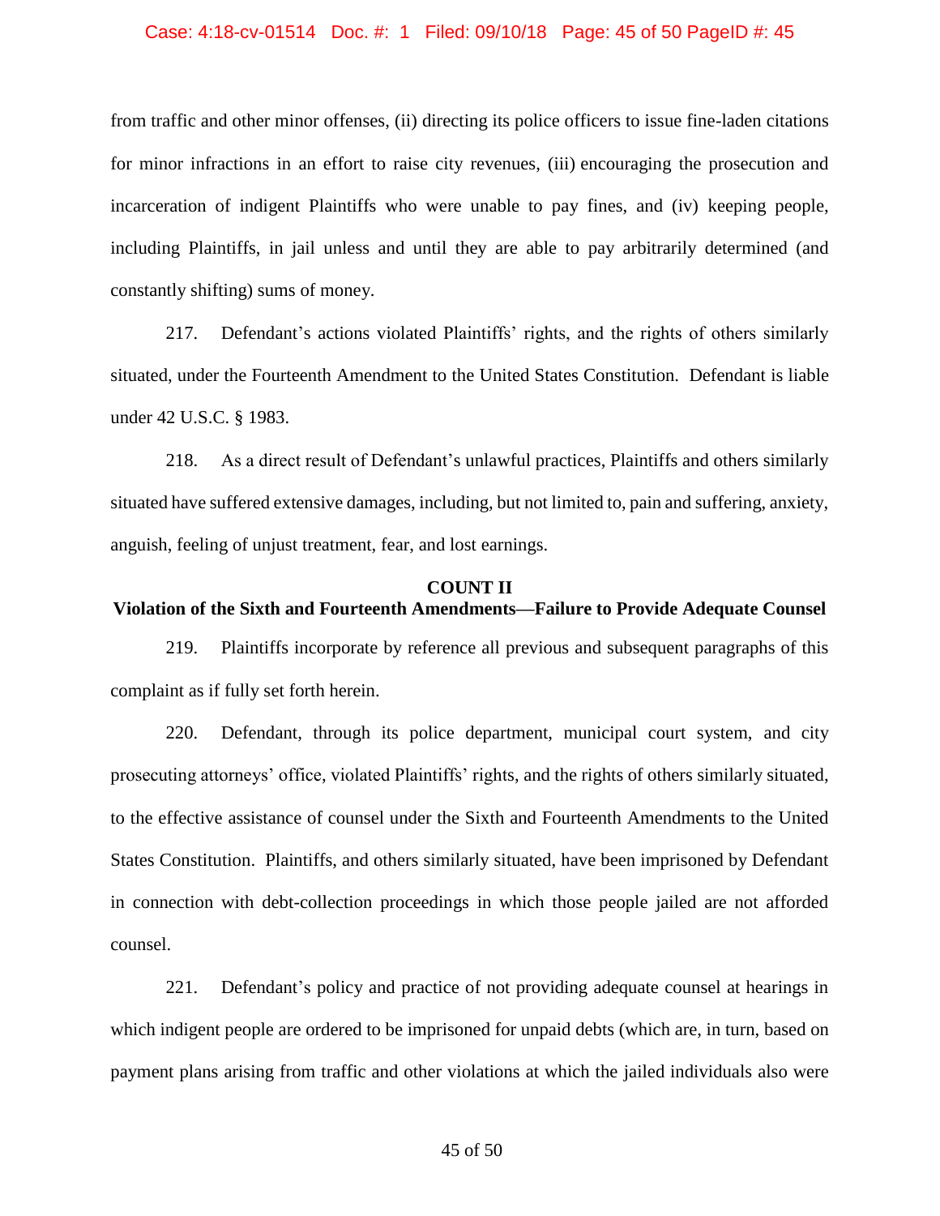from traffic and other minor offenses, (ii) directing its police officers to issue fine-laden citations for minor infractions in an effort to raise city revenues, (iii) encouraging the prosecution and incarceration of indigent Plaintiffs who were unable to pay fines, and (iv) keeping people, including Plaintiffs, in jail unless and until they are able to pay arbitrarily determined (and constantly shifting) sums of money.

217. Defendant's actions violated Plaintiffs' rights, and the rights of others similarly situated, under the Fourteenth Amendment to the United States Constitution. Defendant is liable under 42 U.S.C. § 1983.

218. As a direct result of Defendant's unlawful practices, Plaintiffs and others similarly situated have suffered extensive damages, including, but not limited to, pain and suffering, anxiety, anguish, feeling of unjust treatment, fear, and lost earnings.

**COUNT II**
**Violation of the Sixth and Fourteenth Amendments—Failure to Provide Adequate Counsel**

219. Plaintiffs incorporate by reference all previous and subsequent paragraphs of this complaint as if fully set forth herein.

220. Defendant, through its police department, municipal court system, and city prosecuting attorneys' office, violated Plaintiffs' rights, and the rights of others similarly situated, to the effective assistance of counsel under the Sixth and Fourteenth Amendments to the United States Constitution. Plaintiffs, and others similarly situated, have been imprisoned by Defendant in connection with debt-collection proceedings in which those people jailed are not afforded counsel.

221. Defendant's policy and practice of not providing adequate counsel at hearings in which indigent people are ordered to be imprisoned for unpaid debts (which are, in turn, based on payment plans arising from traffic and other violations at which the jailed individuals also were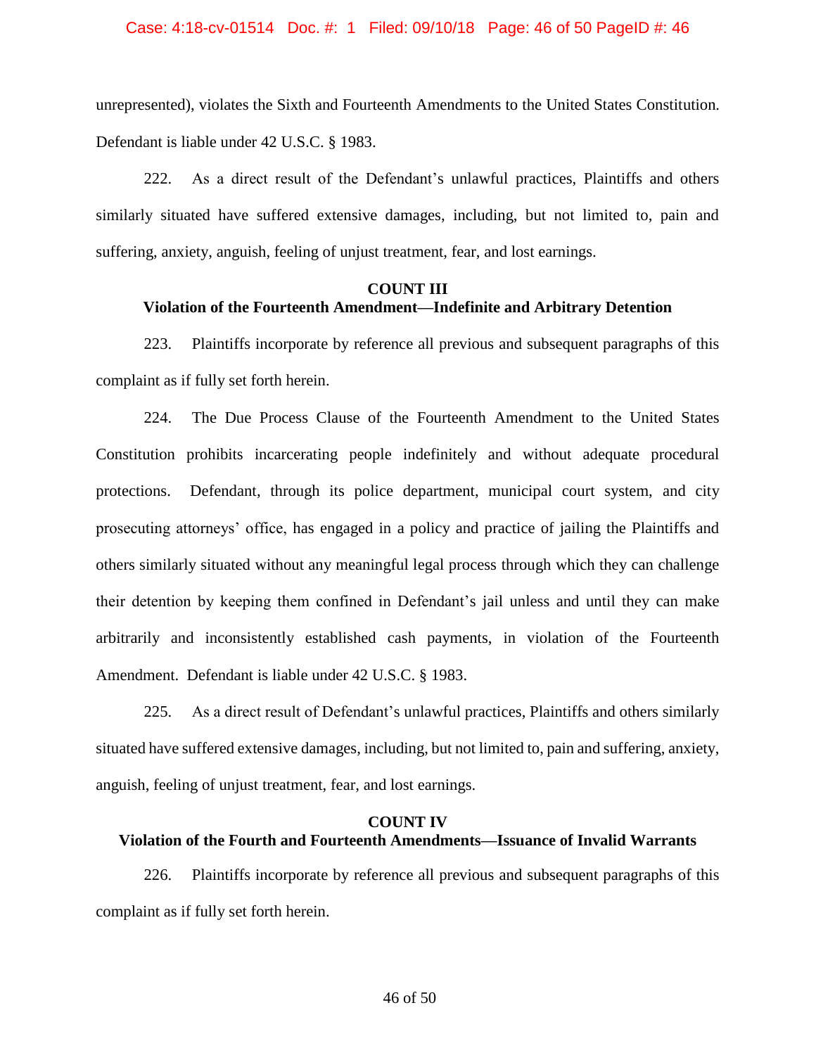unrepresented), violates the Sixth and Fourteenth Amendments to the United States Constitution. Defendant is liable under 42 U.S.C. § 1983.

222. As a direct result of the Defendant's unlawful practices, Plaintiffs and others similarly situated have suffered extensive damages, including, but not limited to, pain and suffering, anxiety, anguish, feeling of unjust treatment, fear, and lost earnings.

**COUNT III**
**Violation of the Fourteenth Amendment—Indefinite and Arbitrary Detention**

223. Plaintiffs incorporate by reference all previous and subsequent paragraphs of this complaint as if fully set forth herein.

224. The Due Process Clause of the Fourteenth Amendment to the United States Constitution prohibits incarcerating people indefinitely and without adequate procedural protections. Defendant, through its police department, municipal court system, and city prosecuting attorneys' office, has engaged in a policy and practice of jailing the Plaintiffs and others similarly situated without any meaningful legal process through which they can challenge their detention by keeping them confined in Defendant's jail unless and until they can make arbitrarily and inconsistently established cash payments, in violation of the Fourteenth Amendment. Defendant is liable under 42 U.S.C. § 1983.

225. As a direct result of Defendant's unlawful practices, Plaintiffs and others similarly situated have suffered extensive damages, including, but not limited to, pain and suffering, anxiety, anguish, feeling of unjust treatment, fear, and lost earnings.

**COUNT IV**
**Violation of the Fourth and Fourteenth Amendments—Issuance of Invalid Warrants**

226. Plaintiffs incorporate by reference all previous and subsequent paragraphs of this complaint as if fully set forth herein.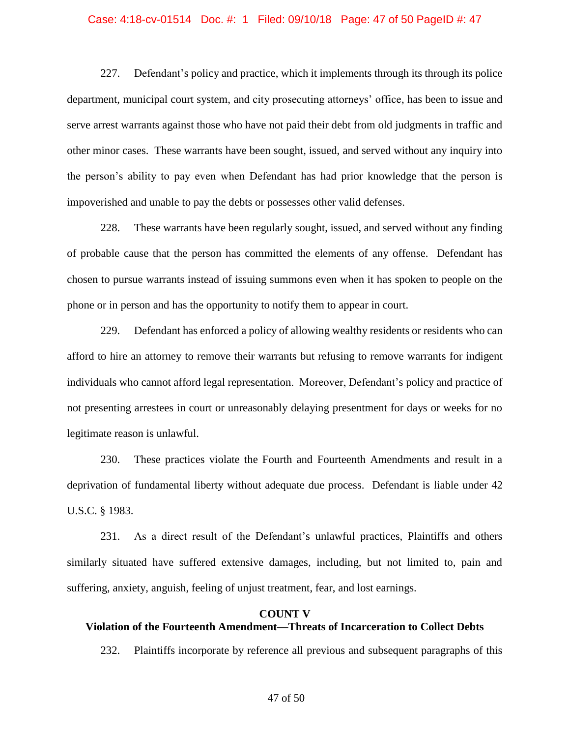227. Defendant's policy and practice, which it implements through its through its police department, municipal court system, and city prosecuting attorneys' office, has been to issue and serve arrest warrants against those who have not paid their debt from old judgments in traffic and other minor cases. These warrants have been sought, issued, and served without any inquiry into the person's ability to pay even when Defendant has had prior knowledge that the person is impoverished and unable to pay the debts or possesses other valid defenses.

228. These warrants have been regularly sought, issued, and served without any finding of probable cause that the person has committed the elements of any offense. Defendant has chosen to pursue warrants instead of issuing summons even when it has spoken to people on the phone or in person and has the opportunity to notify them to appear in court.

229. Defendant has enforced a policy of allowing wealthy residents or residents who can afford to hire an attorney to remove their warrants but refusing to remove warrants for indigent individuals who cannot afford legal representation. Moreover, Defendant's policy and practice of not presenting arrestees in court or unreasonably delaying presentment for days or weeks for no legitimate reason is unlawful.

230. These practices violate the Fourth and Fourteenth Amendments and result in a deprivation of fundamental liberty without adequate due process. Defendant is liable under 42 U.S.C. § 1983.

231. As a direct result of the Defendant's unlawful practices, Plaintiffs and others similarly situated have suffered extensive damages, including, but not limited to, pain and suffering, anxiety, anguish, feeling of unjust treatment, fear, and lost earnings.

## COUNT V
## Violation of the Fourteenth Amendment—Threats of Incarceration to Collect Debts

232. Plaintiffs incorporate by reference all previous and subsequent paragraphs of this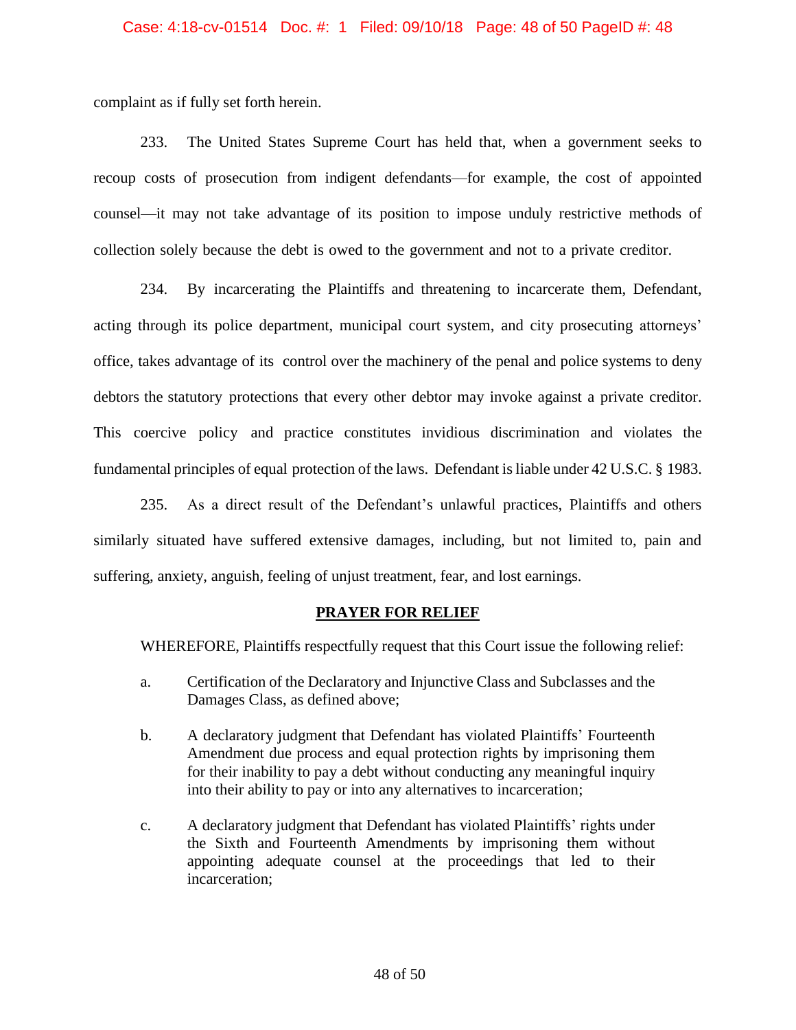complaint as if fully set forth herein.

233. The United States Supreme Court has held that, when a government seeks to recoup costs of prosecution from indigent defendants—for example, the cost of appointed counsel—it may not take advantage of its position to impose unduly restrictive methods of collection solely because the debt is owed to the government and not to a private creditor.

234. By incarcerating the Plaintiffs and threatening to incarcerate them, Defendant, acting through its police department, municipal court system, and city prosecuting attorneys' office, takes advantage of its control over the machinery of the penal and police systems to deny debtors the statutory protections that every other debtor may invoke against a private creditor. This coercive policy and practice constitutes invidious discrimination and violates the fundamental principles of equal protection of the laws. Defendant is liable under 42 U.S.C. § 1983.

235. As a direct result of the Defendant's unlawful practices, Plaintiffs and others similarly situated have suffered extensive damages, including, but not limited to, pain and suffering, anxiety, anguish, feeling of unjust treatment, fear, and lost earnings.

## PRAYER FOR RELIEF

WHEREFORE, Plaintiffs respectfully request that this Court issue the following relief:

a. Certification of the Declaratory and Injunctive Class and Subclasses and the Damages Class, as defined above;

b. A declaratory judgment that Defendant has violated Plaintiffs' Fourteenth Amendment due process and equal protection rights by imprisoning them for their inability to pay a debt without conducting any meaningful inquiry into their ability to pay or into any alternatives to incarceration;

c. A declaratory judgment that Defendant has violated Plaintiffs' rights under the Sixth and Fourteenth Amendments by imprisoning them without appointing adequate counsel at the proceedings that led to their incarceration;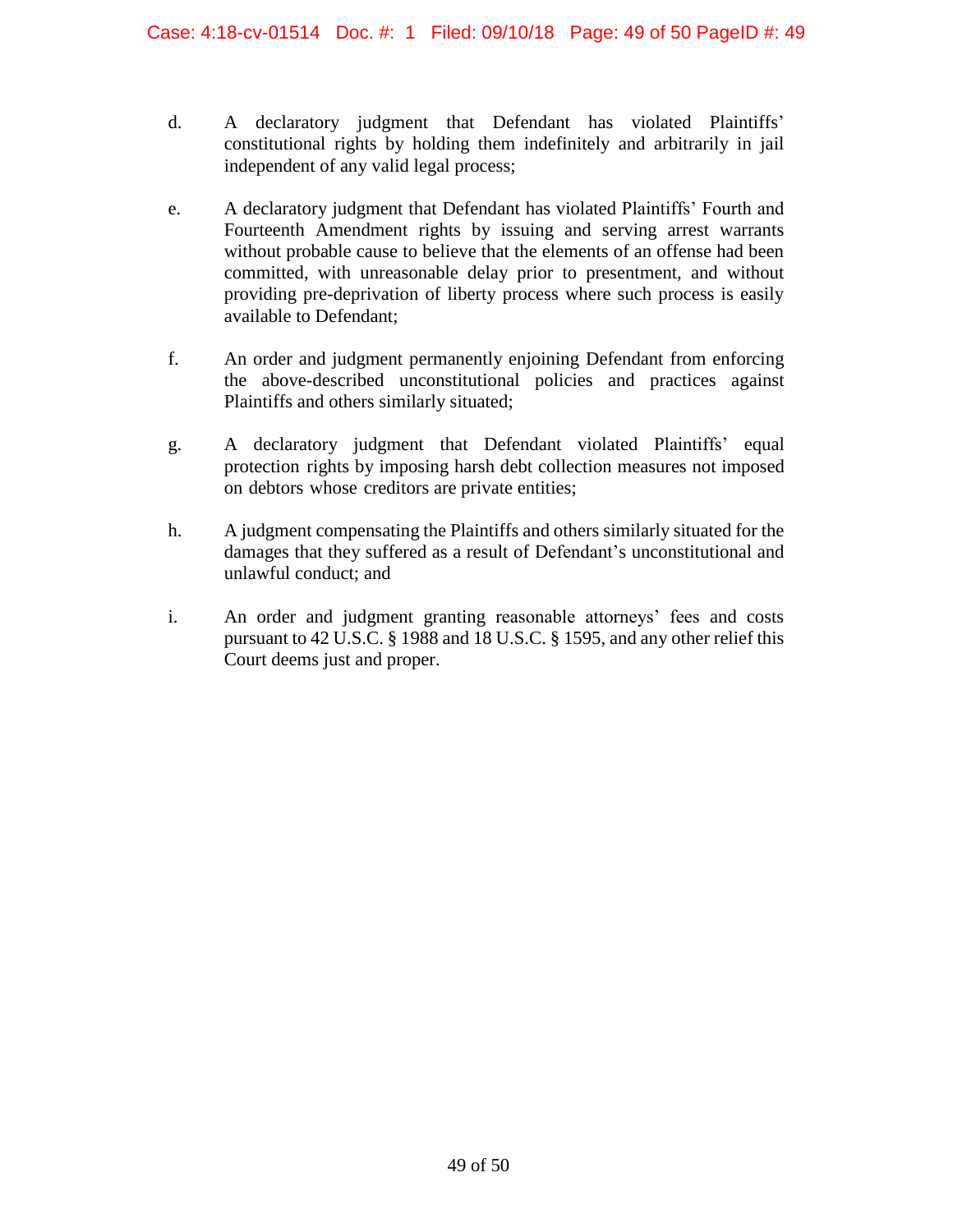d. A declaratory judgment that Defendant has violated Plaintiffs' constitutional rights by holding them indefinitely and arbitrarily in jail independent of any valid legal process;

e. A declaratory judgment that Defendant has violated Plaintiffs' Fourth and Fourteenth Amendment rights by issuing and serving arrest warrants without probable cause to believe that the elements of an offense had been committed, with unreasonable delay prior to presentment, and without providing pre-deprivation of liberty process where such process is easily available to Defendant;

f. An order and judgment permanently enjoining Defendant from enforcing the above-described unconstitutional policies and practices against Plaintiffs and others similarly situated;

g. A declaratory judgment that Defendant violated Plaintiffs' equal protection rights by imposing harsh debt collection measures not imposed on debtors whose creditors are private entities;

h. A judgment compensating the Plaintiffs and others similarly situated for the damages that they suffered as a result of Defendant's unconstitutional and unlawful conduct; and

i. An order and judgment granting reasonable attorneys' fees and costs pursuant to 42 U.S.C. § 1988 and 18 U.S.C. § 1595, and any other relief this Court deems just and proper.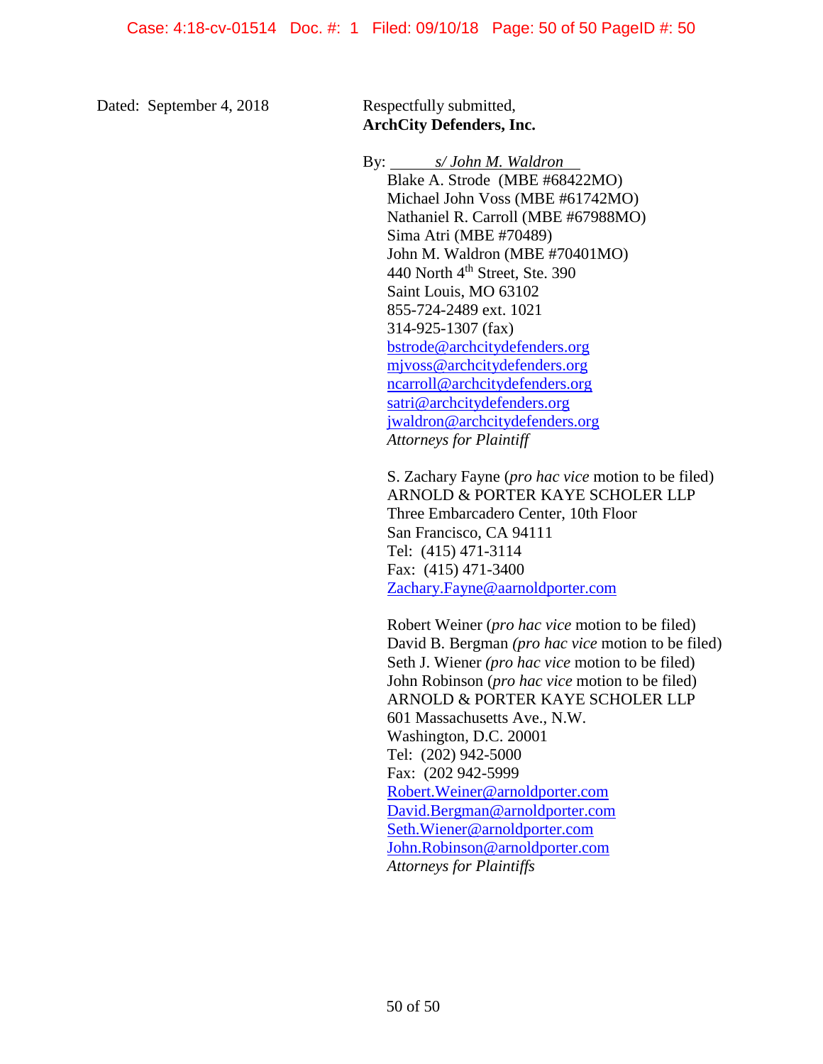Dated: September 4, 2018

Respectfully submitted,
**ArchCity Defenders, Inc.**

By: *s/ John M. Waldron*
Blake A. Strode (MBE #68422MO)
Michael John Voss (MBE #61742MO)
Nathaniel R. Carroll (MBE #67988MO)
Sima Atri (MBE #70489)
John M. Waldron (MBE #70401MO)
440 North 4th Street, Ste. 390
Saint Louis, MO 63102
855-724-2489 ext. 1021
314-925-1307 (fax)
bstrode@archcitydefenders.org
mjvoss@archcitydefenders.org
ncarroll@archcitydefenders.org
satri@archcitydefenders.org
jwaldron@archcitydefenders.org
*Attorneys for Plaintiff*

S. Zachary Fayne (*pro hac vice* motion to be filed)
ARNOLD & PORTER KAYE SCHOLER LLP
Three Embarcadero Center, 10th Floor
San Francisco, CA 94111
Tel: (415) 471-3114
Fax: (415) 471-3400
Zachary.Fayne@aarnoldporter.com

Robert Weiner (*pro hac vice* motion to be filed)
David B. Bergman *(pro hac vice* motion to be filed)
Seth J. Wiener *(pro hac vice* motion to be filed)
John Robinson (*pro hac vice* motion to be filed)
ARNOLD & PORTER KAYE SCHOLER LLP
601 Massachusetts Ave., N.W.
Washington, D.C. 20001
Tel: (202) 942-5000
Fax: (202 942-5999
Robert.Weiner@arnoldporter.com
David.Bergman@arnoldporter.com
Seth.Wiener@arnoldporter.com
John.Robinson@arnoldporter.com
*Attorneys for Plaintiffs*